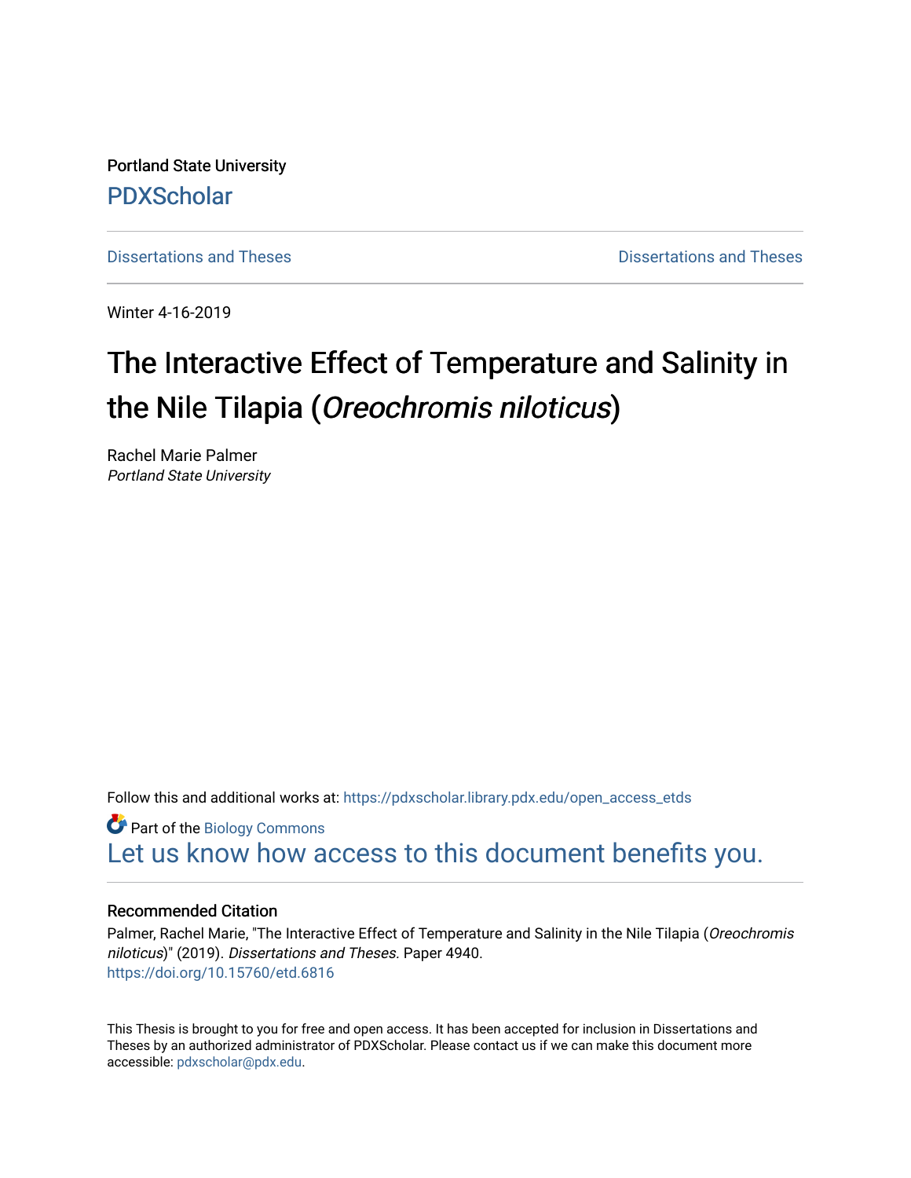Portland State University

PDXScholar

Dissertations and Theses

Dissertations and Theses

Winter 4-16-2019

# The Interactive Effect of Temperature and Salinity in the Nile Tilapia (*Oreochromis niloticus*)

Rachel Marie Palmer
*Portland State University*

Follow this and additional works at: https://pdxscholar.library.pdx.edu/open_access_etds

Part of the Biology Commons

Let us know how access to this document benefits you.

### Recommended Citation

Palmer, Rachel Marie, "The Interactive Effect of Temperature and Salinity in the Nile Tilapia (*Oreochromis niloticus*)" (2019). *Dissertations and Theses.* Paper 4940.
https://doi.org/10.15760/etd.6816

This Thesis is brought to you for free and open access. It has been accepted for inclusion in Dissertations and Theses by an authorized administrator of PDXScholar. Please contact us if we can make this document more accessible: pdxscholar@pdx.edu.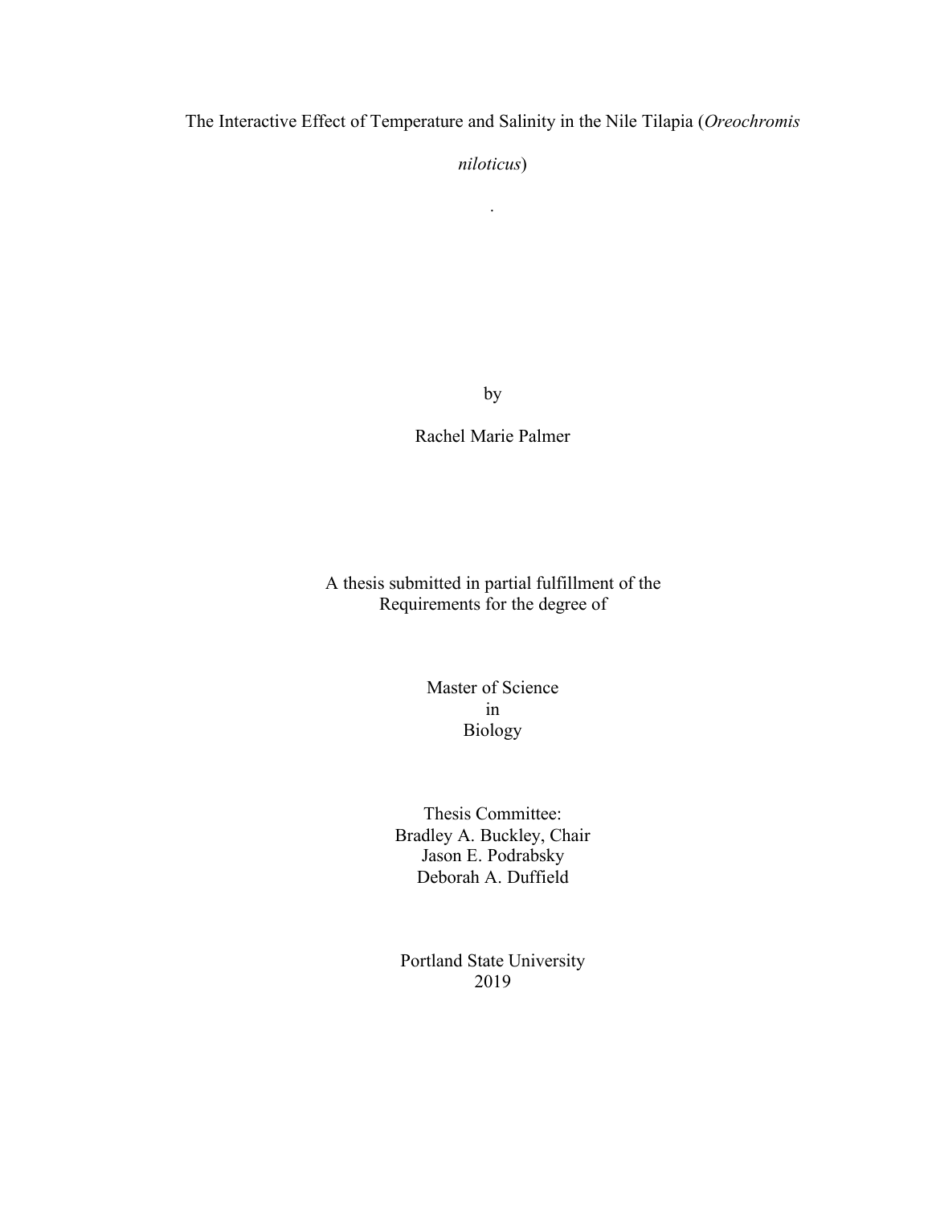# The Interactive Effect of Temperature and Salinity in the Nile Tilapia (*Oreochromis niloticus*)

.

by

Rachel Marie Palmer

A thesis submitted in partial fulfillment of the
Requirements for the degree of

Master of Science
in
Biology

Thesis Committee:
Bradley A. Buckley, Chair
Jason E. Podrabsky
Deborah A. Duffield

Portland State University
2019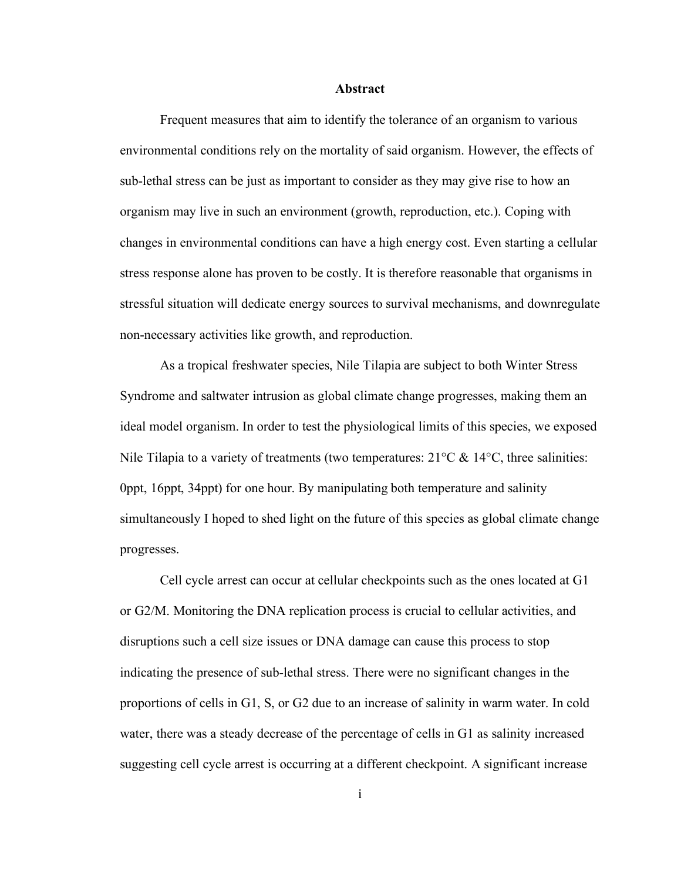# Abstract

Frequent measures that aim to identify the tolerance of an organism to various environmental conditions rely on the mortality of said organism. However, the effects of sub-lethal stress can be just as important to consider as they may give rise to how an organism may live in such an environment (growth, reproduction, etc.). Coping with changes in environmental conditions can have a high energy cost. Even starting a cellular stress response alone has proven to be costly. It is therefore reasonable that organisms in stressful situation will dedicate energy sources to survival mechanisms, and downregulate non-necessary activities like growth, and reproduction.

As a tropical freshwater species, Nile Tilapia are subject to both Winter Stress Syndrome and saltwater intrusion as global climate change progresses, making them an ideal model organism. In order to test the physiological limits of this species, we exposed Nile Tilapia to a variety of treatments (two temperatures: 21°C & 14°C, three salinities: 0ppt, 16ppt, 34ppt) for one hour. By manipulating both temperature and salinity simultaneously I hoped to shed light on the future of this species as global climate change progresses.

Cell cycle arrest can occur at cellular checkpoints such as the ones located at G1 or G2/M. Monitoring the DNA replication process is crucial to cellular activities, and disruptions such a cell size issues or DNA damage can cause this process to stop indicating the presence of sub-lethal stress. There were no significant changes in the proportions of cells in G1, S, or G2 due to an increase of salinity in warm water. In cold water, there was a steady decrease of the percentage of cells in G1 as salinity increased suggesting cell cycle arrest is occurring at a different checkpoint. A significant increase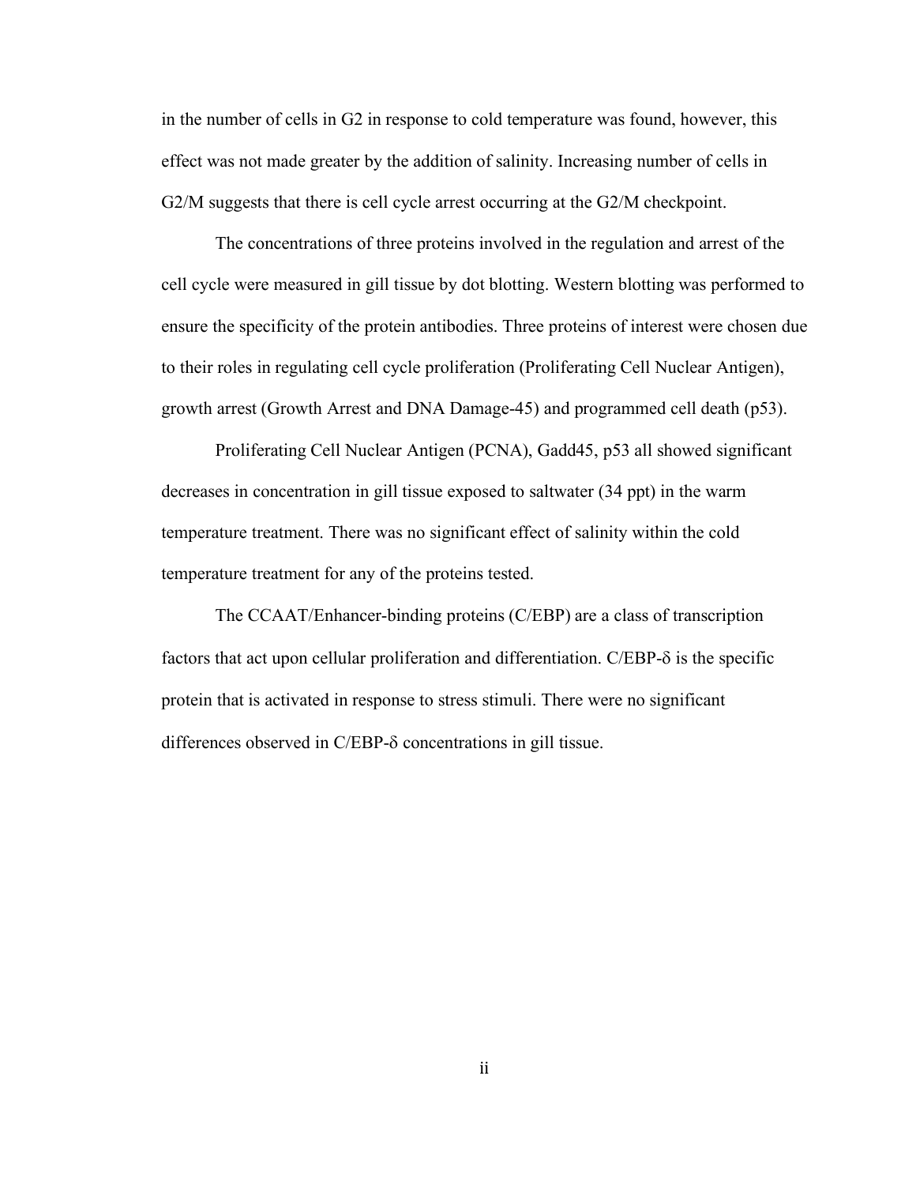in the number of cells in G2 in response to cold temperature was found, however, this effect was not made greater by the addition of salinity. Increasing number of cells in G2/M suggests that there is cell cycle arrest occurring at the G2/M checkpoint.

The concentrations of three proteins involved in the regulation and arrest of the cell cycle were measured in gill tissue by dot blotting. Western blotting was performed to ensure the specificity of the protein antibodies. Three proteins of interest were chosen due to their roles in regulating cell cycle proliferation (Proliferating Cell Nuclear Antigen), growth arrest (Growth Arrest and DNA Damage-45) and programmed cell death (p53).

Proliferating Cell Nuclear Antigen (PCNA), Gadd45, p53 all showed significant decreases in concentration in gill tissue exposed to saltwater (34 ppt) in the warm temperature treatment. There was no significant effect of salinity within the cold temperature treatment for any of the proteins tested.

The CCAAT/Enhancer-binding proteins (C/EBP) are a class of transcription factors that act upon cellular proliferation and differentiation. C/EBP-δ is the specific protein that is activated in response to stress stimuli. There were no significant differences observed in C/EBP-δ concentrations in gill tissue.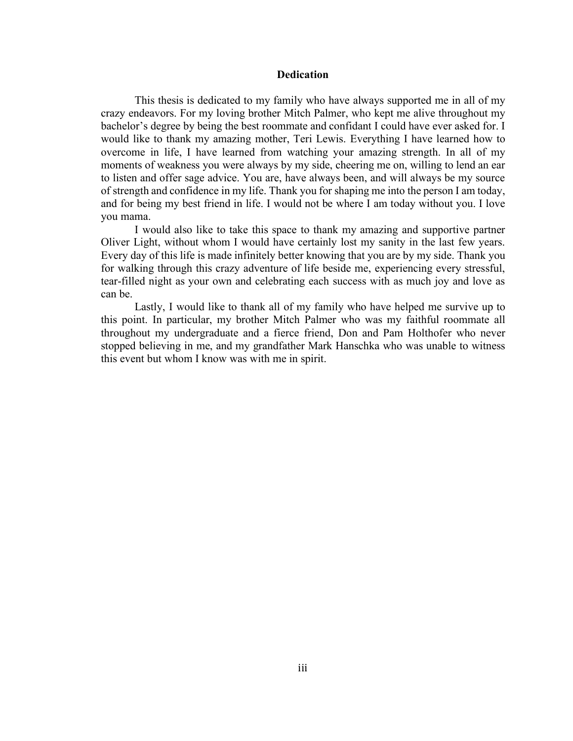## Dedication

This thesis is dedicated to my family who have always supported me in all of my crazy endeavors. For my loving brother Mitch Palmer, who kept me alive throughout my bachelor's degree by being the best roommate and confidant I could have ever asked for. I would like to thank my amazing mother, Teri Lewis. Everything I have learned how to overcome in life, I have learned from watching your amazing strength. In all of my moments of weakness you were always by my side, cheering me on, willing to lend an ear to listen and offer sage advice. You are, have always been, and will always be my source of strength and confidence in my life. Thank you for shaping me into the person I am today, and for being my best friend in life. I would not be where I am today without you. I love you mama.

I would also like to take this space to thank my amazing and supportive partner Oliver Light, without whom I would have certainly lost my sanity in the last few years. Every day of this life is made infinitely better knowing that you are by my side. Thank you for walking through this crazy adventure of life beside me, experiencing every stressful, tear-filled night as your own and celebrating each success with as much joy and love as can be.

Lastly, I would like to thank all of my family who have helped me survive up to this point. In particular, my brother Mitch Palmer who was my faithful roommate all throughout my undergraduate and a fierce friend, Don and Pam Holthofer who never stopped believing in me, and my grandfather Mark Hanschka who was unable to witness this event but whom I know was with me in spirit.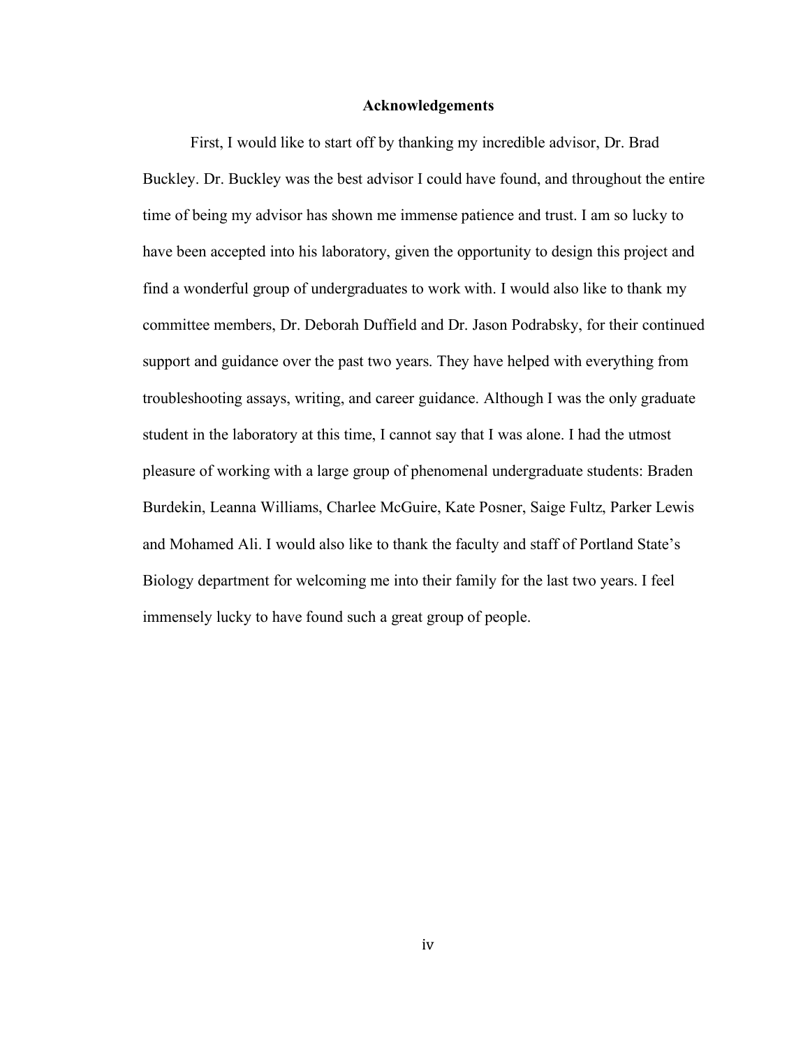# Acknowledgements

First, I would like to start off by thanking my incredible advisor, Dr. Brad Buckley. Dr. Buckley was the best advisor I could have found, and throughout the entire time of being my advisor has shown me immense patience and trust. I am so lucky to have been accepted into his laboratory, given the opportunity to design this project and find a wonderful group of undergraduates to work with. I would also like to thank my committee members, Dr. Deborah Duffield and Dr. Jason Podrabsky, for their continued support and guidance over the past two years. They have helped with everything from troubleshooting assays, writing, and career guidance. Although I was the only graduate student in the laboratory at this time, I cannot say that I was alone. I had the utmost pleasure of working with a large group of phenomenal undergraduate students: Braden Burdekin, Leanna Williams, Charlee McGuire, Kate Posner, Saige Fultz, Parker Lewis and Mohamed Ali. I would also like to thank the faculty and staff of Portland State's Biology department for welcoming me into their family for the last two years. I feel immensely lucky to have found such a great group of people.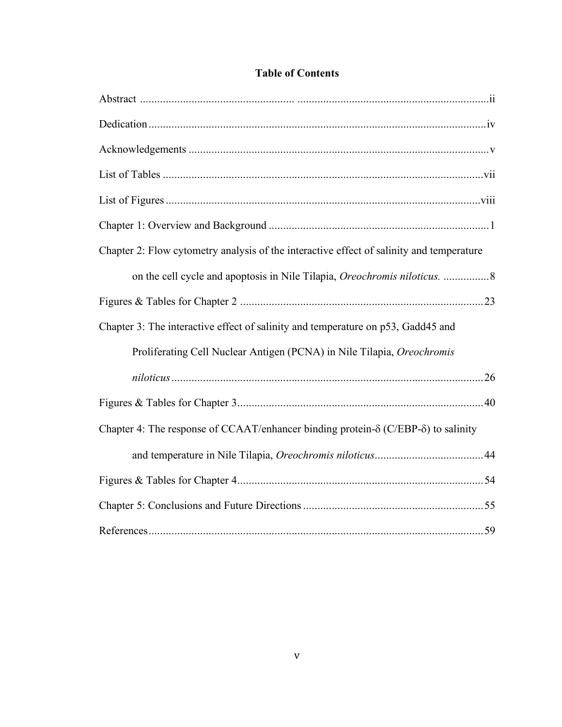# Table of Contents

Abstract .................................................................................................................ii

Dedication .............................................................................................................iv

Acknowledgements ................................................................................................v

List of Tables ........................................................................................................vii

List of Figures .....................................................................................................viii

Chapter 1: Overview and Background .....................................................................1

Chapter 2: Flow cytometry analysis of the interactive effect of salinity and temperature on the cell cycle and apoptosis in Nile Tilapia, *Oreochromis niloticus.* ................8

Figures & Tables for Chapter 2 ............................................................................23

Chapter 3: The interactive effect of salinity and temperature on p53, Gadd45 and Proliferating Cell Nuclear Antigen (PCNA) in Nile Tilapia, *Oreochromis niloticus* ...............................................................................................................26

Figures & Tables for Chapter 3 .............................................................................40

Chapter 4: The response of CCAAT/enhancer binding protein-δ (C/EBP-δ) to salinity and temperature in Nile Tilapia, *Oreochromis niloticus* ......................................44

Figures & Tables for Chapter 4 .............................................................................54

Chapter 5: Conclusions and Future Directions .......................................................55

References .............................................................................................................59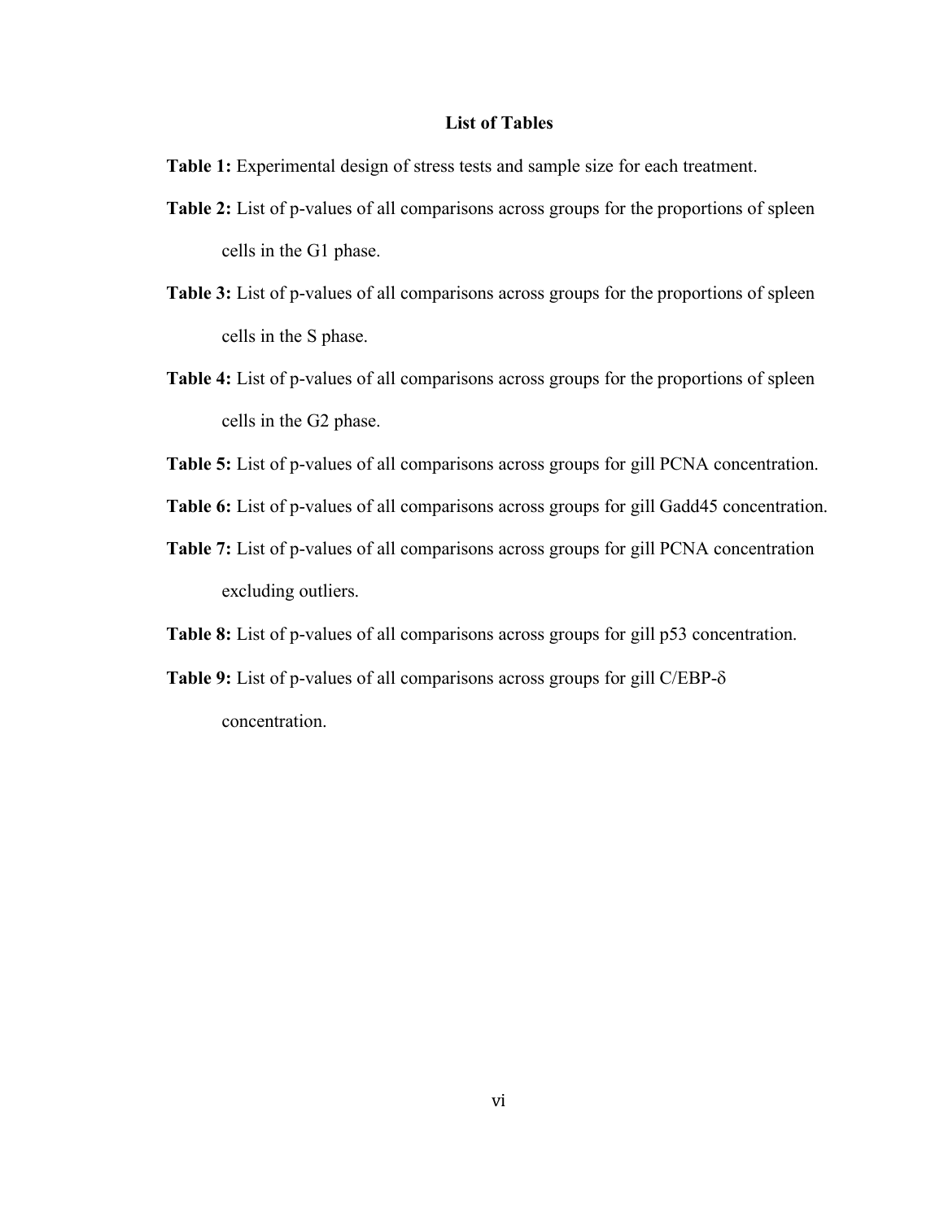## List of Tables

**Table 1:** Experimental design of stress tests and sample size for each treatment.

**Table 2:** List of p-values of all comparisons across groups for the proportions of spleen cells in the G1 phase.

**Table 3:** List of p-values of all comparisons across groups for the proportions of spleen cells in the S phase.

**Table 4:** List of p-values of all comparisons across groups for the proportions of spleen cells in the G2 phase.

**Table 5:** List of p-values of all comparisons across groups for gill PCNA concentration.

**Table 6:** List of p-values of all comparisons across groups for gill Gadd45 concentration.

**Table 7:** List of p-values of all comparisons across groups for gill PCNA concentration excluding outliers.

**Table 8:** List of p-values of all comparisons across groups for gill p53 concentration.

**Table 9:** List of p-values of all comparisons across groups for gill C/EBP-δ concentration.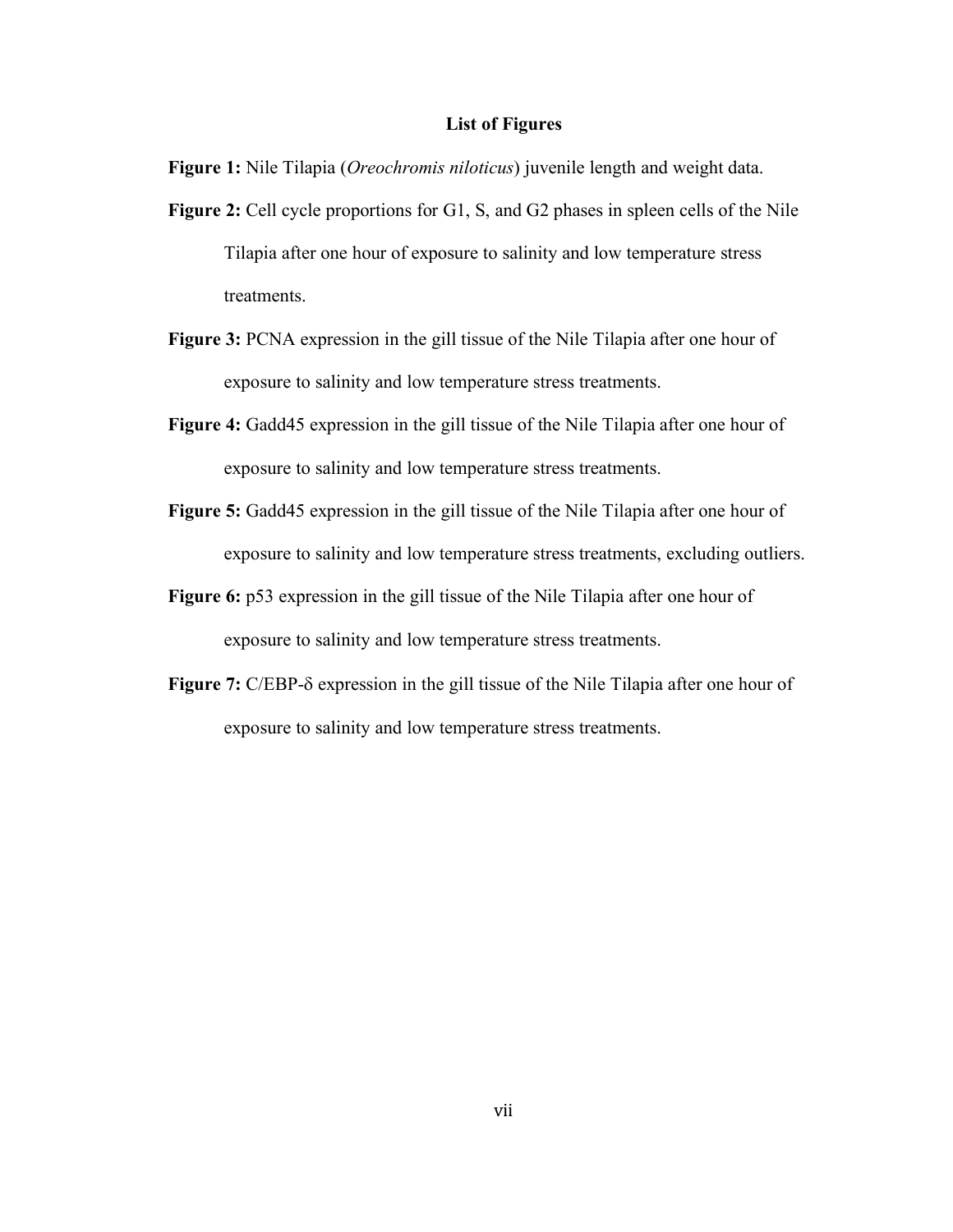## List of Figures

**Figure 1:** Nile Tilapia (*Oreochromis niloticus*) juvenile length and weight data.

**Figure 2:** Cell cycle proportions for G1, S, and G2 phases in spleen cells of the Nile Tilapia after one hour of exposure to salinity and low temperature stress treatments.

**Figure 3:** PCNA expression in the gill tissue of the Nile Tilapia after one hour of exposure to salinity and low temperature stress treatments.

**Figure 4:** Gadd45 expression in the gill tissue of the Nile Tilapia after one hour of exposure to salinity and low temperature stress treatments.

**Figure 5:** Gadd45 expression in the gill tissue of the Nile Tilapia after one hour of exposure to salinity and low temperature stress treatments, excluding outliers.

**Figure 6:** p53 expression in the gill tissue of the Nile Tilapia after one hour of exposure to salinity and low temperature stress treatments.

**Figure 7:** C/EBP-δ expression in the gill tissue of the Nile Tilapia after one hour of exposure to salinity and low temperature stress treatments.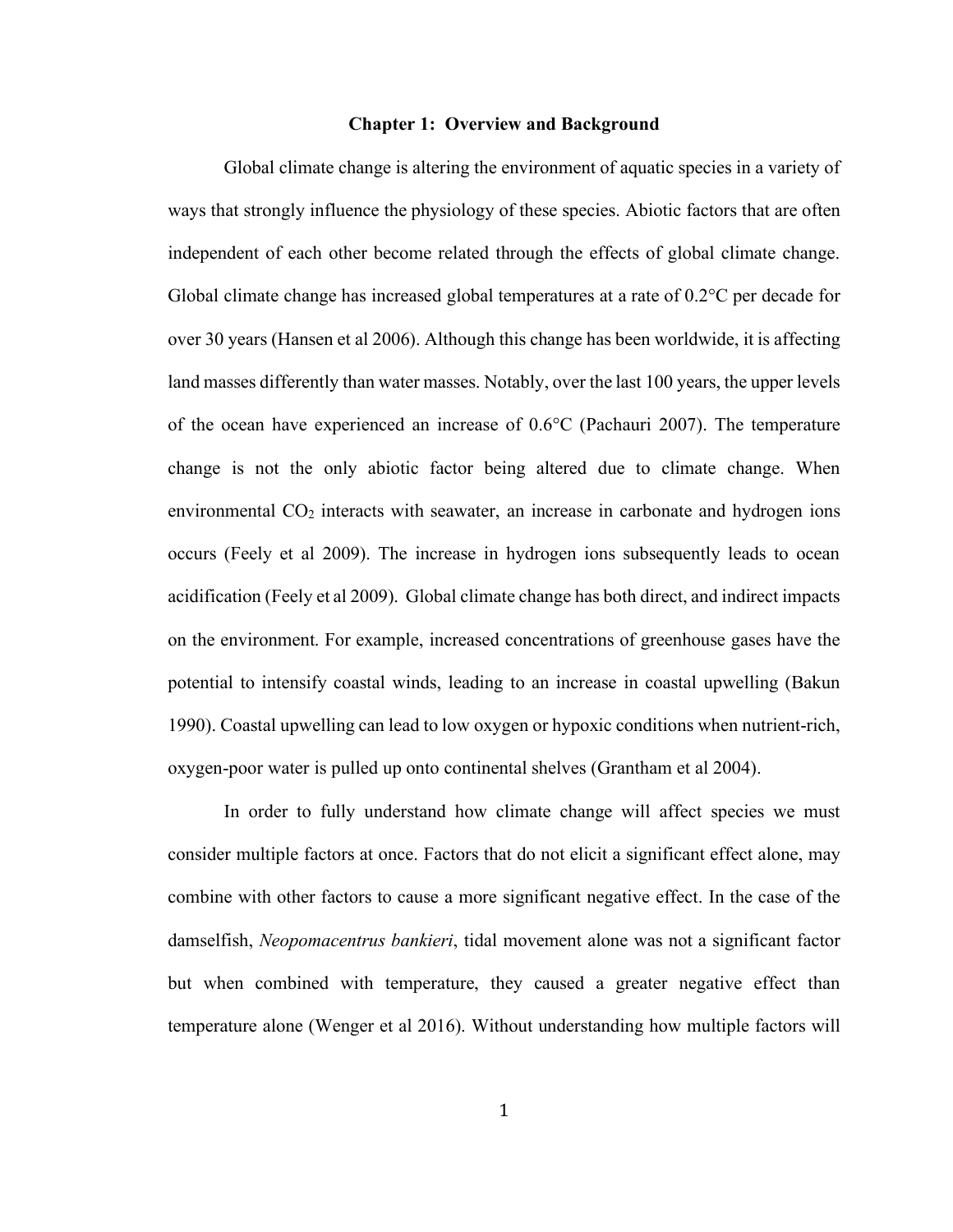# Chapter 1: Overview and Background

Global climate change is altering the environment of aquatic species in a variety of ways that strongly influence the physiology of these species. Abiotic factors that are often independent of each other become related through the effects of global climate change. Global climate change has increased global temperatures at a rate of 0.2°C per decade for over 30 years (Hansen et al 2006). Although this change has been worldwide, it is affecting land masses differently than water masses. Notably, over the last 100 years, the upper levels of the ocean have experienced an increase of 0.6°C (Pachauri 2007). The temperature change is not the only abiotic factor being altered due to climate change. When environmental $CO_2$ interacts with seawater, an increase in carbonate and hydrogen ions occurs (Feely et al 2009). The increase in hydrogen ions subsequently leads to ocean acidification (Feely et al 2009). Global climate change has both direct, and indirect impacts on the environment. For example, increased concentrations of greenhouse gases have the potential to intensify coastal winds, leading to an increase in coastal upwelling (Bakun 1990). Coastal upwelling can lead to low oxygen or hypoxic conditions when nutrient-rich, oxygen-poor water is pulled up onto continental shelves (Grantham et al 2004).

In order to fully understand how climate change will affect species we must consider multiple factors at once. Factors that do not elicit a significant effect alone, may combine with other factors to cause a more significant negative effect. In the case of the damselfish, *Neopomacentrus bankieri*, tidal movement alone was not a significant factor but when combined with temperature, they caused a greater negative effect than temperature alone (Wenger et al 2016). Without understanding how multiple factors will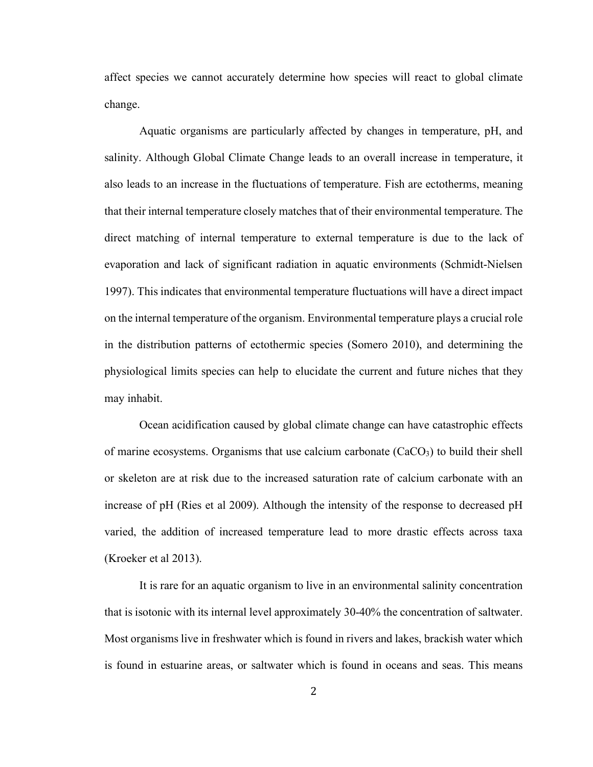affect species we cannot accurately determine how species will react to global climate change.

Aquatic organisms are particularly affected by changes in temperature, pH, and salinity. Although Global Climate Change leads to an overall increase in temperature, it also leads to an increase in the fluctuations of temperature. Fish are ectotherms, meaning that their internal temperature closely matches that of their environmental temperature. The direct matching of internal temperature to external temperature is due to the lack of evaporation and lack of significant radiation in aquatic environments (Schmidt-Nielsen 1997). This indicates that environmental temperature fluctuations will have a direct impact on the internal temperature of the organism. Environmental temperature plays a crucial role in the distribution patterns of ectothermic species (Somero 2010), and determining the physiological limits species can help to elucidate the current and future niches that they may inhabit.

Ocean acidification caused by global climate change can have catastrophic effects of marine ecosystems. Organisms that use calcium carbonate ($CaCO_3$) to build their shell or skeleton are at risk due to the increased saturation rate of calcium carbonate with an increase of pH (Ries et al 2009). Although the intensity of the response to decreased pH varied, the addition of increased temperature lead to more drastic effects across taxa (Kroeker et al 2013).

It is rare for an aquatic organism to live in an environmental salinity concentration that is isotonic with its internal level approximately 30-40% the concentration of saltwater. Most organisms live in freshwater which is found in rivers and lakes, brackish water which is found in estuarine areas, or saltwater which is found in oceans and seas. This means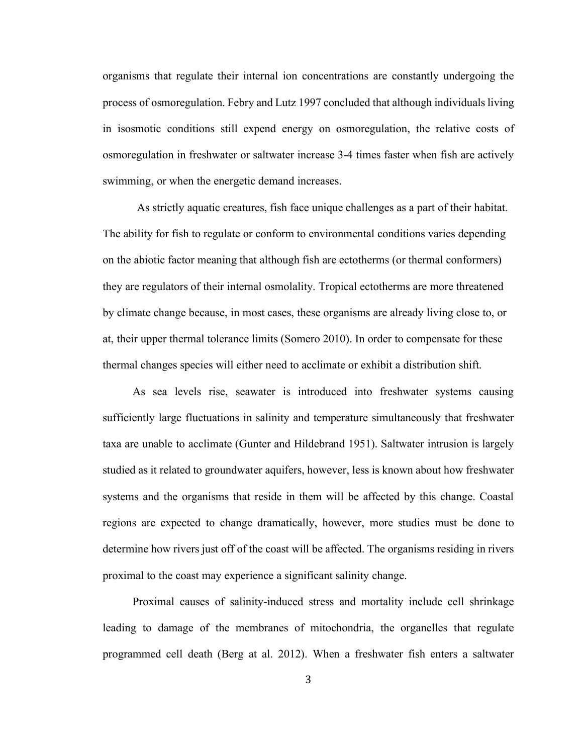organisms that regulate their internal ion concentrations are constantly undergoing the process of osmoregulation. Febry and Lutz 1997 concluded that although individuals living in isosmotic conditions still expend energy on osmoregulation, the relative costs of osmoregulation in freshwater or saltwater increase 3-4 times faster when fish are actively swimming, or when the energetic demand increases.

As strictly aquatic creatures, fish face unique challenges as a part of their habitat. The ability for fish to regulate or conform to environmental conditions varies depending on the abiotic factor meaning that although fish are ectotherms (or thermal conformers) they are regulators of their internal osmolality. Tropical ectotherms are more threatened by climate change because, in most cases, these organisms are already living close to, or at, their upper thermal tolerance limits (Somero 2010). In order to compensate for these thermal changes species will either need to acclimate or exhibit a distribution shift.

As sea levels rise, seawater is introduced into freshwater systems causing sufficiently large fluctuations in salinity and temperature simultaneously that freshwater taxa are unable to acclimate (Gunter and Hildebrand 1951). Saltwater intrusion is largely studied as it related to groundwater aquifers, however, less is known about how freshwater systems and the organisms that reside in them will be affected by this change. Coastal regions are expected to change dramatically, however, more studies must be done to determine how rivers just off of the coast will be affected. The organisms residing in rivers proximal to the coast may experience a significant salinity change.

Proximal causes of salinity-induced stress and mortality include cell shrinkage leading to damage of the membranes of mitochondria, the organelles that regulate programmed cell death (Berg at al. 2012). When a freshwater fish enters a saltwater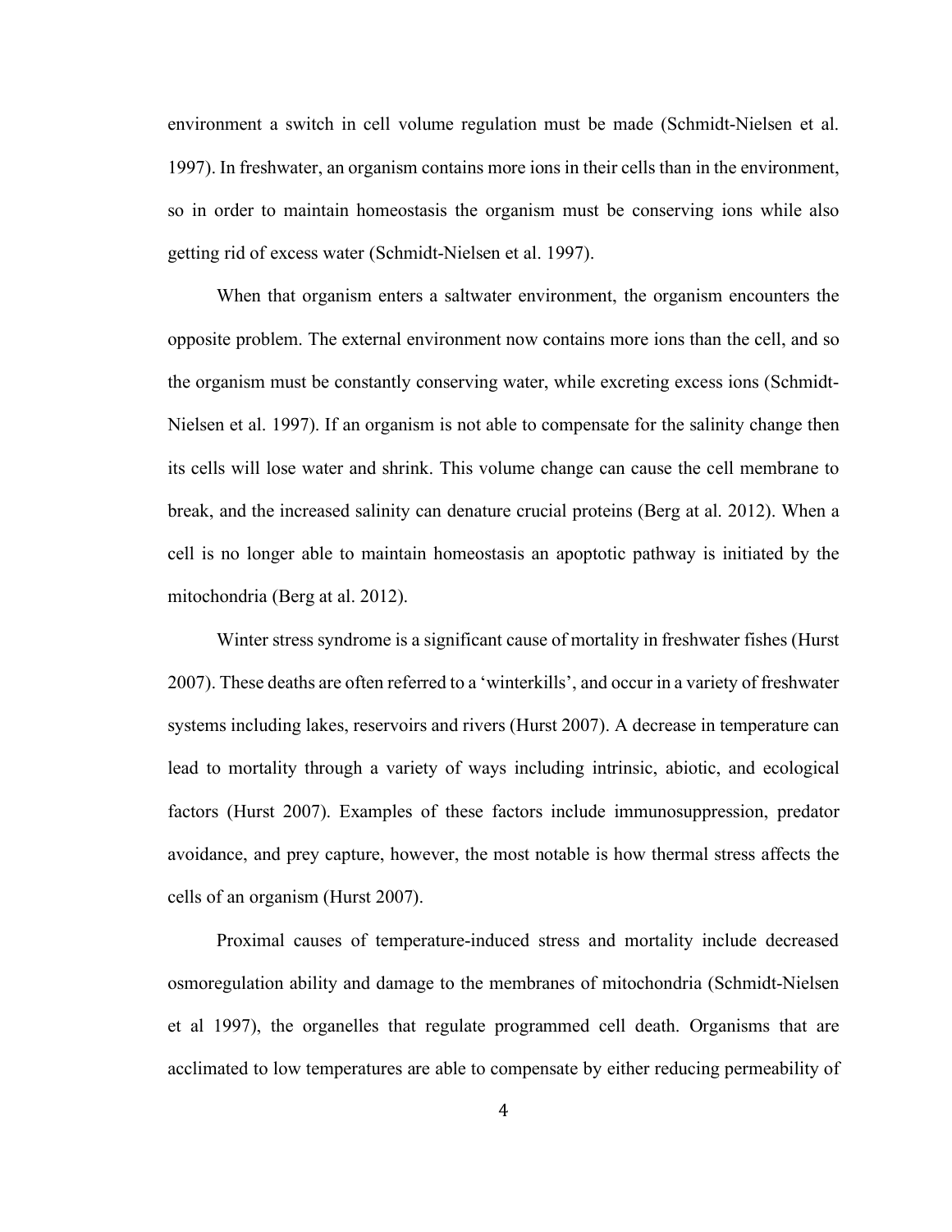environment a switch in cell volume regulation must be made (Schmidt-Nielsen et al. 1997). In freshwater, an organism contains more ions in their cells than in the environment, so in order to maintain homeostasis the organism must be conserving ions while also getting rid of excess water (Schmidt-Nielsen et al. 1997).

When that organism enters a saltwater environment, the organism encounters the opposite problem. The external environment now contains more ions than the cell, and so the organism must be constantly conserving water, while excreting excess ions (Schmidt-Nielsen et al. 1997). If an organism is not able to compensate for the salinity change then its cells will lose water and shrink. This volume change can cause the cell membrane to break, and the increased salinity can denature crucial proteins (Berg at al. 2012). When a cell is no longer able to maintain homeostasis an apoptotic pathway is initiated by the mitochondria (Berg at al. 2012).

Winter stress syndrome is a significant cause of mortality in freshwater fishes (Hurst 2007). These deaths are often referred to a 'winterkills', and occur in a variety of freshwater systems including lakes, reservoirs and rivers (Hurst 2007). A decrease in temperature can lead to mortality through a variety of ways including intrinsic, abiotic, and ecological factors (Hurst 2007). Examples of these factors include immunosuppression, predator avoidance, and prey capture, however, the most notable is how thermal stress affects the cells of an organism (Hurst 2007).

Proximal causes of temperature-induced stress and mortality include decreased osmoregulation ability and damage to the membranes of mitochondria (Schmidt-Nielsen et al 1997), the organelles that regulate programmed cell death. Organisms that are acclimated to low temperatures are able to compensate by either reducing permeability of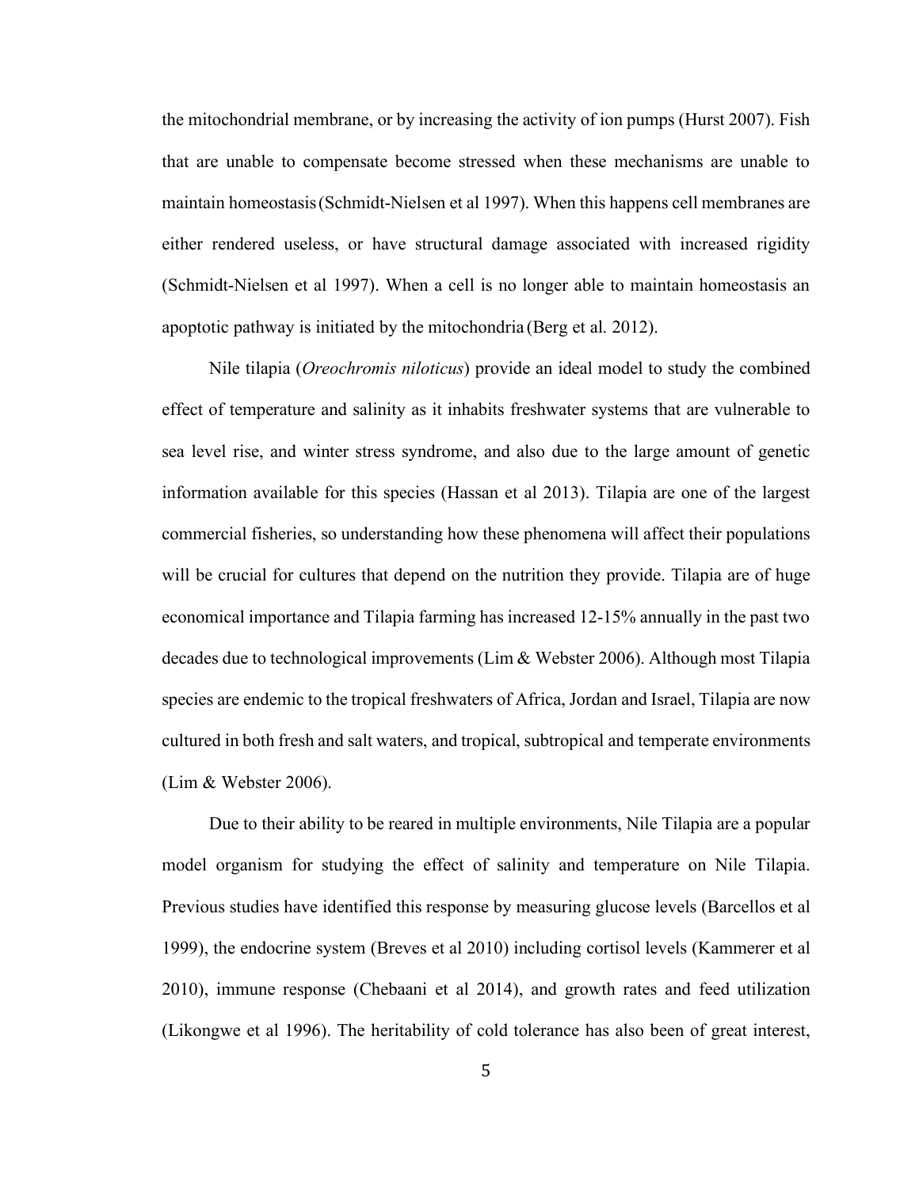the mitochondrial membrane, or by increasing the activity of ion pumps (Hurst 2007). Fish that are unable to compensate become stressed when these mechanisms are unable to maintain homeostasis (Schmidt-Nielsen et al 1997). When this happens cell membranes are either rendered useless, or have structural damage associated with increased rigidity (Schmidt-Nielsen et al 1997). When a cell is no longer able to maintain homeostasis an apoptotic pathway is initiated by the mitochondria (Berg et al. 2012).

Nile tilapia (*Oreochromis niloticus*) provide an ideal model to study the combined effect of temperature and salinity as it inhabits freshwater systems that are vulnerable to sea level rise, and winter stress syndrome, and also due to the large amount of genetic information available for this species (Hassan et al 2013). Tilapia are one of the largest commercial fisheries, so understanding how these phenomena will affect their populations will be crucial for cultures that depend on the nutrition they provide. Tilapia are of huge economical importance and Tilapia farming has increased 12-15% annually in the past two decades due to technological improvements (Lim & Webster 2006). Although most Tilapia species are endemic to the tropical freshwaters of Africa, Jordan and Israel, Tilapia are now cultured in both fresh and salt waters, and tropical, subtropical and temperate environments (Lim & Webster 2006).

Due to their ability to be reared in multiple environments, Nile Tilapia are a popular model organism for studying the effect of salinity and temperature on Nile Tilapia. Previous studies have identified this response by measuring glucose levels (Barcellos et al 1999), the endocrine system (Breves et al 2010) including cortisol levels (Kammerer et al 2010), immune response (Chebaani et al 2014), and growth rates and feed utilization (Likongwe et al 1996). The heritability of cold tolerance has also been of great interest,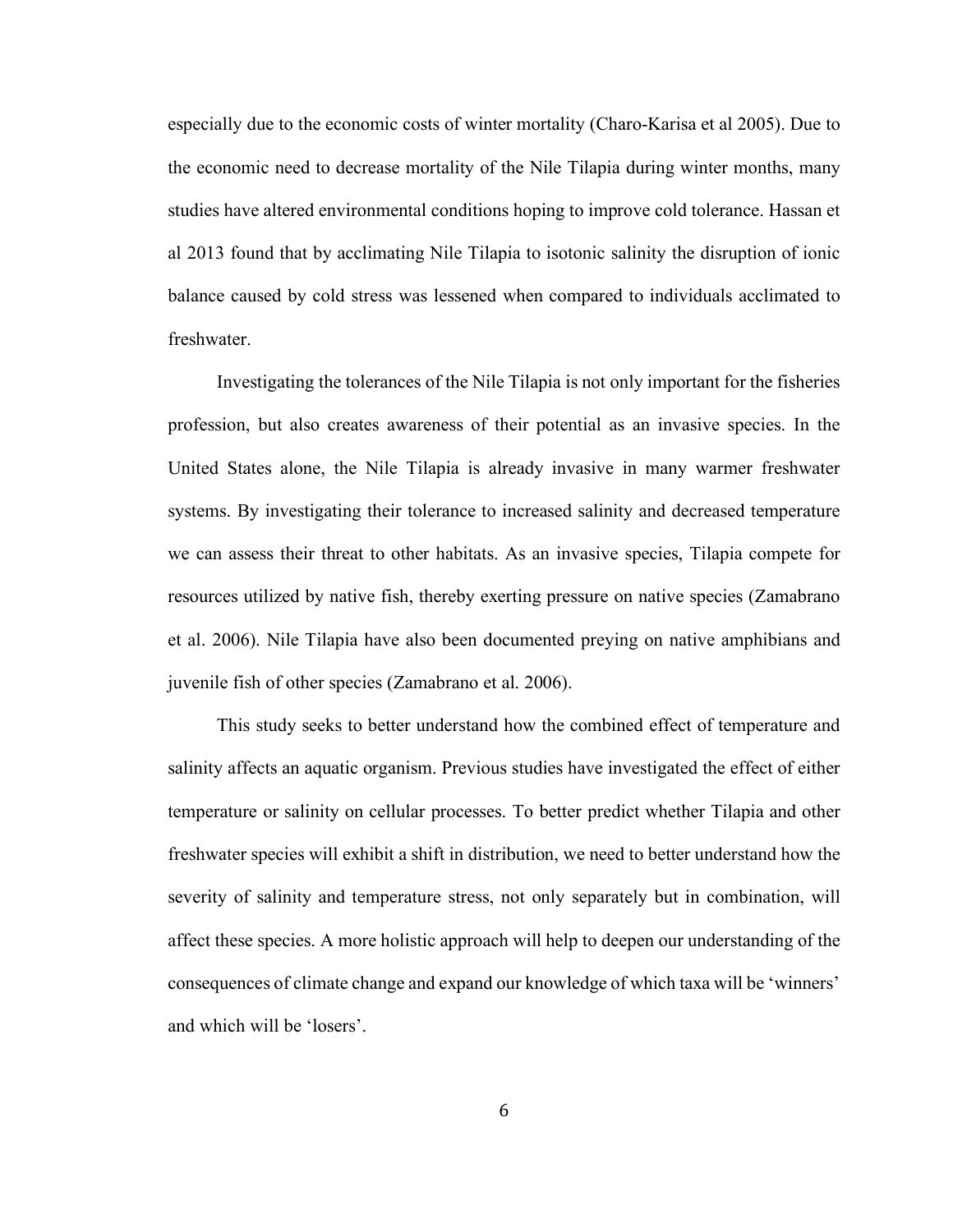especially due to the economic costs of winter mortality (Charo-Karisa et al 2005). Due to the economic need to decrease mortality of the Nile Tilapia during winter months, many studies have altered environmental conditions hoping to improve cold tolerance. Hassan et al 2013 found that by acclimating Nile Tilapia to isotonic salinity the disruption of ionic balance caused by cold stress was lessened when compared to individuals acclimated to freshwater.

Investigating the tolerances of the Nile Tilapia is not only important for the fisheries profession, but also creates awareness of their potential as an invasive species. In the United States alone, the Nile Tilapia is already invasive in many warmer freshwater systems. By investigating their tolerance to increased salinity and decreased temperature we can assess their threat to other habitats. As an invasive species, Tilapia compete for resources utilized by native fish, thereby exerting pressure on native species (Zamabrano et al. 2006). Nile Tilapia have also been documented preying on native amphibians and juvenile fish of other species (Zamabrano et al. 2006).

This study seeks to better understand how the combined effect of temperature and salinity affects an aquatic organism. Previous studies have investigated the effect of either temperature or salinity on cellular processes. To better predict whether Tilapia and other freshwater species will exhibit a shift in distribution, we need to better understand how the severity of salinity and temperature stress, not only separately but in combination, will affect these species. A more holistic approach will help to deepen our understanding of the consequences of climate change and expand our knowledge of which taxa will be 'winners' and which will be 'losers'.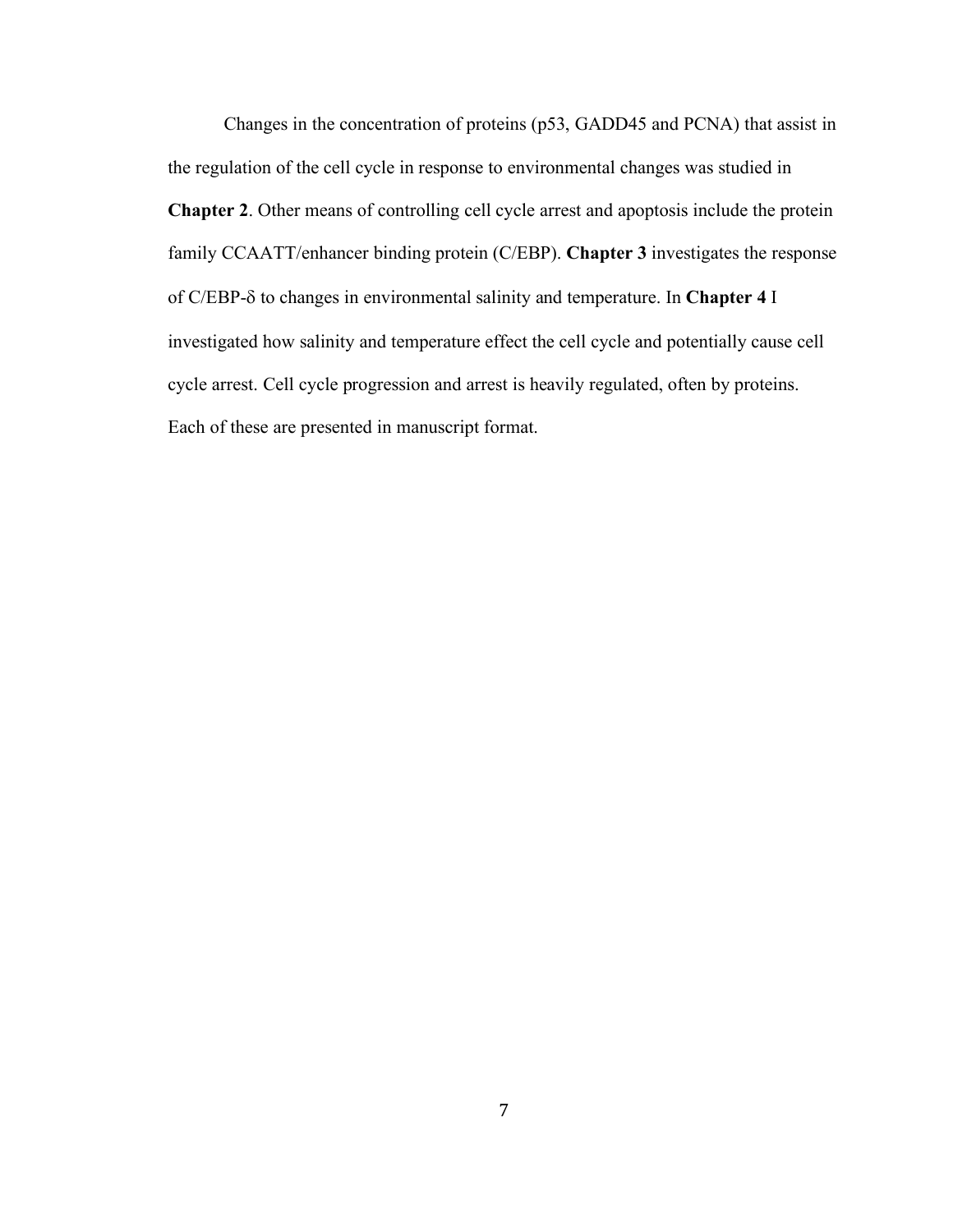Changes in the concentration of proteins (p53, GADD45 and PCNA) that assist in the regulation of the cell cycle in response to environmental changes was studied in **Chapter 2**. Other means of controlling cell cycle arrest and apoptosis include the protein family CCAATT/enhancer binding protein (C/EBP). **Chapter 3** investigates the response of C/EBP-δ to changes in environmental salinity and temperature. In **Chapter 4** I investigated how salinity and temperature effect the cell cycle and potentially cause cell cycle arrest. Cell cycle progression and arrest is heavily regulated, often by proteins. Each of these are presented in manuscript format.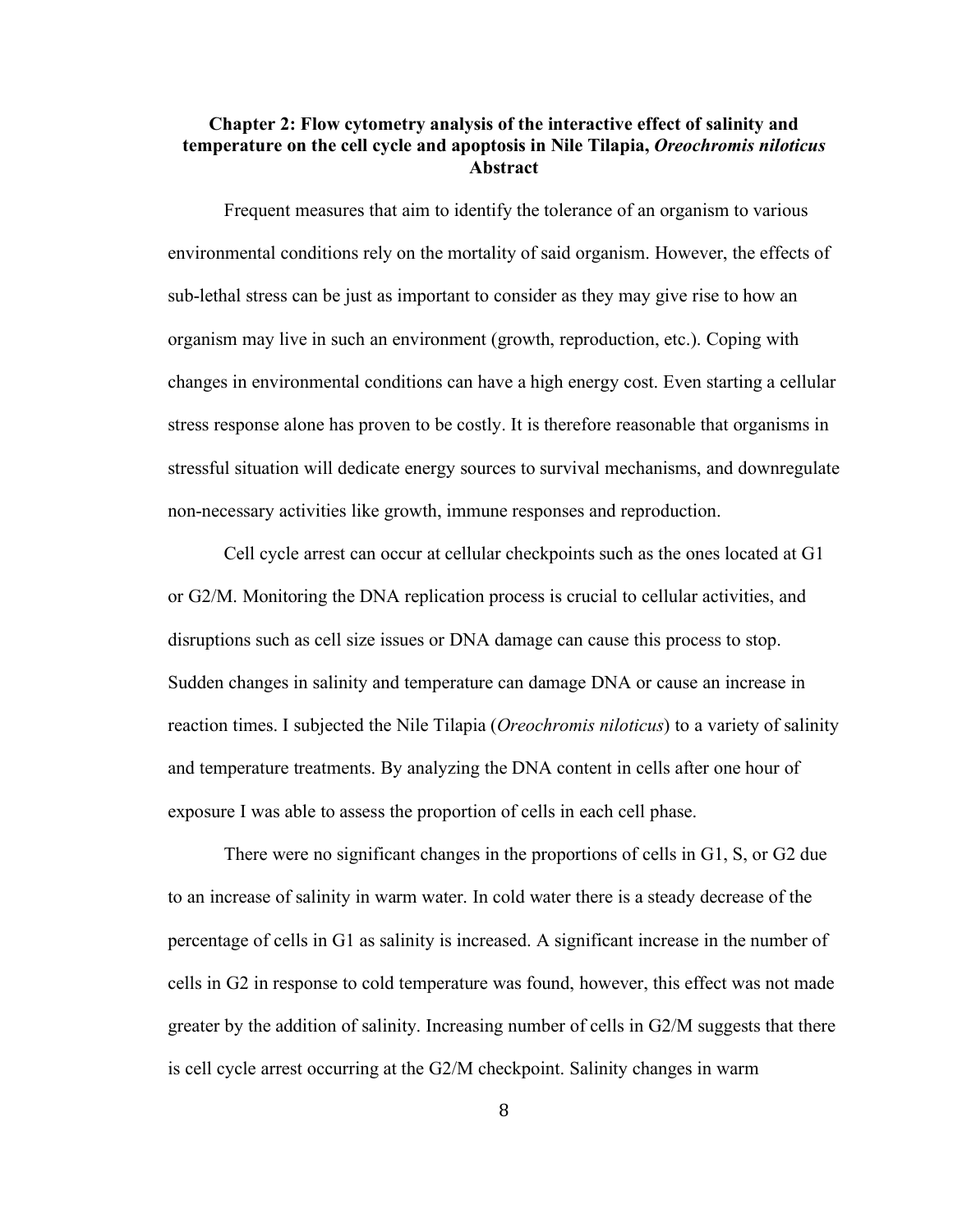## Chapter 2: Flow cytometry analysis of the interactive effect of salinity and temperature on the cell cycle and apoptosis in Nile Tilapia, *Oreochromis niloticus*

### Abstract

Frequent measures that aim to identify the tolerance of an organism to various environmental conditions rely on the mortality of said organism. However, the effects of sub-lethal stress can be just as important to consider as they may give rise to how an organism may live in such an environment (growth, reproduction, etc.). Coping with changes in environmental conditions can have a high energy cost. Even starting a cellular stress response alone has proven to be costly. It is therefore reasonable that organisms in stressful situation will dedicate energy sources to survival mechanisms, and downregulate non-necessary activities like growth, immune responses and reproduction.

Cell cycle arrest can occur at cellular checkpoints such as the ones located at G1 or G2/M. Monitoring the DNA replication process is crucial to cellular activities, and disruptions such as cell size issues or DNA damage can cause this process to stop. Sudden changes in salinity and temperature can damage DNA or cause an increase in reaction times. I subjected the Nile Tilapia (*Oreochromis niloticus*) to a variety of salinity and temperature treatments. By analyzing the DNA content in cells after one hour of exposure I was able to assess the proportion of cells in each cell phase.

There were no significant changes in the proportions of cells in G1, S, or G2 due to an increase of salinity in warm water. In cold water there is a steady decrease of the percentage of cells in G1 as salinity is increased. A significant increase in the number of cells in G2 in response to cold temperature was found, however, this effect was not made greater by the addition of salinity. Increasing number of cells in G2/M suggests that there is cell cycle arrest occurring at the G2/M checkpoint. Salinity changes in warm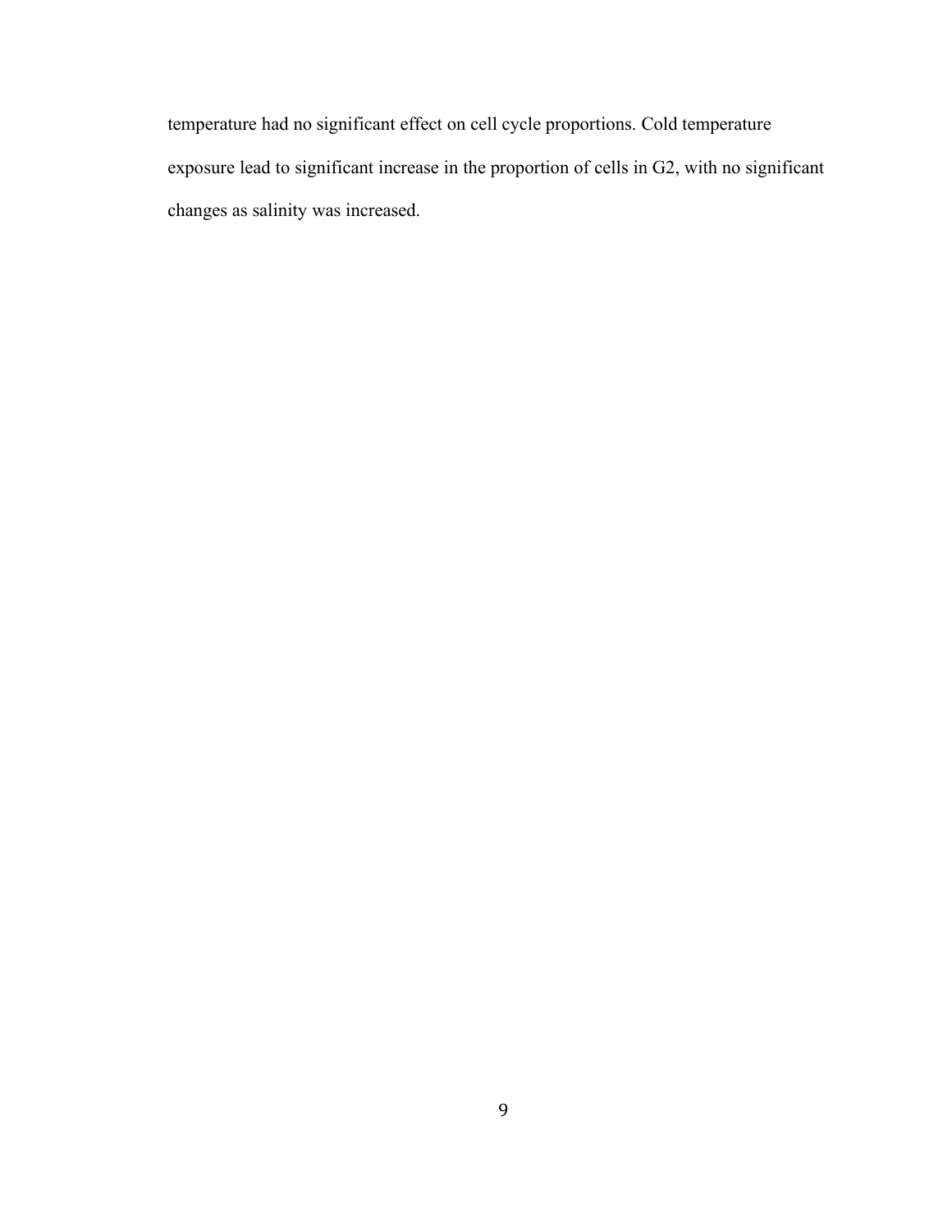temperature had no significant effect on cell cycle proportions. Cold temperature exposure lead to significant increase in the proportion of cells in G2, with no significant changes as salinity was increased.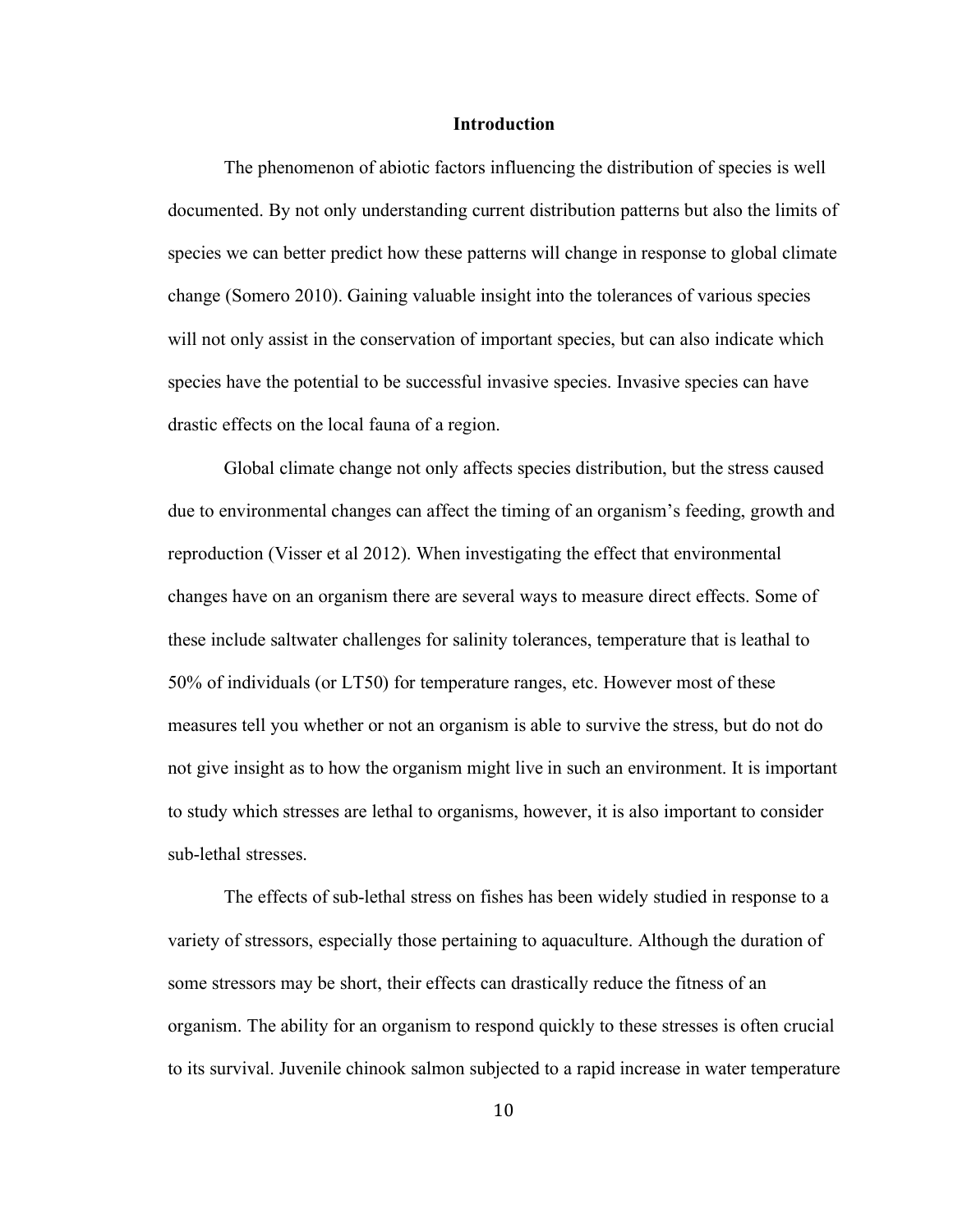## Introduction

The phenomenon of abiotic factors influencing the distribution of species is well documented. By not only understanding current distribution patterns but also the limits of species we can better predict how these patterns will change in response to global climate change (Somero 2010). Gaining valuable insight into the tolerances of various species will not only assist in the conservation of important species, but can also indicate which species have the potential to be successful invasive species. Invasive species can have drastic effects on the local fauna of a region.

Global climate change not only affects species distribution, but the stress caused due to environmental changes can affect the timing of an organism's feeding, growth and reproduction (Visser et al 2012). When investigating the effect that environmental changes have on an organism there are several ways to measure direct effects. Some of these include saltwater challenges for salinity tolerances, temperature that is leathal to 50% of individuals (or LT50) for temperature ranges, etc. However most of these measures tell you whether or not an organism is able to survive the stress, but do not do not give insight as to how the organism might live in such an environment. It is important to study which stresses are lethal to organisms, however, it is also important to consider sub-lethal stresses.

The effects of sub-lethal stress on fishes has been widely studied in response to a variety of stressors, especially those pertaining to aquaculture. Although the duration of some stressors may be short, their effects can drastically reduce the fitness of an organism. The ability for an organism to respond quickly to these stresses is often crucial to its survival. Juvenile chinook salmon subjected to a rapid increase in water temperature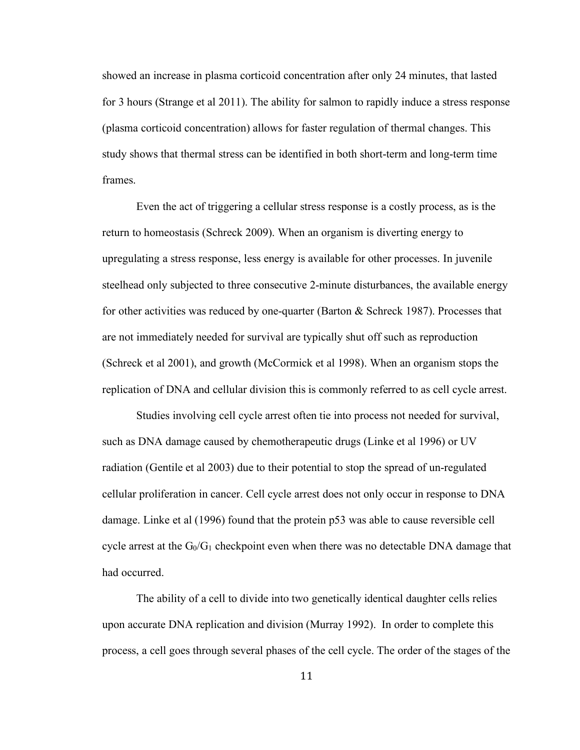showed an increase in plasma corticoid concentration after only 24 minutes, that lasted for 3 hours (Strange et al 2011). The ability for salmon to rapidly induce a stress response (plasma corticoid concentration) allows for faster regulation of thermal changes. This study shows that thermal stress can be identified in both short-term and long-term time frames.

Even the act of triggering a cellular stress response is a costly process, as is the return to homeostasis (Schreck 2009). When an organism is diverting energy to upregulating a stress response, less energy is available for other processes. In juvenile steelhead only subjected to three consecutive 2-minute disturbances, the available energy for other activities was reduced by one-quarter (Barton & Schreck 1987). Processes that are not immediately needed for survival are typically shut off such as reproduction (Schreck et al 2001), and growth (McCormick et al 1998). When an organism stops the replication of DNA and cellular division this is commonly referred to as cell cycle arrest.

Studies involving cell cycle arrest often tie into process not needed for survival, such as DNA damage caused by chemotherapeutic drugs (Linke et al 1996) or UV radiation (Gentile et al 2003) due to their potential to stop the spread of un-regulated cellular proliferation in cancer. Cell cycle arrest does not only occur in response to DNA damage. Linke et al (1996) found that the protein p53 was able to cause reversible cell cycle arrest at the $G_0/G_1$ checkpoint even when there was no detectable DNA damage that had occurred.

The ability of a cell to divide into two genetically identical daughter cells relies upon accurate DNA replication and division (Murray 1992). In order to complete this process, a cell goes through several phases of the cell cycle. The order of the stages of the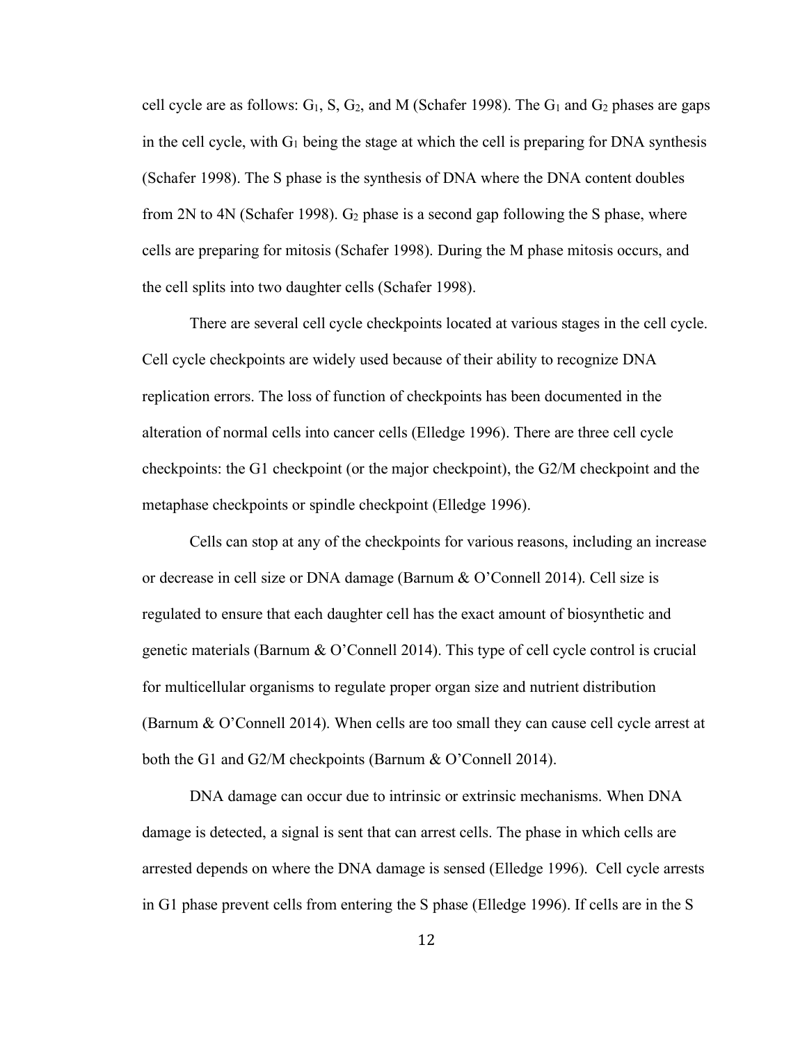cell cycle are as follows: $G_1$, S, $G_2$, and M (Schafer 1998). The $G_1$ and $G_2$ phases are gaps in the cell cycle, with $G_1$ being the stage at which the cell is preparing for DNA synthesis (Schafer 1998). The S phase is the synthesis of DNA where the DNA content doubles from 2N to 4N (Schafer 1998). $G_2$ phase is a second gap following the S phase, where cells are preparing for mitosis (Schafer 1998). During the M phase mitosis occurs, and the cell splits into two daughter cells (Schafer 1998).

There are several cell cycle checkpoints located at various stages in the cell cycle. Cell cycle checkpoints are widely used because of their ability to recognize DNA replication errors. The loss of function of checkpoints has been documented in the alteration of normal cells into cancer cells (Elledge 1996). There are three cell cycle checkpoints: the G1 checkpoint (or the major checkpoint), the G2/M checkpoint and the metaphase checkpoints or spindle checkpoint (Elledge 1996).

Cells can stop at any of the checkpoints for various reasons, including an increase or decrease in cell size or DNA damage (Barnum & O'Connell 2014). Cell size is regulated to ensure that each daughter cell has the exact amount of biosynthetic and genetic materials (Barnum & O'Connell 2014). This type of cell cycle control is crucial for multicellular organisms to regulate proper organ size and nutrient distribution (Barnum & O'Connell 2014). When cells are too small they can cause cell cycle arrest at both the G1 and G2/M checkpoints (Barnum & O'Connell 2014).

DNA damage can occur due to intrinsic or extrinsic mechanisms. When DNA damage is detected, a signal is sent that can arrest cells. The phase in which cells are arrested depends on where the DNA damage is sensed (Elledge 1996). Cell cycle arrests in G1 phase prevent cells from entering the S phase (Elledge 1996). If cells are in the S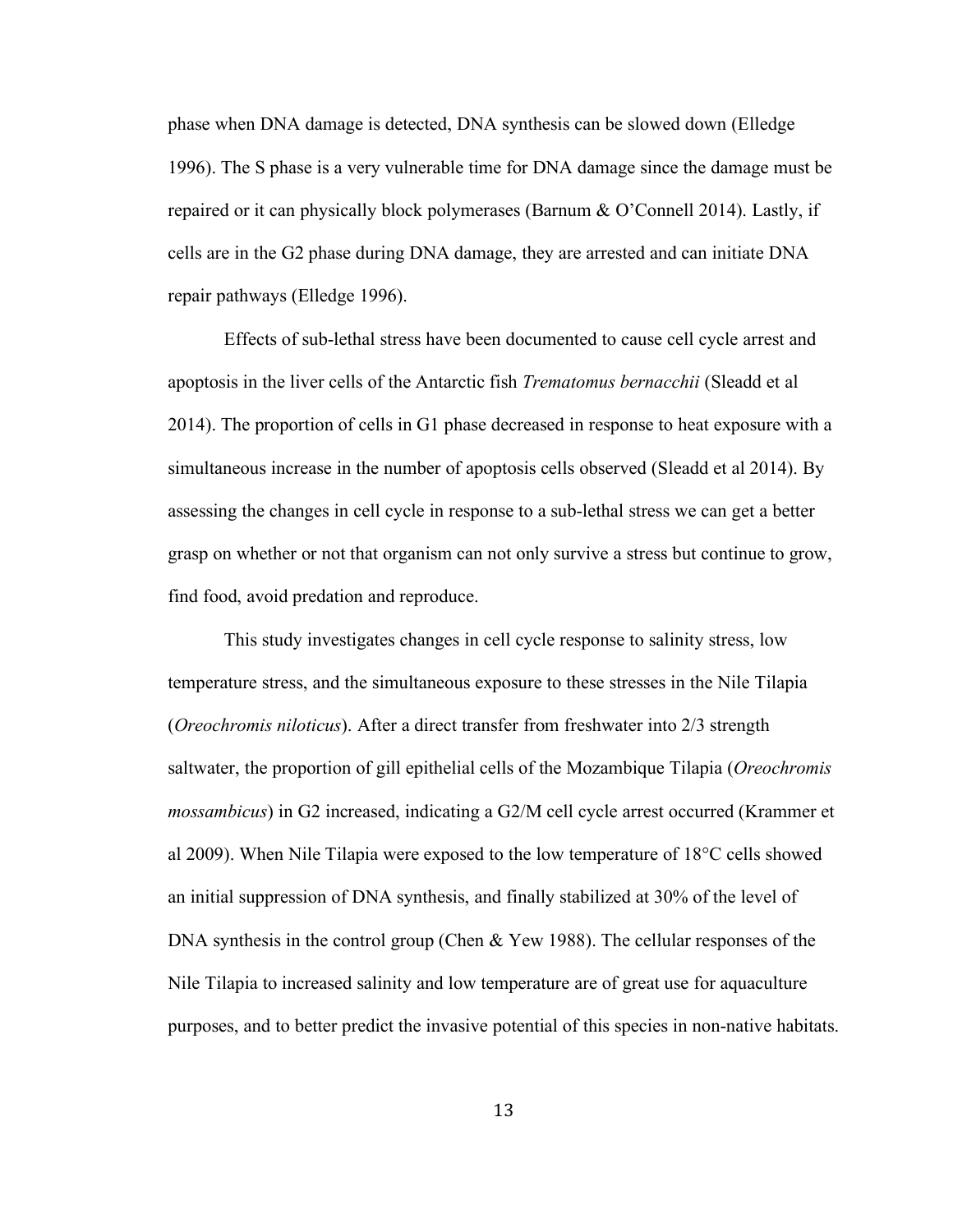phase when DNA damage is detected, DNA synthesis can be slowed down (Elledge 1996). The S phase is a very vulnerable time for DNA damage since the damage must be repaired or it can physically block polymerases (Barnum & O'Connell 2014). Lastly, if cells are in the G2 phase during DNA damage, they are arrested and can initiate DNA repair pathways (Elledge 1996).

Effects of sub-lethal stress have been documented to cause cell cycle arrest and apoptosis in the liver cells of the Antarctic fish *Trematomus bernacchii* (Sleadd et al 2014). The proportion of cells in G1 phase decreased in response to heat exposure with a simultaneous increase in the number of apoptosis cells observed (Sleadd et al 2014). By assessing the changes in cell cycle in response to a sub-lethal stress we can get a better grasp on whether or not that organism can not only survive a stress but continue to grow, find food, avoid predation and reproduce.

This study investigates changes in cell cycle response to salinity stress, low temperature stress, and the simultaneous exposure to these stresses in the Nile Tilapia (*Oreochromis niloticus*). After a direct transfer from freshwater into 2/3 strength saltwater, the proportion of gill epithelial cells of the Mozambique Tilapia (*Oreochromis mossambicus*) in G2 increased, indicating a G2/M cell cycle arrest occurred (Krammer et al 2009). When Nile Tilapia were exposed to the low temperature of 18°C cells showed an initial suppression of DNA synthesis, and finally stabilized at 30% of the level of DNA synthesis in the control group (Chen & Yew 1988). The cellular responses of the Nile Tilapia to increased salinity and low temperature are of great use for aquaculture purposes, and to better predict the invasive potential of this species in non-native habitats.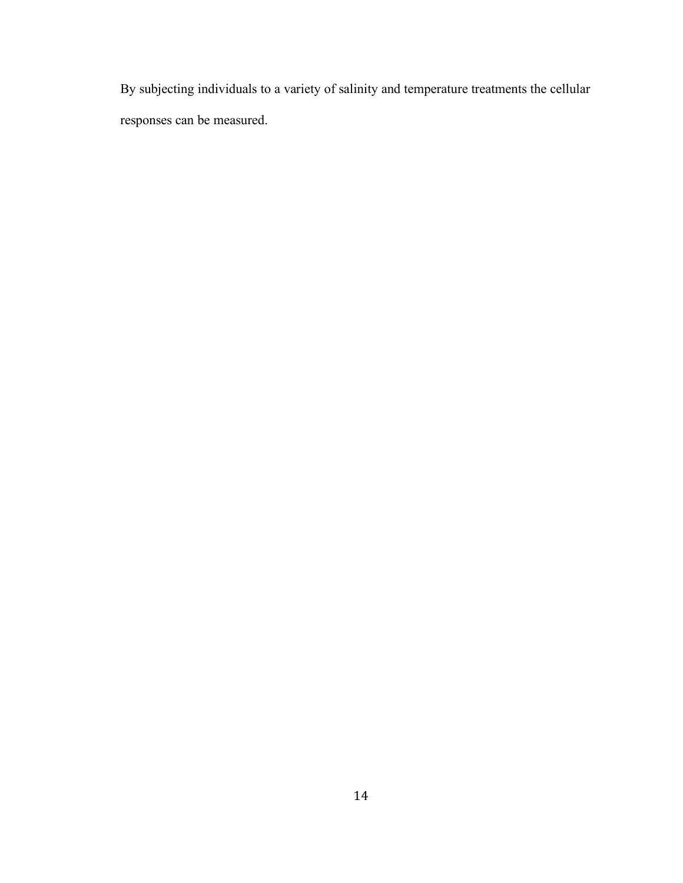By subjecting individuals to a variety of salinity and temperature treatments the cellular responses can be measured.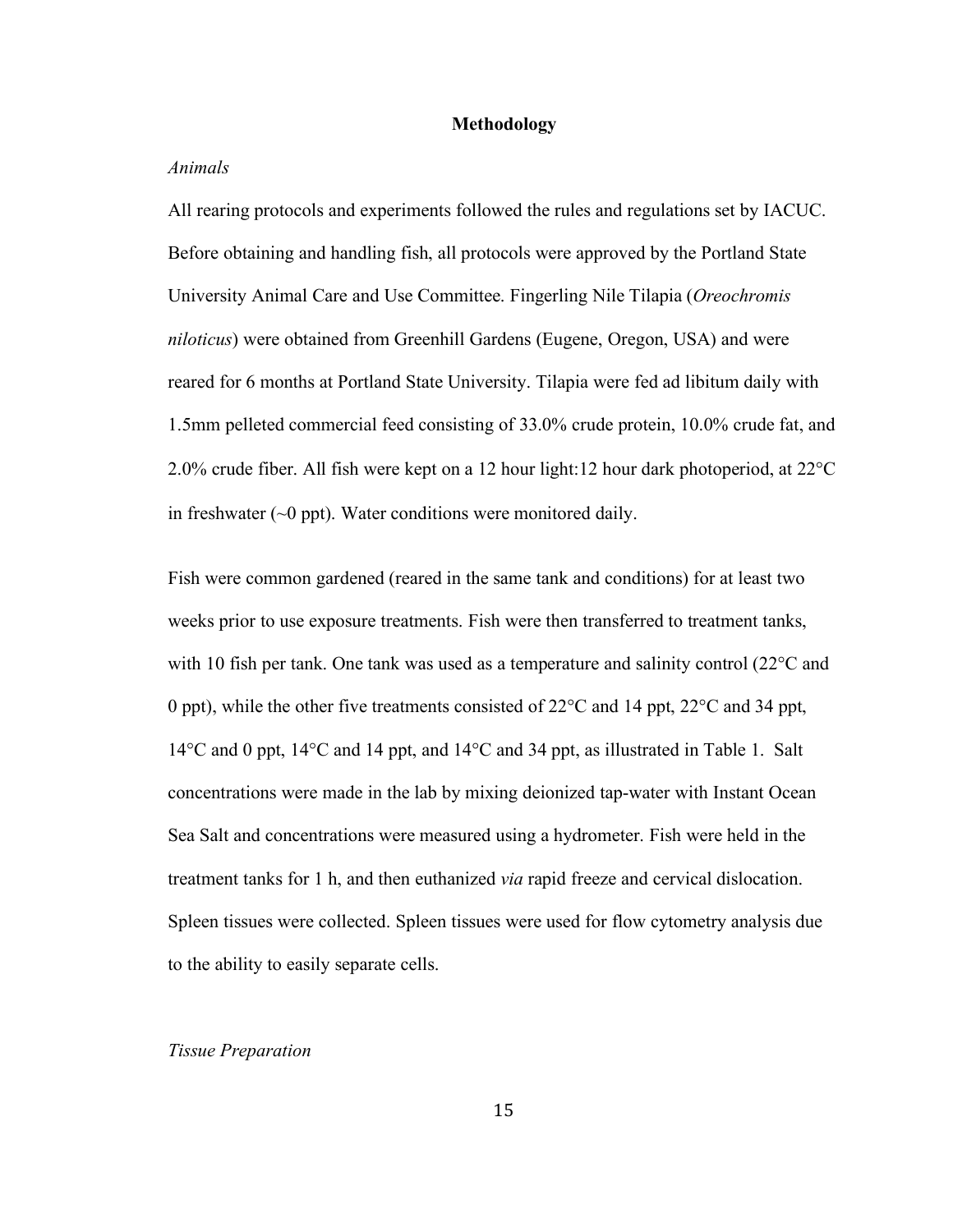## Methodology

### *Animals*

All rearing protocols and experiments followed the rules and regulations set by IACUC. Before obtaining and handling fish, all protocols were approved by the Portland State University Animal Care and Use Committee. Fingerling Nile Tilapia (*Oreochromis niloticus*) were obtained from Greenhill Gardens (Eugene, Oregon, USA) and were reared for 6 months at Portland State University. Tilapia were fed ad libitum daily with 1.5mm pelleted commercial feed consisting of 33.0% crude protein, 10.0% crude fat, and 2.0% crude fiber. All fish were kept on a 12 hour light:12 hour dark photoperiod, at 22°C in freshwater (~0 ppt). Water conditions were monitored daily.

Fish were common gardened (reared in the same tank and conditions) for at least two weeks prior to use exposure treatments. Fish were then transferred to treatment tanks, with 10 fish per tank. One tank was used as a temperature and salinity control (22°C and 0 ppt), while the other five treatments consisted of 22°C and 14 ppt, 22°C and 34 ppt, 14°C and 0 ppt, 14°C and 14 ppt, and 14°C and 34 ppt, as illustrated in Table 1. Salt concentrations were made in the lab by mixing deionized tap-water with Instant Ocean Sea Salt and concentrations were measured using a hydrometer. Fish were held in the treatment tanks for 1 h, and then euthanized *via* rapid freeze and cervical dislocation. Spleen tissues were collected. Spleen tissues were used for flow cytometry analysis due to the ability to easily separate cells.

### *Tissue Preparation*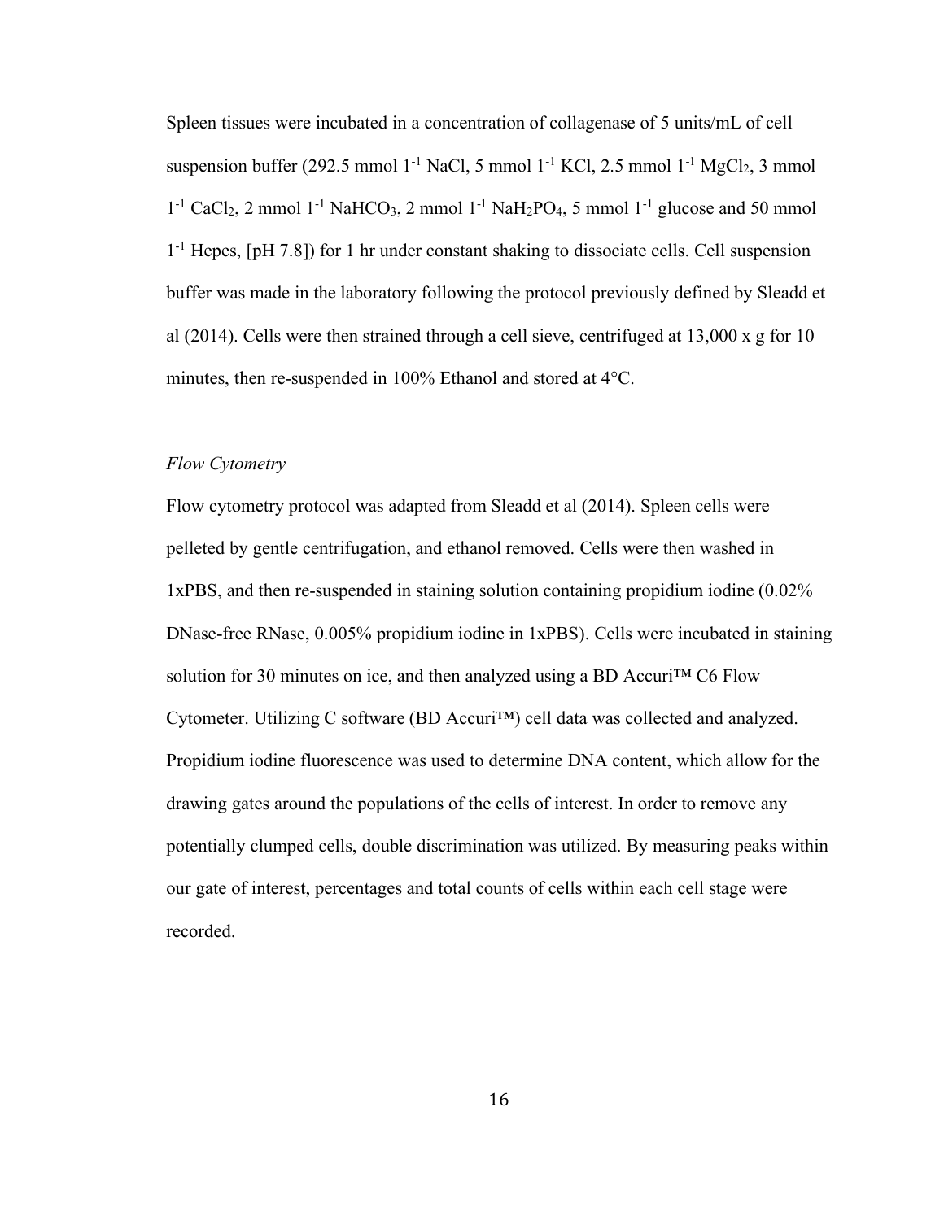Spleen tissues were incubated in a concentration of collagenase of 5 units/mL of cell suspension buffer (292.5 mmol $1^{-1}$ NaCl, 5 mmol $1^{-1}$ KCl, 2.5 mmol $1^{-1}$ $MgCl_2$, 3 mmol $1^{-1}$ $CaCl_2$, 2 mmol $1^{-1}$ $NaHCO_3$, 2 mmol $1^{-1}$ $NaH_2PO_4$, 5 mmol $1^{-1}$ glucose and 50 mmol $1^{-1}$ Hepes, [pH 7.8]) for 1 hr under constant shaking to dissociate cells. Cell suspension buffer was made in the laboratory following the protocol previously defined by Sleadd et al (2014). Cells were then strained through a cell sieve, centrifuged at 13,000 x g for 10 minutes, then re-suspended in 100% Ethanol and stored at 4°C.

*Flow Cytometry*

Flow cytometry protocol was adapted from Sleadd et al (2014). Spleen cells were pelleted by gentle centrifugation, and ethanol removed. Cells were then washed in 1xPBS, and then re-suspended in staining solution containing propidium iodine (0.02% DNase-free RNase, 0.005% propidium iodine in 1xPBS). Cells were incubated in staining solution for 30 minutes on ice, and then analyzed using a BD Accuri™ C6 Flow Cytometer. Utilizing C software (BD Accuri™) cell data was collected and analyzed. Propidium iodine fluorescence was used to determine DNA content, which allow for the drawing gates around the populations of the cells of interest. In order to remove any potentially clumped cells, double discrimination was utilized. By measuring peaks within our gate of interest, percentages and total counts of cells within each cell stage were recorded.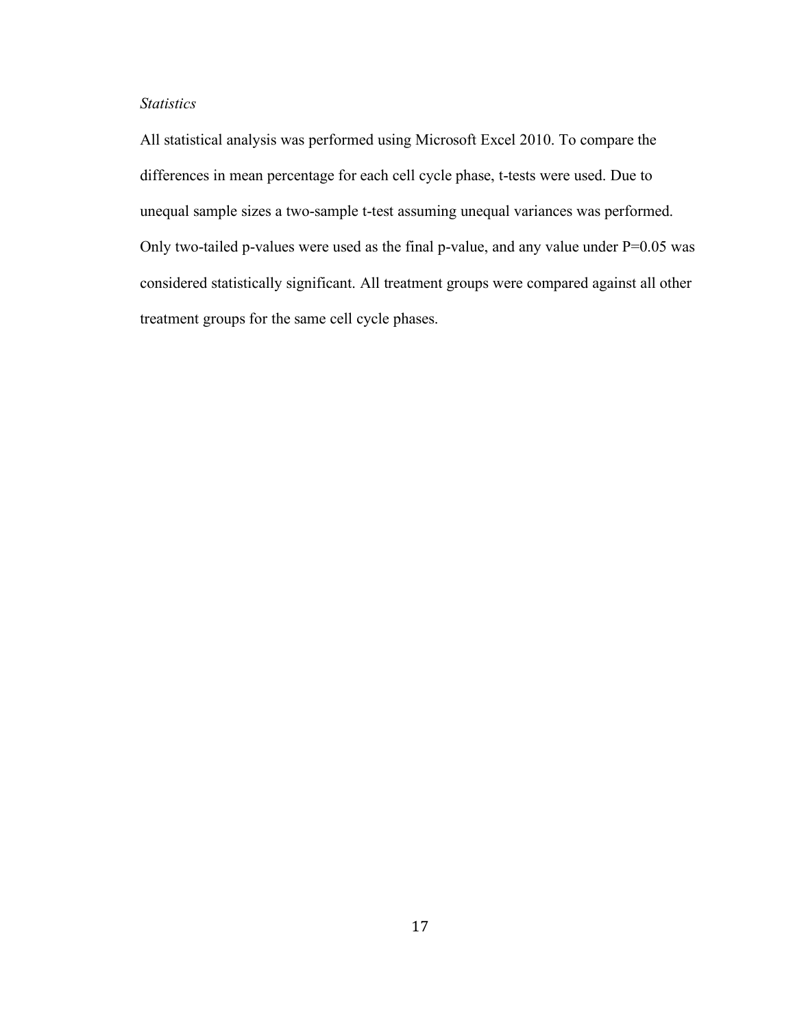*Statistics*

All statistical analysis was performed using Microsoft Excel 2010. To compare the differences in mean percentage for each cell cycle phase, t-tests were used. Due to unequal sample sizes a two-sample t-test assuming unequal variances was performed. Only two-tailed p-values were used as the final p-value, and any value under $P=0.05$ was considered statistically significant. All treatment groups were compared against all other treatment groups for the same cell cycle phases.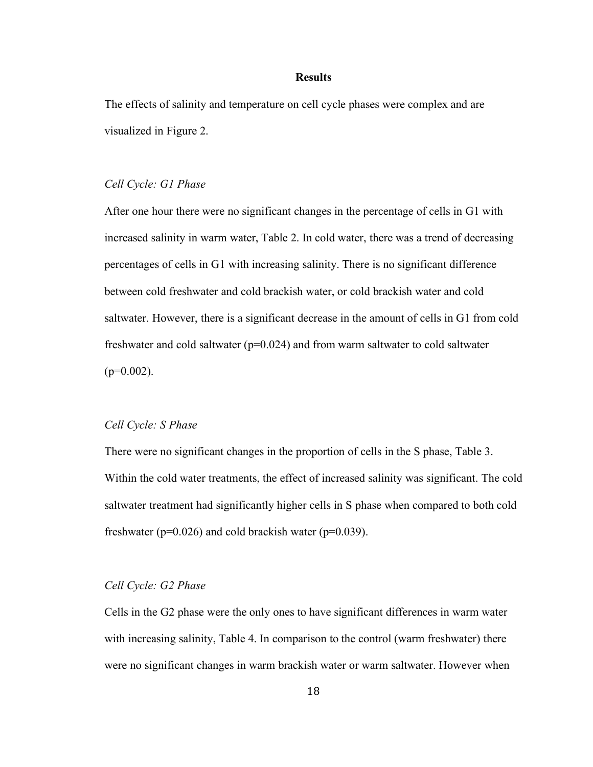## Results

The effects of salinity and temperature on cell cycle phases were complex and are visualized in Figure 2.

### *Cell Cycle: G1 Phase*

After one hour there were no significant changes in the percentage of cells in G1 with increased salinity in warm water, Table 2. In cold water, there was a trend of decreasing percentages of cells in G1 with increasing salinity. There is no significant difference between cold freshwater and cold brackish water, or cold brackish water and cold saltwater. However, there is a significant decrease in the amount of cells in G1 from cold freshwater and cold saltwater ($p=0.024$) and from warm saltwater to cold saltwater ($p=0.002$).

### *Cell Cycle: S Phase*

There were no significant changes in the proportion of cells in the S phase, Table 3. Within the cold water treatments, the effect of increased salinity was significant. The cold saltwater treatment had significantly higher cells in S phase when compared to both cold freshwater ($p=0.026$) and cold brackish water ($p=0.039$).

### *Cell Cycle: G2 Phase*

Cells in the G2 phase were the only ones to have significant differences in warm water with increasing salinity, Table 4. In comparison to the control (warm freshwater) there were no significant changes in warm brackish water or warm saltwater. However when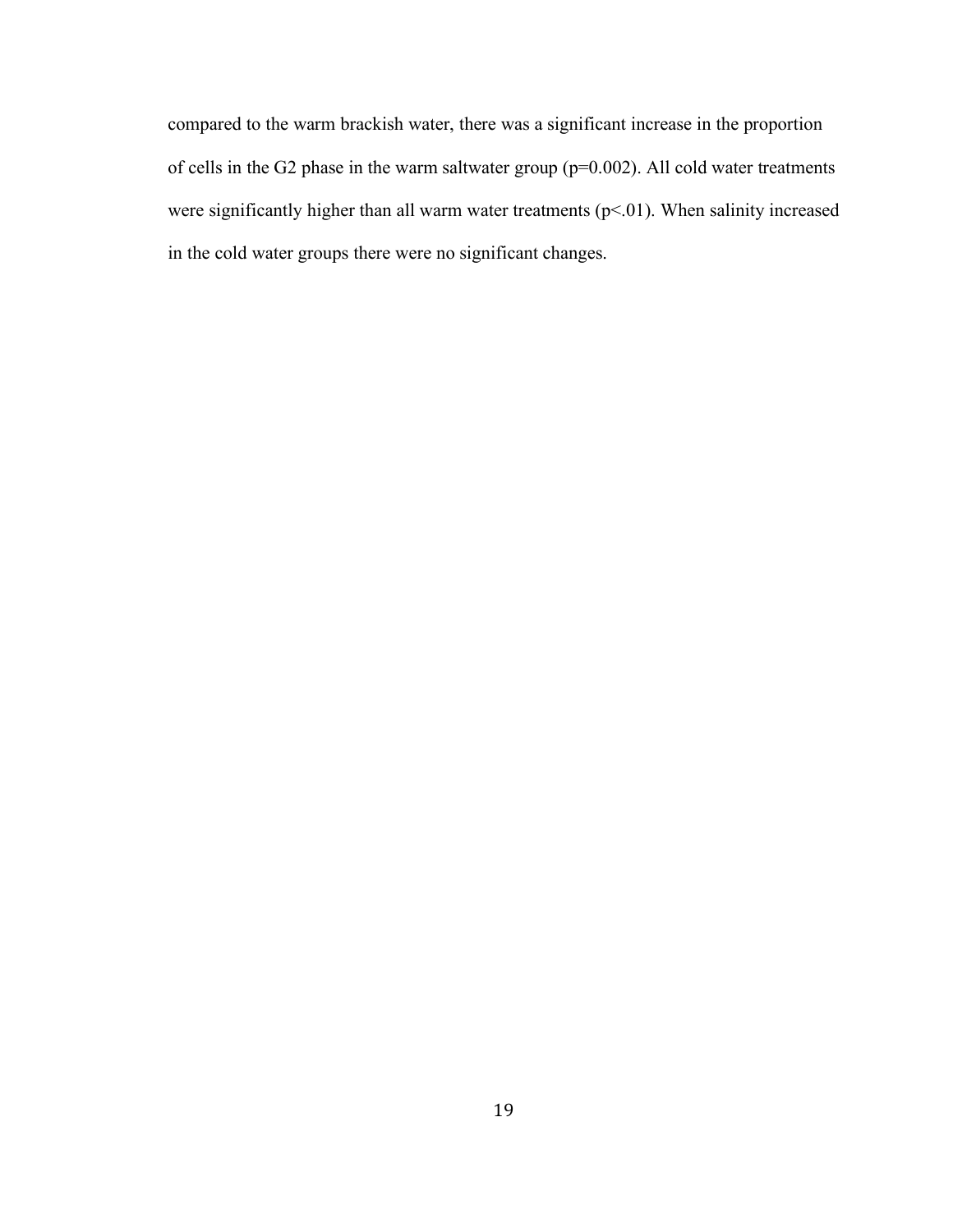compared to the warm brackish water, there was a significant increase in the proportion of cells in the G2 phase in the warm saltwater group ($p=0.002$). All cold water treatments were significantly higher than all warm water treatments ($p<.01$). When salinity increased in the cold water groups there were no significant changes.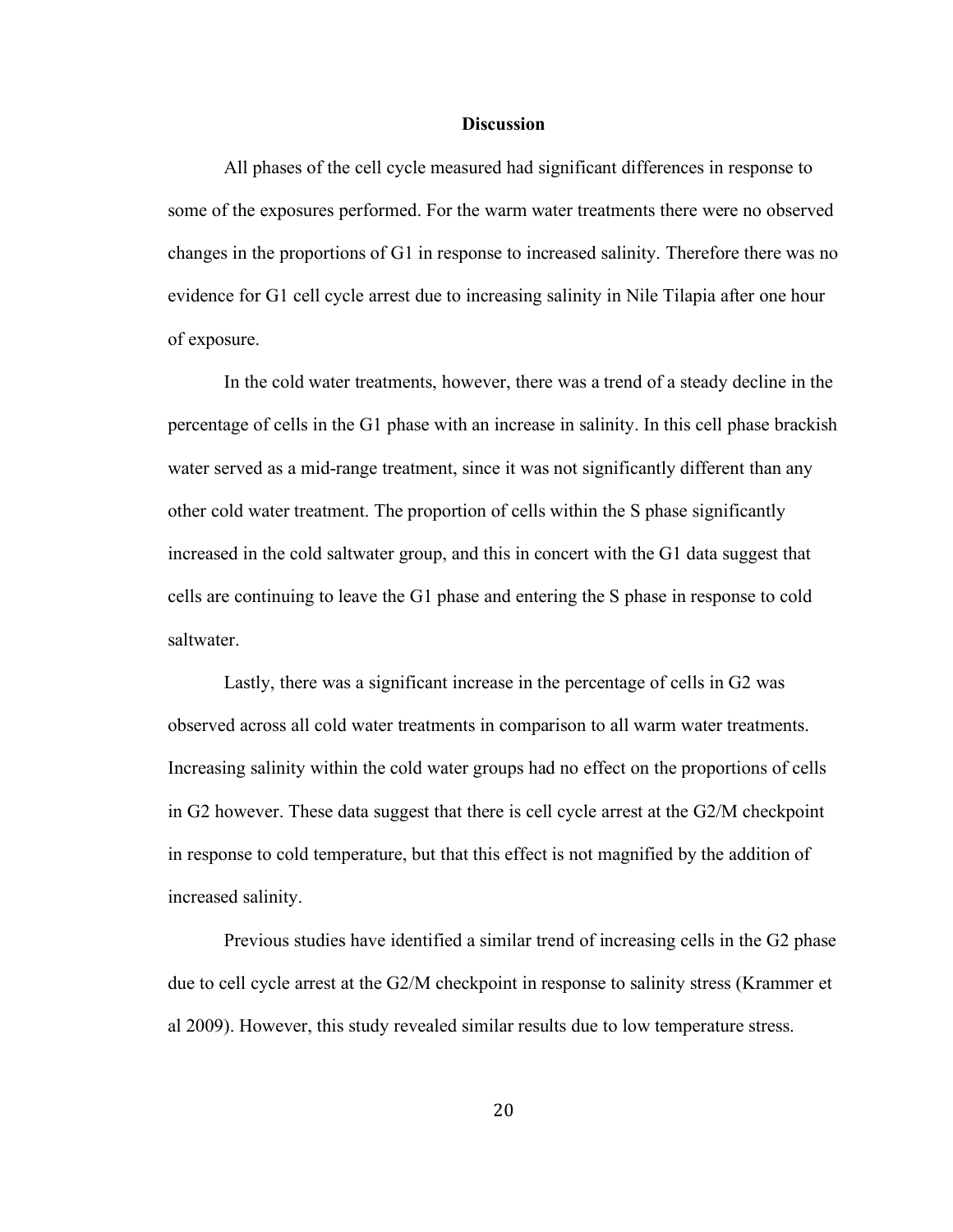## Discussion

All phases of the cell cycle measured had significant differences in response to some of the exposures performed. For the warm water treatments there were no observed changes in the proportions of G1 in response to increased salinity. Therefore there was no evidence for G1 cell cycle arrest due to increasing salinity in Nile Tilapia after one hour of exposure.

In the cold water treatments, however, there was a trend of a steady decline in the percentage of cells in the G1 phase with an increase in salinity. In this cell phase brackish water served as a mid-range treatment, since it was not significantly different than any other cold water treatment. The proportion of cells within the S phase significantly increased in the cold saltwater group, and this in concert with the G1 data suggest that cells are continuing to leave the G1 phase and entering the S phase in response to cold saltwater.

Lastly, there was a significant increase in the percentage of cells in G2 was observed across all cold water treatments in comparison to all warm water treatments. Increasing salinity within the cold water groups had no effect on the proportions of cells in G2 however. These data suggest that there is cell cycle arrest at the G2/M checkpoint in response to cold temperature, but that this effect is not magnified by the addition of increased salinity.

Previous studies have identified a similar trend of increasing cells in the G2 phase due to cell cycle arrest at the G2/M checkpoint in response to salinity stress (Krammer et al 2009). However, this study revealed similar results due to low temperature stress.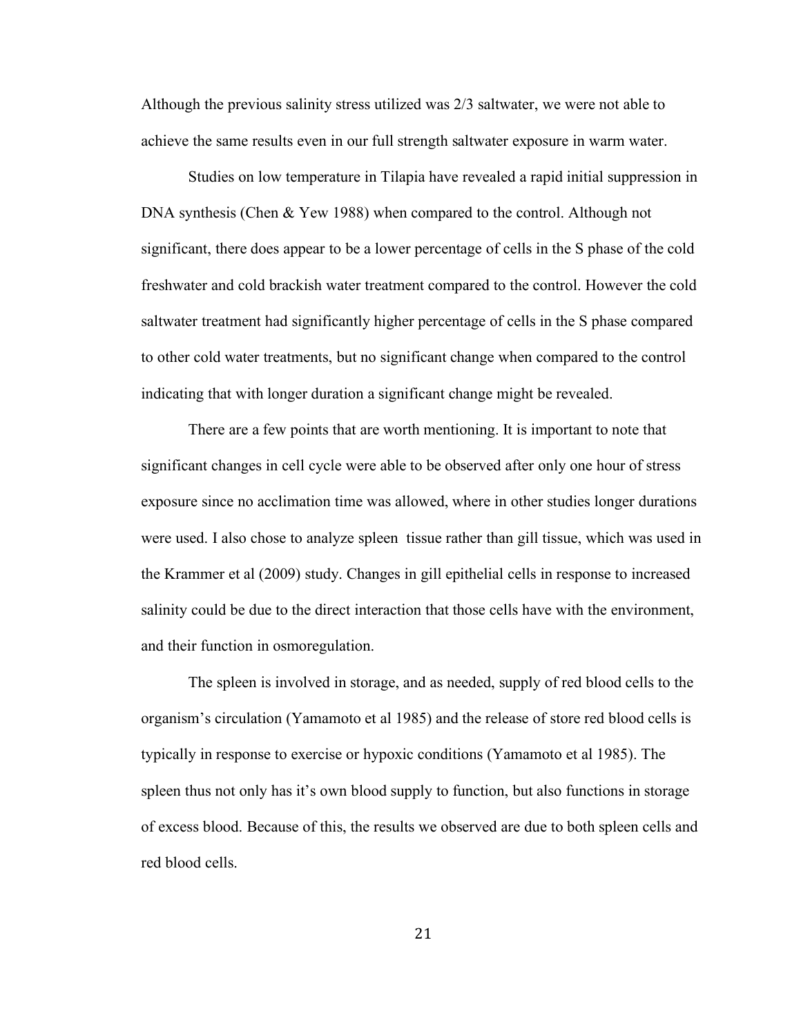Although the previous salinity stress utilized was 2/3 saltwater, we were not able to achieve the same results even in our full strength saltwater exposure in warm water.

Studies on low temperature in Tilapia have revealed a rapid initial suppression in DNA synthesis (Chen & Yew 1988) when compared to the control. Although not significant, there does appear to be a lower percentage of cells in the S phase of the cold freshwater and cold brackish water treatment compared to the control. However the cold saltwater treatment had significantly higher percentage of cells in the S phase compared to other cold water treatments, but no significant change when compared to the control indicating that with longer duration a significant change might be revealed.

There are a few points that are worth mentioning. It is important to note that significant changes in cell cycle were able to be observed after only one hour of stress exposure since no acclimation time was allowed, where in other studies longer durations were used. I also chose to analyze spleen tissue rather than gill tissue, which was used in the Krammer et al (2009) study. Changes in gill epithelial cells in response to increased salinity could be due to the direct interaction that those cells have with the environment, and their function in osmoregulation.

The spleen is involved in storage, and as needed, supply of red blood cells to the organism's circulation (Yamamoto et al 1985) and the release of store red blood cells is typically in response to exercise or hypoxic conditions (Yamamoto et al 1985). The spleen thus not only has it's own blood supply to function, but also functions in storage of excess blood. Because of this, the results we observed are due to both spleen cells and red blood cells.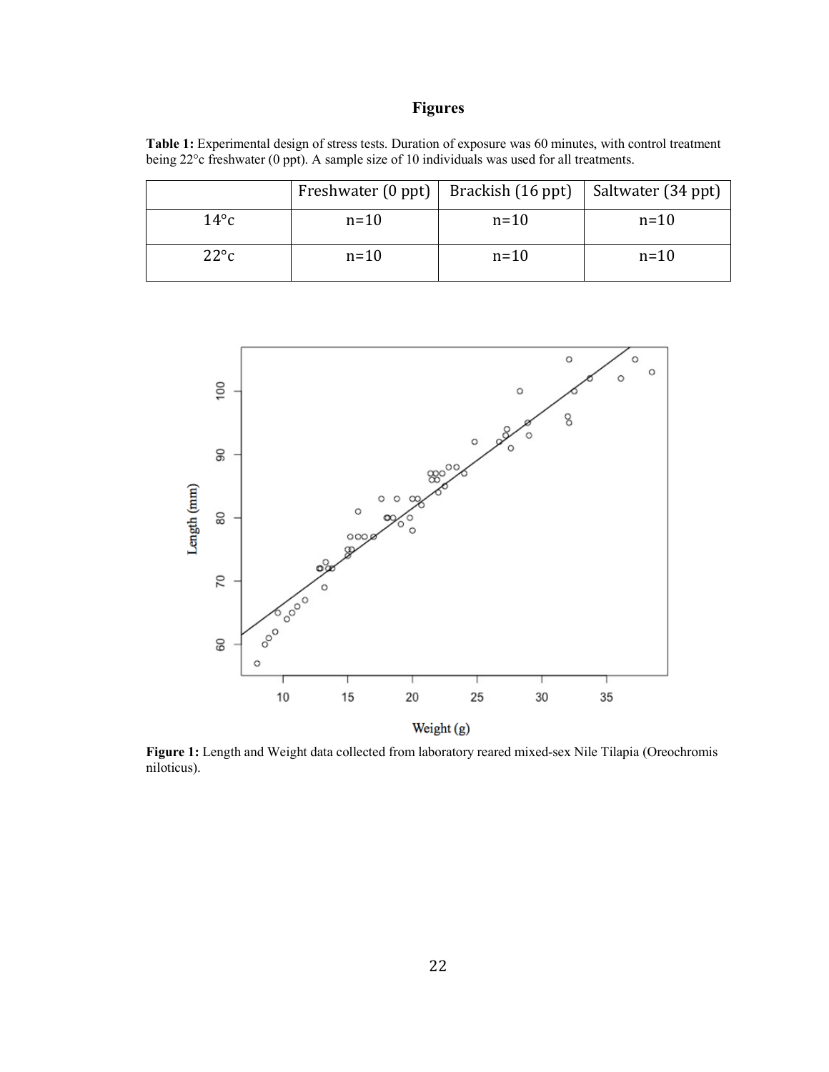# Figures

**Table 1:** Experimental design of stress tests. Duration of exposure was 60 minutes, with control treatment being 22°c freshwater (0 ppt). A sample size of 10 individuals was used for all treatments.

| | Freshwater (0 ppt) | Brackish (16 ppt) | Saltwater (34 ppt) |
|---|---|---|---|
| 14°c | n=10 | n=10 | n=10 |
| 22°c | n=10 | n=10 | n=10 |

**Figure 1:** Length and Weight data collected from laboratory reared mixed-sex Nile Tilapia (Oreochromis niloticus).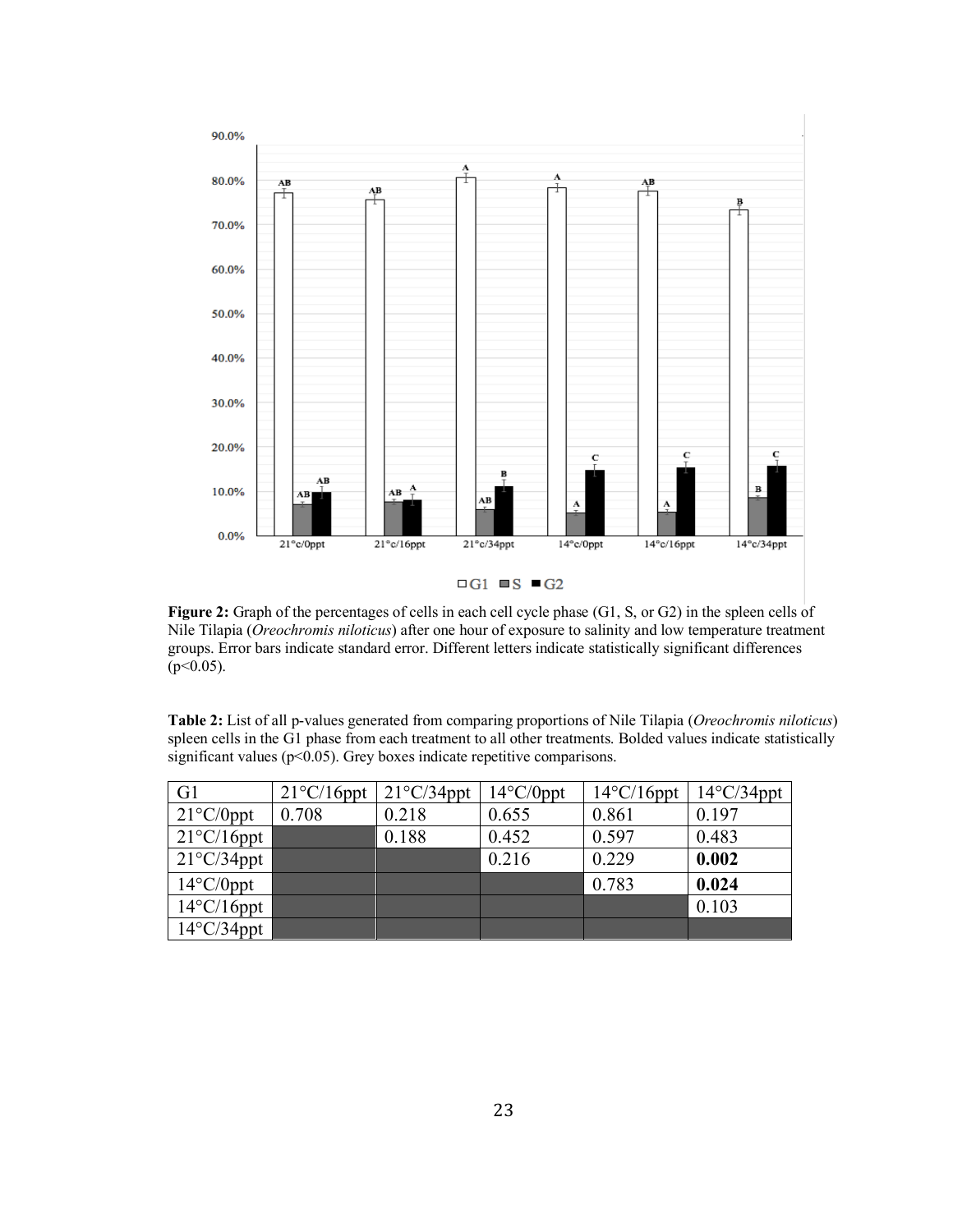**Figure 2:** Graph of the percentages of cells in each cell cycle phase (G1, S, or G2) in the spleen cells of Nile Tilapia (*Oreochromis niloticus*) after one hour of exposure to salinity and low temperature treatment groups. Error bars indicate standard error. Different letters indicate statistically significant differences ($p<0.05$).

**Table 2:** List of all p-values generated from comparing proportions of Nile Tilapia (*Oreochromis niloticus*) spleen cells in the G1 phase from each treatment to all other treatments. Bolded values indicate statistically significant values ($p<0.05$). Grey boxes indicate repetitive comparisons.

| G1 | 21°C/16ppt | 21°C/34ppt | 14°C/0ppt | 14°C/16ppt | 14°C/34ppt |
|---|---|---|---|---|---|
| 21°C/0ppt | 0.708 | 0.218 | 0.655 | 0.861 | 0.197 |
| 21°C/16ppt | | 0.188 | 0.452 | 0.597 | 0.483 |
| 21°C/34ppt | | | 0.216 | 0.229 | **0.002** |
| 14°C/0ppt | | | | 0.783 | **0.024** |
| 14°C/16ppt | | | | | 0.103 |
| 14°C/34ppt | | | | | |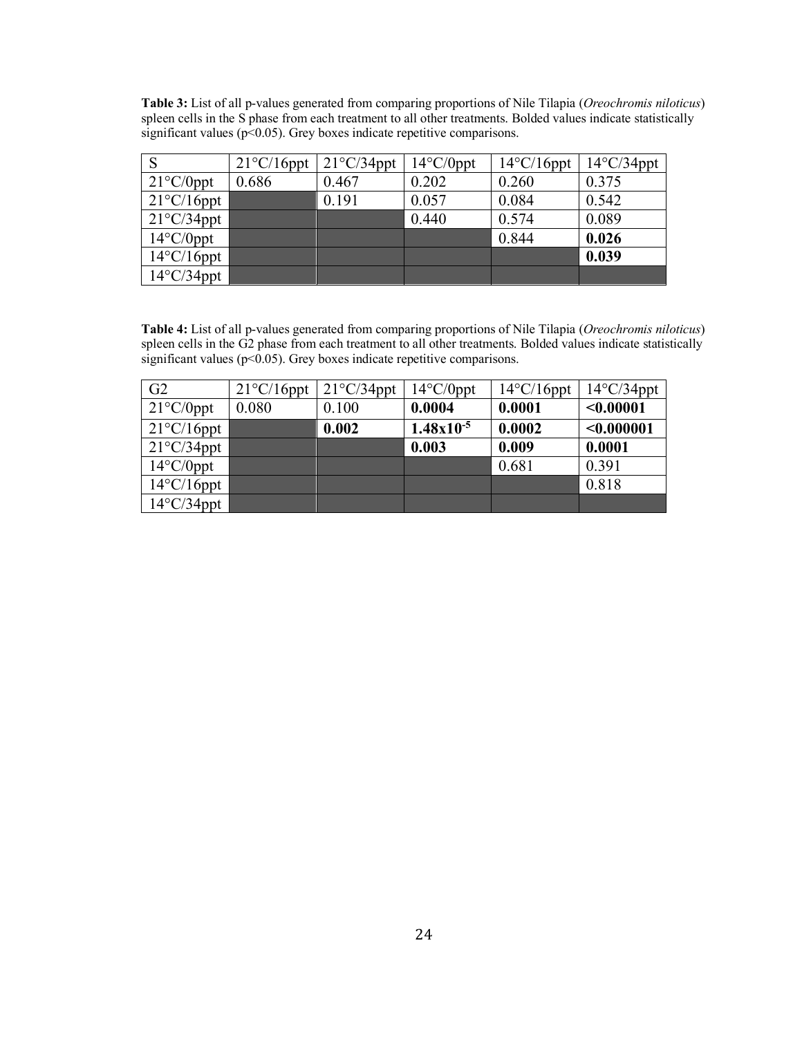**Table 3:** List of all p-values generated from comparing proportions of Nile Tilapia (*Oreochromis niloticus*) spleen cells in the S phase from each treatment to all other treatments. Bolded values indicate statistically significant values ($p<0.05$). Grey boxes indicate repetitive comparisons.

| S | 21°C/16ppt | 21°C/34ppt | 14°C/0ppt | 14°C/16ppt | 14°C/34ppt |
|---|---|---|---|---|---|
| 21°C/0ppt | 0.686 | 0.467 | 0.202 | 0.260 | 0.375 |
| 21°C/16ppt | | 0.191 | 0.057 | 0.084 | 0.542 |
| 21°C/34ppt | | | 0.440 | 0.574 | 0.089 |
| 14°C/0ppt | | | | 0.844 | **0.026** |
| 14°C/16ppt | | | | | **0.039** |
| 14°C/34ppt | | | | | |

**Table 4:** List of all p-values generated from comparing proportions of Nile Tilapia (*Oreochromis niloticus*) spleen cells in the G2 phase from each treatment to all other treatments. Bolded values indicate statistically significant values ($p<0.05$). Grey boxes indicate repetitive comparisons.

| G2 | 21°C/16ppt | 21°C/34ppt | 14°C/0ppt | 14°C/16ppt | 14°C/34ppt |
|---|---|---|---|---|---|
| 21°C/0ppt | 0.080 | 0.100 | **0.0004** | **0.0001** | **<0.00001** |
| 21°C/16ppt | | **0.002** | **$1.48 \times 10^{-5}$** | **0.0002** | **<0.000001** |
| 21°C/34ppt | | | **0.003** | **0.009** | **0.0001** |
| 14°C/0ppt | | | | 0.681 | 0.391 |
| 14°C/16ppt | | | | | 0.818 |
| 14°C/34ppt | | | | | |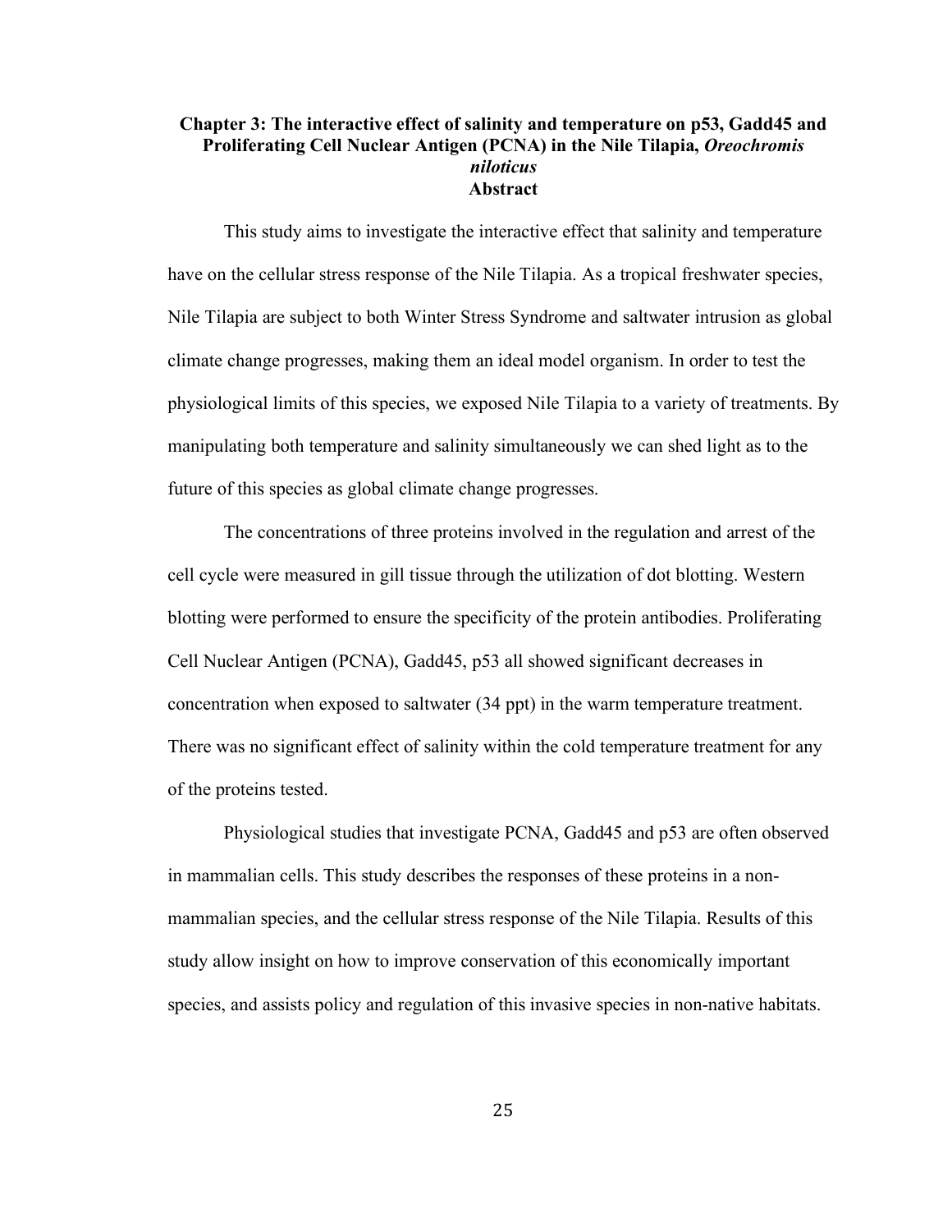## Chapter 3: The interactive effect of salinity and temperature on p53, Gadd45 and Proliferating Cell Nuclear Antigen (PCNA) in the Nile Tilapia, *Oreochromis niloticus*

### Abstract

This study aims to investigate the interactive effect that salinity and temperature have on the cellular stress response of the Nile Tilapia. As a tropical freshwater species, Nile Tilapia are subject to both Winter Stress Syndrome and saltwater intrusion as global climate change progresses, making them an ideal model organism. In order to test the physiological limits of this species, we exposed Nile Tilapia to a variety of treatments. By manipulating both temperature and salinity simultaneously we can shed light as to the future of this species as global climate change progresses.

The concentrations of three proteins involved in the regulation and arrest of the cell cycle were measured in gill tissue through the utilization of dot blotting. Western blotting were performed to ensure the specificity of the protein antibodies. Proliferating Cell Nuclear Antigen (PCNA), Gadd45, p53 all showed significant decreases in concentration when exposed to saltwater (34 ppt) in the warm temperature treatment. There was no significant effect of salinity within the cold temperature treatment for any of the proteins tested.

Physiological studies that investigate PCNA, Gadd45 and p53 are often observed in mammalian cells. This study describes the responses of these proteins in a non-mammalian species, and the cellular stress response of the Nile Tilapia. Results of this study allow insight on how to improve conservation of this economically important species, and assists policy and regulation of this invasive species in non-native habitats.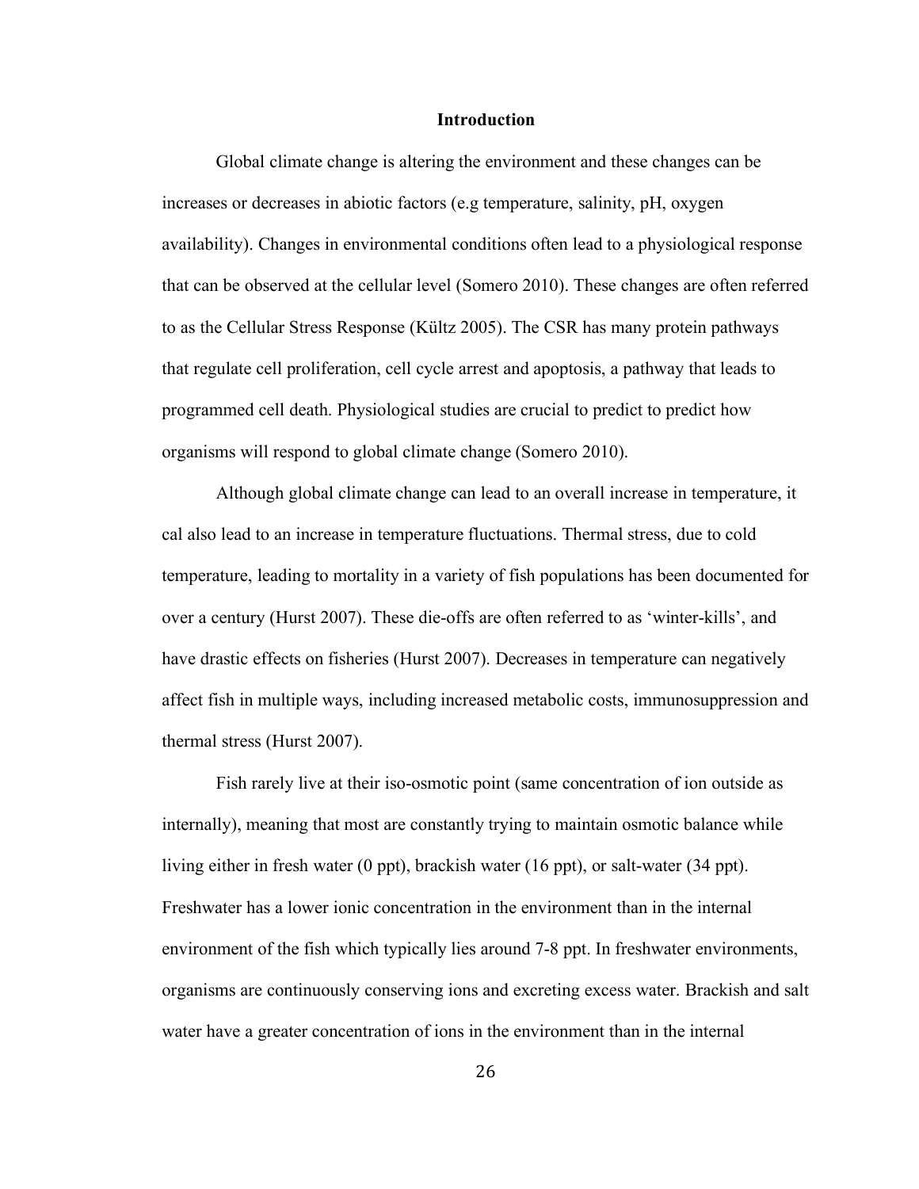## Introduction

Global climate change is altering the environment and these changes can be increases or decreases in abiotic factors (e.g temperature, salinity, pH, oxygen availability). Changes in environmental conditions often lead to a physiological response that can be observed at the cellular level (Somero 2010). These changes are often referred to as the Cellular Stress Response (Kültz 2005). The CSR has many protein pathways that regulate cell proliferation, cell cycle arrest and apoptosis, a pathway that leads to programmed cell death. Physiological studies are crucial to predict to predict how organisms will respond to global climate change (Somero 2010).

Although global climate change can lead to an overall increase in temperature, it cal also lead to an increase in temperature fluctuations. Thermal stress, due to cold temperature, leading to mortality in a variety of fish populations has been documented for over a century (Hurst 2007). These die-offs are often referred to as 'winter-kills', and have drastic effects on fisheries (Hurst 2007). Decreases in temperature can negatively affect fish in multiple ways, including increased metabolic costs, immunosuppression and thermal stress (Hurst 2007).

Fish rarely live at their iso-osmotic point (same concentration of ion outside as internally), meaning that most are constantly trying to maintain osmotic balance while living either in fresh water (0 ppt), brackish water (16 ppt), or salt-water (34 ppt). Freshwater has a lower ionic concentration in the environment than in the internal environment of the fish which typically lies around 7-8 ppt. In freshwater environments, organisms are continuously conserving ions and excreting excess water. Brackish and salt water have a greater concentration of ions in the environment than in the internal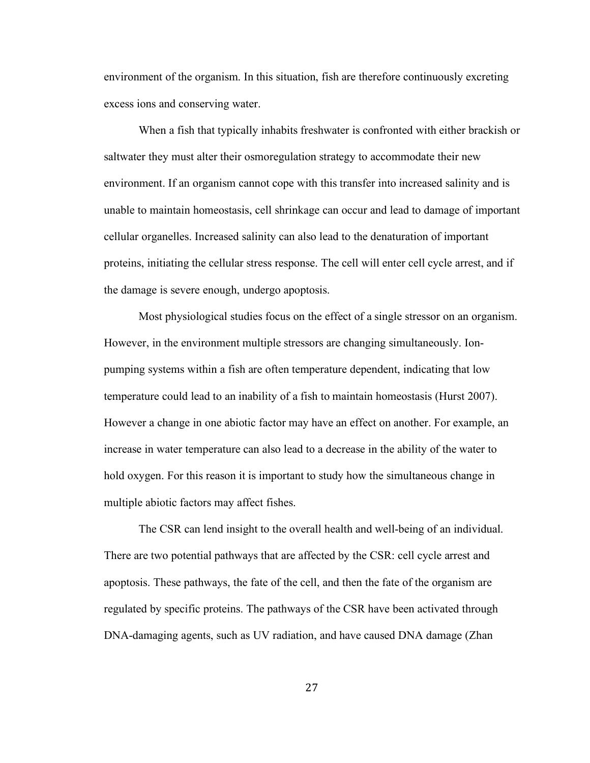environment of the organism. In this situation, fish are therefore continuously excreting excess ions and conserving water.

When a fish that typically inhabits freshwater is confronted with either brackish or saltwater they must alter their osmoregulation strategy to accommodate their new environment. If an organism cannot cope with this transfer into increased salinity and is unable to maintain homeostasis, cell shrinkage can occur and lead to damage of important cellular organelles. Increased salinity can also lead to the denaturation of important proteins, initiating the cellular stress response. The cell will enter cell cycle arrest, and if the damage is severe enough, undergo apoptosis.

Most physiological studies focus on the effect of a single stressor on an organism. However, in the environment multiple stressors are changing simultaneously. Ion-pumping systems within a fish are often temperature dependent, indicating that low temperature could lead to an inability of a fish to maintain homeostasis (Hurst 2007). However a change in one abiotic factor may have an effect on another. For example, an increase in water temperature can also lead to a decrease in the ability of the water to hold oxygen. For this reason it is important to study how the simultaneous change in multiple abiotic factors may affect fishes.

The CSR can lend insight to the overall health and well-being of an individual. There are two potential pathways that are affected by the CSR: cell cycle arrest and apoptosis. These pathways, the fate of the cell, and then the fate of the organism are regulated by specific proteins. The pathways of the CSR have been activated through DNA-damaging agents, such as UV radiation, and have caused DNA damage (Zhan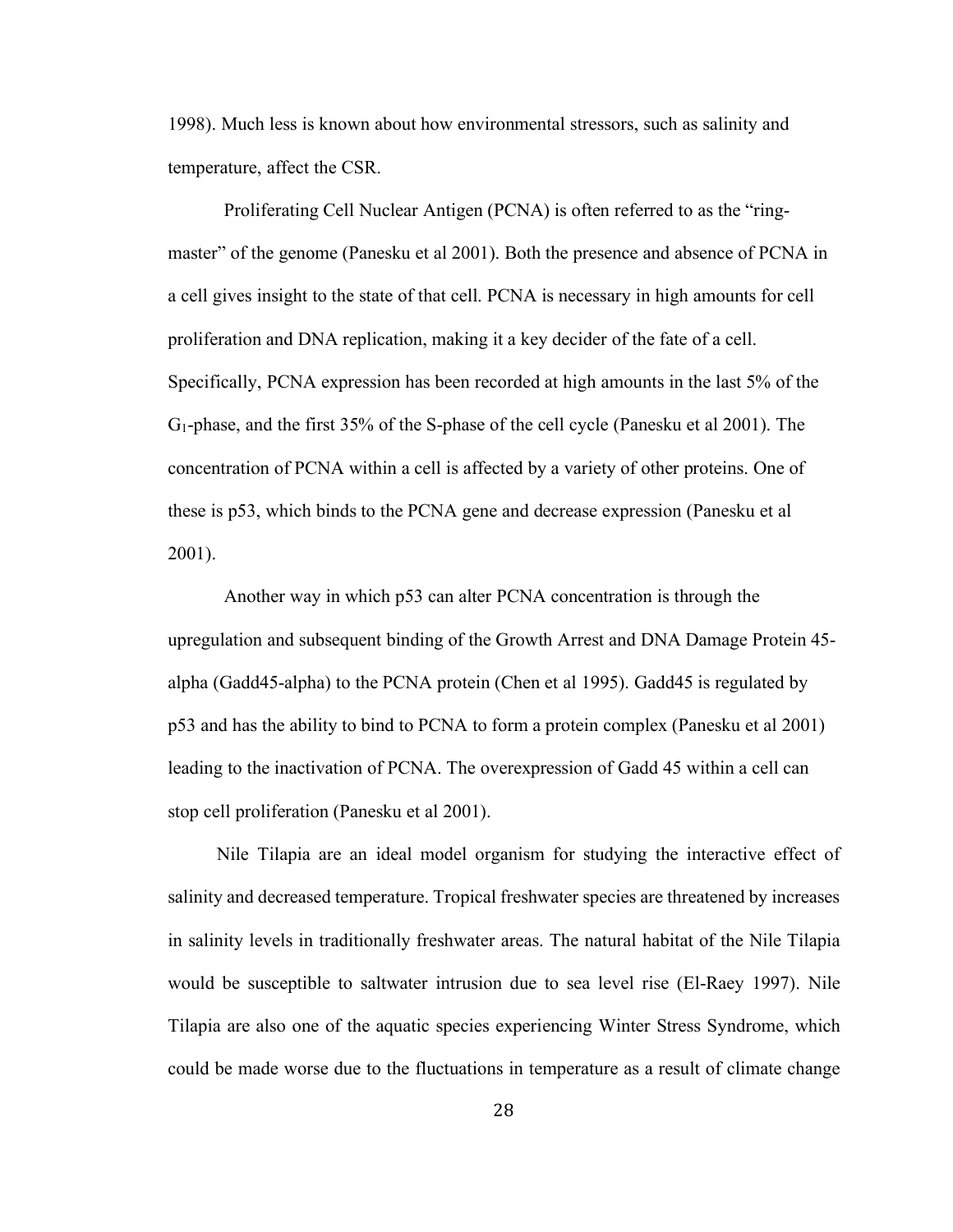1998). Much less is known about how environmental stressors, such as salinity and temperature, affect the CSR.

Proliferating Cell Nuclear Antigen (PCNA) is often referred to as the "ring-master" of the genome (Panesku et al 2001). Both the presence and absence of PCNA in a cell gives insight to the state of that cell. PCNA is necessary in high amounts for cell proliferation and DNA replication, making it a key decider of the fate of a cell. Specifically, PCNA expression has been recorded at high amounts in the last 5% of the $G_1$-phase, and the first 35% of the S-phase of the cell cycle (Panesku et al 2001). The concentration of PCNA within a cell is affected by a variety of other proteins. One of these is p53, which binds to the PCNA gene and decrease expression (Panesku et al 2001).

Another way in which p53 can alter PCNA concentration is through the upregulation and subsequent binding of the Growth Arrest and DNA Damage Protein 45-alpha (Gadd45-alpha) to the PCNA protein (Chen et al 1995). Gadd45 is regulated by p53 and has the ability to bind to PCNA to form a protein complex (Panesku et al 2001) leading to the inactivation of PCNA. The overexpression of Gadd 45 within a cell can stop cell proliferation (Panesku et al 2001).

Nile Tilapia are an ideal model organism for studying the interactive effect of salinity and decreased temperature. Tropical freshwater species are threatened by increases in salinity levels in traditionally freshwater areas. The natural habitat of the Nile Tilapia would be susceptible to saltwater intrusion due to sea level rise (El-Raey 1997). Nile Tilapia are also one of the aquatic species experiencing Winter Stress Syndrome, which could be made worse due to the fluctuations in temperature as a result of climate change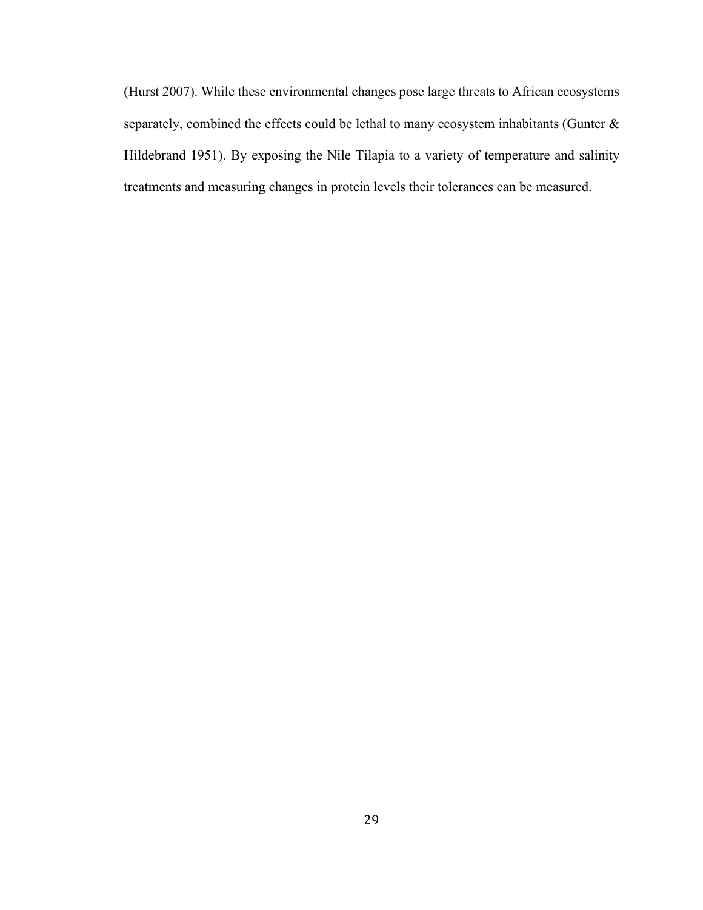(Hurst 2007). While these environmental changes pose large threats to African ecosystems separately, combined the effects could be lethal to many ecosystem inhabitants (Gunter & Hildebrand 1951). By exposing the Nile Tilapia to a variety of temperature and salinity treatments and measuring changes in protein levels their tolerances can be measured.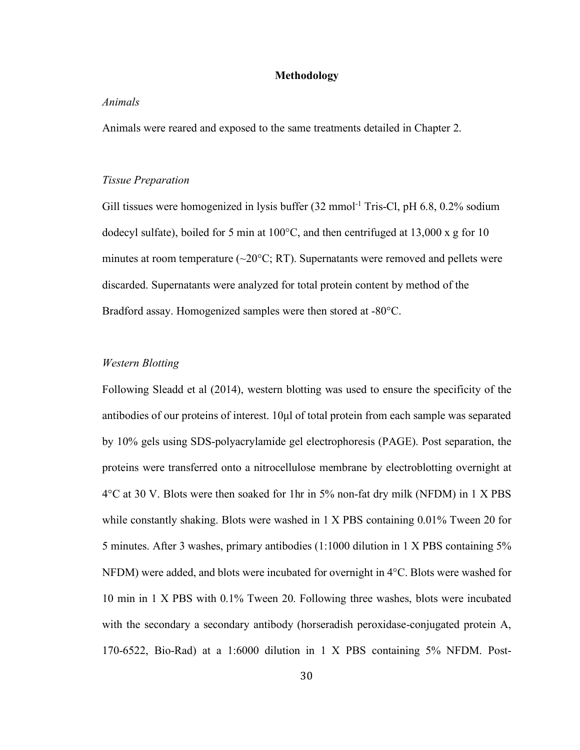## Methodology

### *Animals*

Animals were reared and exposed to the same treatments detailed in Chapter 2.

### *Tissue Preparation*

Gill tissues were homogenized in lysis buffer (32 mmol$^{-1}$ Tris-Cl, pH 6.8, 0.2% sodium dodecyl sulfate), boiled for 5 min at 100°C, and then centrifuged at 13,000 x g for 10 minutes at room temperature (~20°C; RT). Supernatants were removed and pellets were discarded. Supernatants were analyzed for total protein content by method of the Bradford assay. Homogenized samples were then stored at -80°C.

### *Western Blotting*

Following Sleadd et al (2014), western blotting was used to ensure the specificity of the antibodies of our proteins of interest. 10μl of total protein from each sample was separated by 10% gels using SDS-polyacrylamide gel electrophoresis (PAGE). Post separation, the proteins were transferred onto a nitrocellulose membrane by electroblotting overnight at 4°C at 30 V. Blots were then soaked for 1hr in 5% non-fat dry milk (NFDM) in 1 X PBS while constantly shaking. Blots were washed in 1 X PBS containing 0.01% Tween 20 for 5 minutes. After 3 washes, primary antibodies (1:1000 dilution in 1 X PBS containing 5% NFDM) were added, and blots were incubated for overnight in 4°C. Blots were washed for 10 min in 1 X PBS with 0.1% Tween 20. Following three washes, blots were incubated with the secondary a secondary antibody (horseradish peroxidase-conjugated protein A, 170-6522, Bio-Rad) at a 1:6000 dilution in 1 X PBS containing 5% NFDM. Post-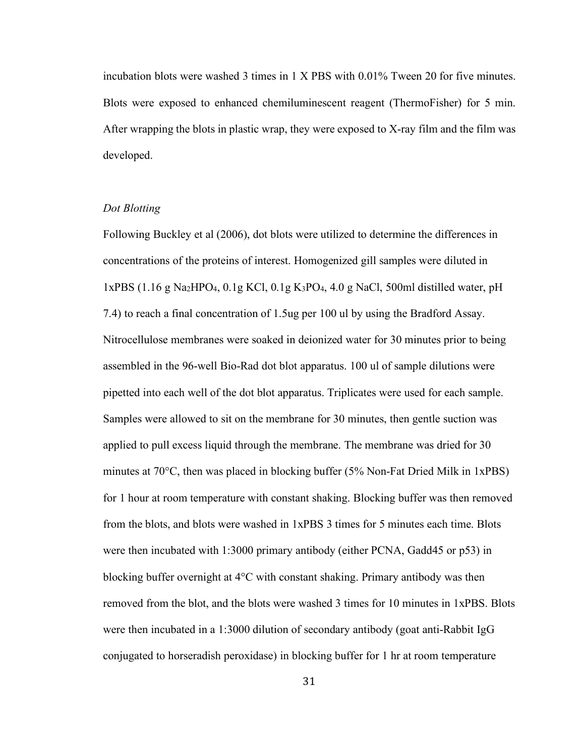incubation blots were washed 3 times in 1 X PBS with 0.01% Tween 20 for five minutes. Blots were exposed to enhanced chemiluminescent reagent (ThermoFisher) for 5 min. After wrapping the blots in plastic wrap, they were exposed to X-ray film and the film was developed.

### *Dot Blotting*

Following Buckley et al (2006), dot blots were utilized to determine the differences in concentrations of the proteins of interest. Homogenized gill samples were diluted in 1xPBS (1.16 g $Na_2HPO_4$, 0.1g KCl, 0.1g $K_3PO_4$, 4.0 g NaCl, 500ml distilled water, pH 7.4) to reach a final concentration of 1.5ug per 100 ul by using the Bradford Assay. Nitrocellulose membranes were soaked in deionized water for 30 minutes prior to being assembled in the 96-well Bio-Rad dot blot apparatus. 100 ul of sample dilutions were pipetted into each well of the dot blot apparatus. Triplicates were used for each sample. Samples were allowed to sit on the membrane for 30 minutes, then gentle suction was applied to pull excess liquid through the membrane. The membrane was dried for 30 minutes at 70°C, then was placed in blocking buffer (5% Non-Fat Dried Milk in 1xPBS) for 1 hour at room temperature with constant shaking. Blocking buffer was then removed from the blots, and blots were washed in 1xPBS 3 times for 5 minutes each time. Blots were then incubated with 1:3000 primary antibody (either PCNA, Gadd45 or p53) in blocking buffer overnight at 4°C with constant shaking. Primary antibody was then removed from the blot, and the blots were washed 3 times for 10 minutes in 1xPBS. Blots were then incubated in a 1:3000 dilution of secondary antibody (goat anti-Rabbit IgG conjugated to horseradish peroxidase) in blocking buffer for 1 hr at room temperature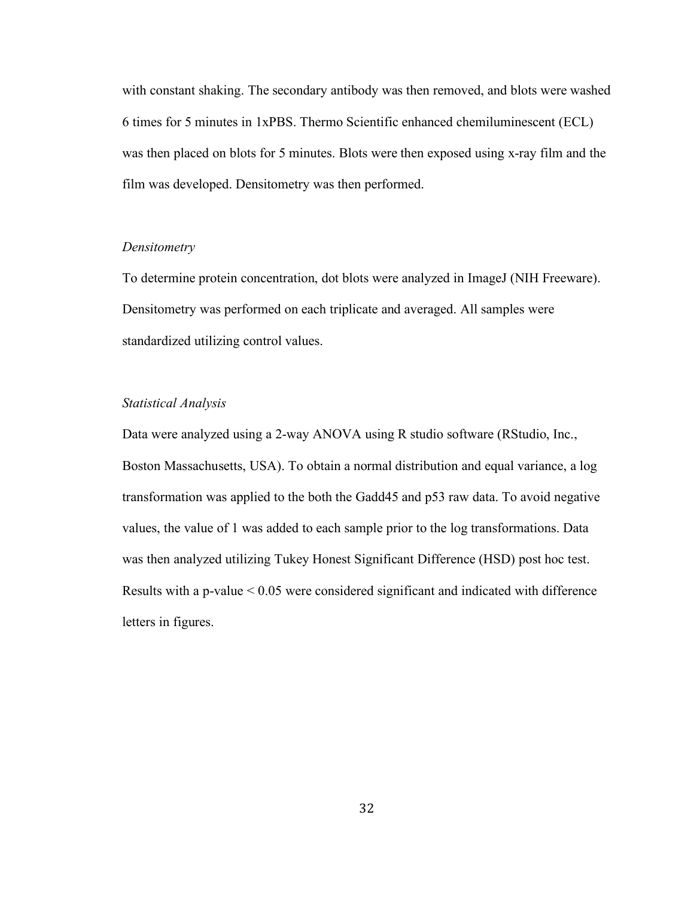with constant shaking. The secondary antibody was then removed, and blots were washed 6 times for 5 minutes in 1xPBS. Thermo Scientific enhanced chemiluminescent (ECL) was then placed on blots for 5 minutes. Blots were then exposed using x-ray film and the film was developed. Densitometry was then performed.

### *Densitometry*

To determine protein concentration, dot blots were analyzed in ImageJ (NIH Freeware). Densitometry was performed on each triplicate and averaged. All samples were standardized utilizing control values.

### *Statistical Analysis*

Data were analyzed using a 2-way ANOVA using R studio software (RStudio, Inc., Boston Massachusetts, USA). To obtain a normal distribution and equal variance, a log transformation was applied to the both the Gadd45 and p53 raw data. To avoid negative values, the value of 1 was added to each sample prior to the log transformations. Data was then analyzed utilizing Tukey Honest Significant Difference (HSD) post hoc test. Results with a p-value $< 0.05$ were considered significant and indicated with difference letters in figures.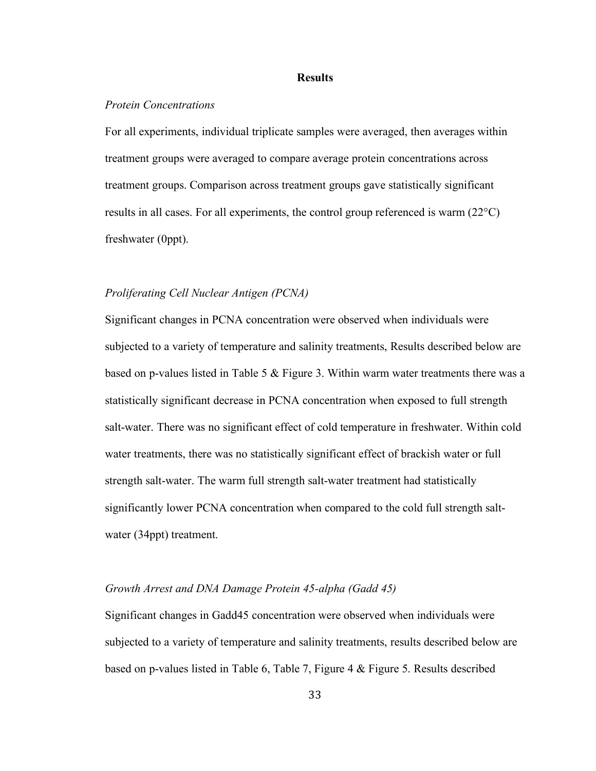## Results

*Protein Concentrations*

For all experiments, individual triplicate samples were averaged, then averages within treatment groups were averaged to compare average protein concentrations across treatment groups. Comparison across treatment groups gave statistically significant results in all cases. For all experiments, the control group referenced is warm (22°C) freshwater (0ppt).

*Proliferating Cell Nuclear Antigen (PCNA)*

Significant changes in PCNA concentration were observed when individuals were subjected to a variety of temperature and salinity treatments, Results described below are based on p-values listed in Table 5 & Figure 3. Within warm water treatments there was a statistically significant decrease in PCNA concentration when exposed to full strength salt-water. There was no significant effect of cold temperature in freshwater. Within cold water treatments, there was no statistically significant effect of brackish water or full strength salt-water. The warm full strength salt-water treatment had statistically significantly lower PCNA concentration when compared to the cold full strength salt-water (34ppt) treatment.

*Growth Arrest and DNA Damage Protein 45-alpha (Gadd 45)*

Significant changes in Gadd45 concentration were observed when individuals were subjected to a variety of temperature and salinity treatments, results described below are based on p-values listed in Table 6, Table 7, Figure 4 & Figure 5. Results described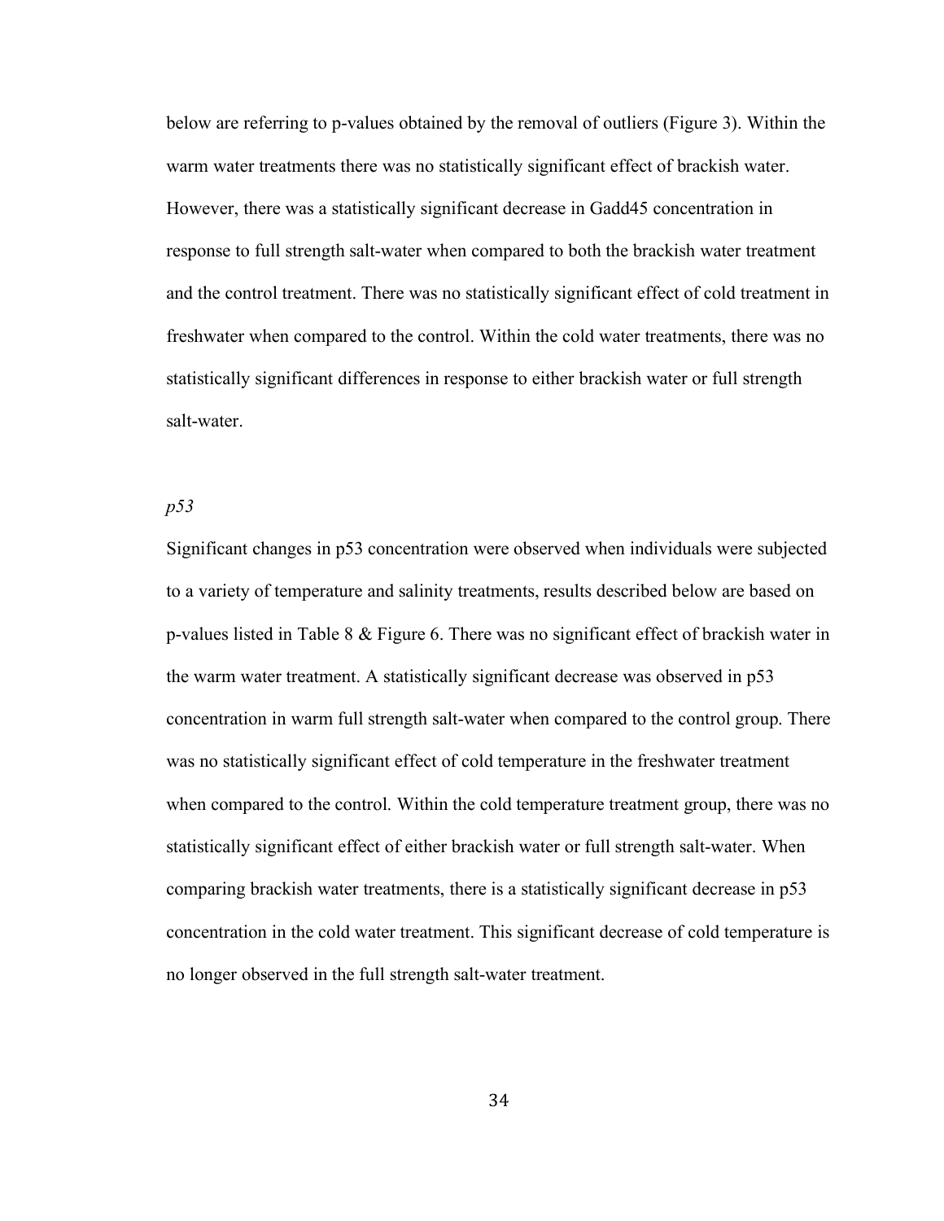below are referring to p-values obtained by the removal of outliers (Figure 3). Within the warm water treatments there was no statistically significant effect of brackish water. However, there was a statistically significant decrease in Gadd45 concentration in response to full strength salt-water when compared to both the brackish water treatment and the control treatment. There was no statistically significant effect of cold treatment in freshwater when compared to the control. Within the cold water treatments, there was no statistically significant differences in response to either brackish water or full strength salt-water.

### *p53*

Significant changes in p53 concentration were observed when individuals were subjected to a variety of temperature and salinity treatments, results described below are based on p-values listed in Table 8 & Figure 6. There was no significant effect of brackish water in the warm water treatment. A statistically significant decrease was observed in p53 concentration in warm full strength salt-water when compared to the control group. There was no statistically significant effect of cold temperature in the freshwater treatment when compared to the control. Within the cold temperature treatment group, there was no statistically significant effect of either brackish water or full strength salt-water. When comparing brackish water treatments, there is a statistically significant decrease in p53 concentration in the cold water treatment. This significant decrease of cold temperature is no longer observed in the full strength salt-water treatment.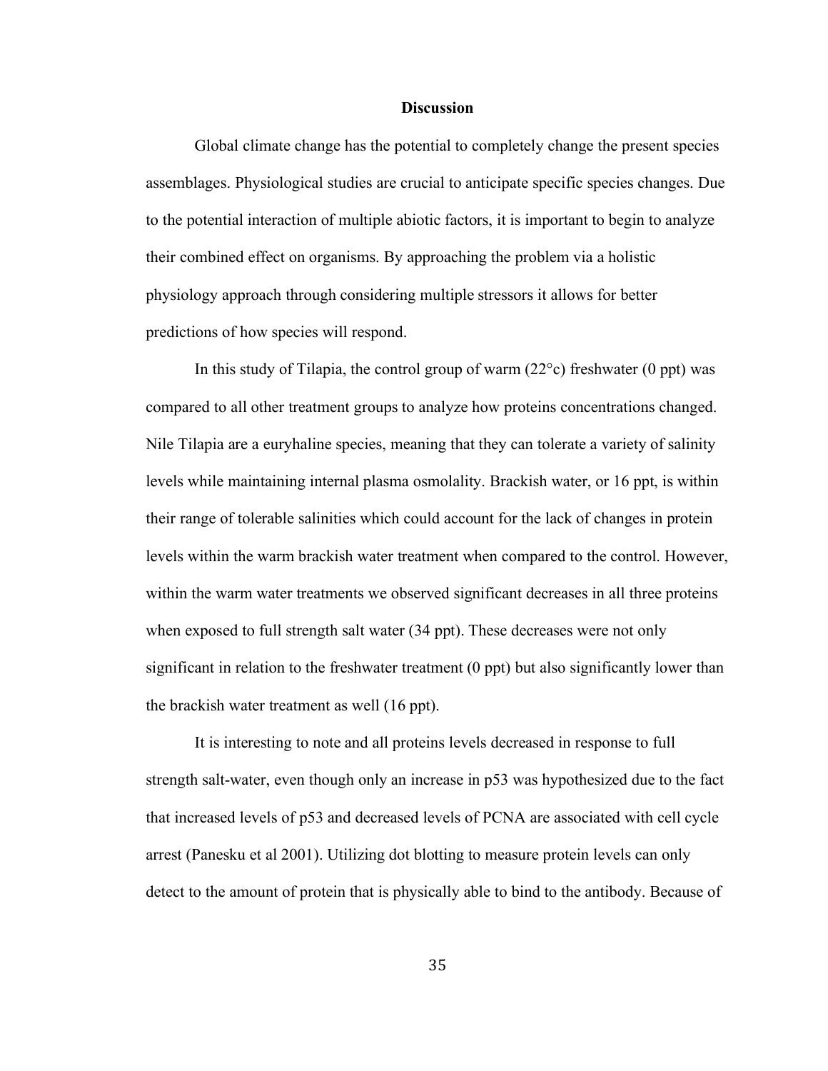# Discussion

Global climate change has the potential to completely change the present species assemblages. Physiological studies are crucial to anticipate specific species changes. Due to the potential interaction of multiple abiotic factors, it is important to begin to analyze their combined effect on organisms. By approaching the problem via a holistic physiology approach through considering multiple stressors it allows for better predictions of how species will respond.

In this study of Tilapia, the control group of warm (22°c) freshwater (0 ppt) was compared to all other treatment groups to analyze how proteins concentrations changed. Nile Tilapia are a euryhaline species, meaning that they can tolerate a variety of salinity levels while maintaining internal plasma osmolality. Brackish water, or 16 ppt, is within their range of tolerable salinities which could account for the lack of changes in protein levels within the warm brackish water treatment when compared to the control. However, within the warm water treatments we observed significant decreases in all three proteins when exposed to full strength salt water (34 ppt). These decreases were not only significant in relation to the freshwater treatment (0 ppt) but also significantly lower than the brackish water treatment as well (16 ppt).

It is interesting to note and all proteins levels decreased in response to full strength salt-water, even though only an increase in p53 was hypothesized due to the fact that increased levels of p53 and decreased levels of PCNA are associated with cell cycle arrest (Panesku et al 2001). Utilizing dot blotting to measure protein levels can only detect to the amount of protein that is physically able to bind to the antibody. Because of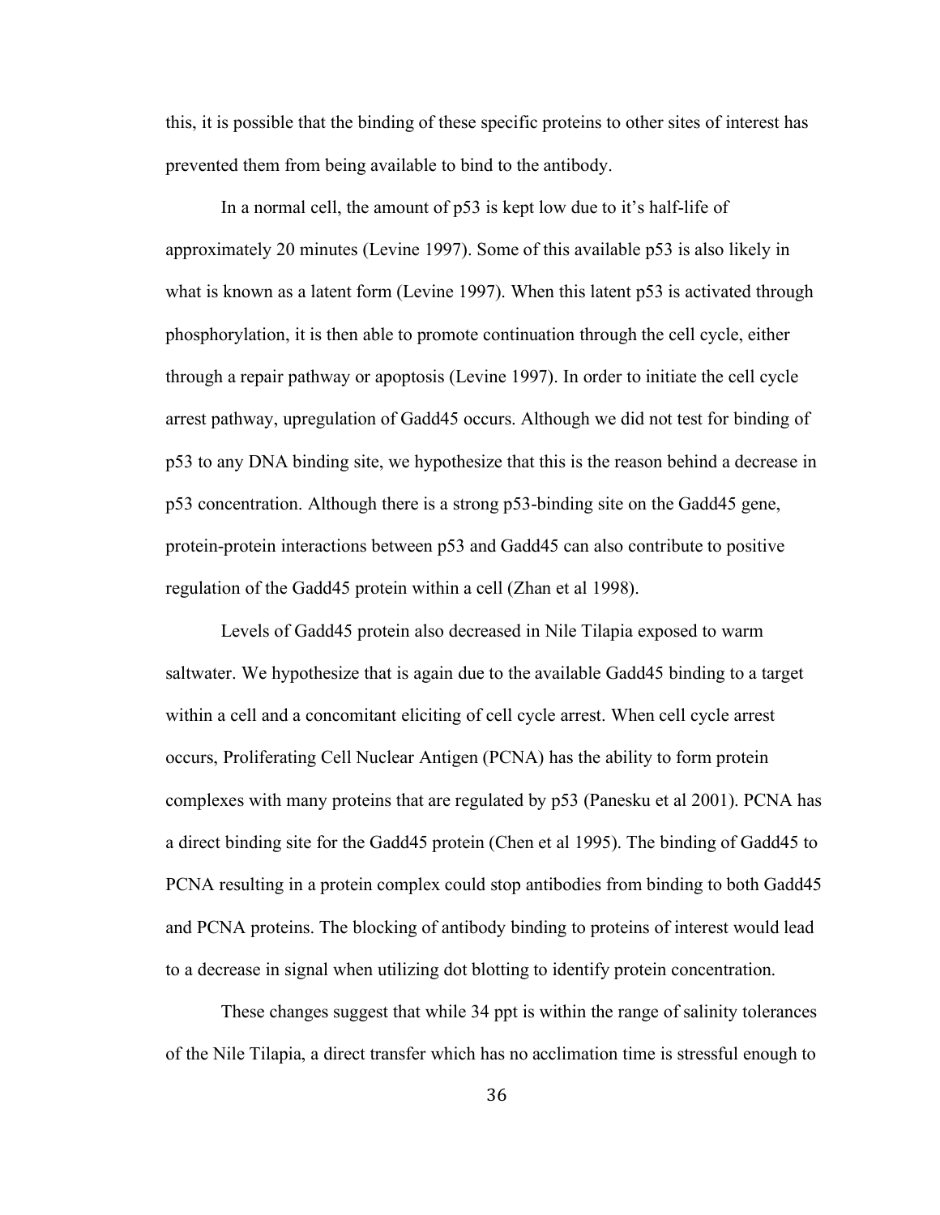this, it is possible that the binding of these specific proteins to other sites of interest has prevented them from being available to bind to the antibody.

In a normal cell, the amount of p53 is kept low due to it's half-life of approximately 20 minutes (Levine 1997). Some of this available p53 is also likely in what is known as a latent form (Levine 1997). When this latent p53 is activated through phosphorylation, it is then able to promote continuation through the cell cycle, either through a repair pathway or apoptosis (Levine 1997). In order to initiate the cell cycle arrest pathway, upregulation of Gadd45 occurs. Although we did not test for binding of p53 to any DNA binding site, we hypothesize that this is the reason behind a decrease in p53 concentration. Although there is a strong p53-binding site on the Gadd45 gene, protein-protein interactions between p53 and Gadd45 can also contribute to positive regulation of the Gadd45 protein within a cell (Zhan et al 1998).

Levels of Gadd45 protein also decreased in Nile Tilapia exposed to warm saltwater. We hypothesize that is again due to the available Gadd45 binding to a target within a cell and a concomitant eliciting of cell cycle arrest. When cell cycle arrest occurs, Proliferating Cell Nuclear Antigen (PCNA) has the ability to form protein complexes with many proteins that are regulated by p53 (Panesku et al 2001). PCNA has a direct binding site for the Gadd45 protein (Chen et al 1995). The binding of Gadd45 to PCNA resulting in a protein complex could stop antibodies from binding to both Gadd45 and PCNA proteins. The blocking of antibody binding to proteins of interest would lead to a decrease in signal when utilizing dot blotting to identify protein concentration.

These changes suggest that while 34 ppt is within the range of salinity tolerances of the Nile Tilapia, a direct transfer which has no acclimation time is stressful enough to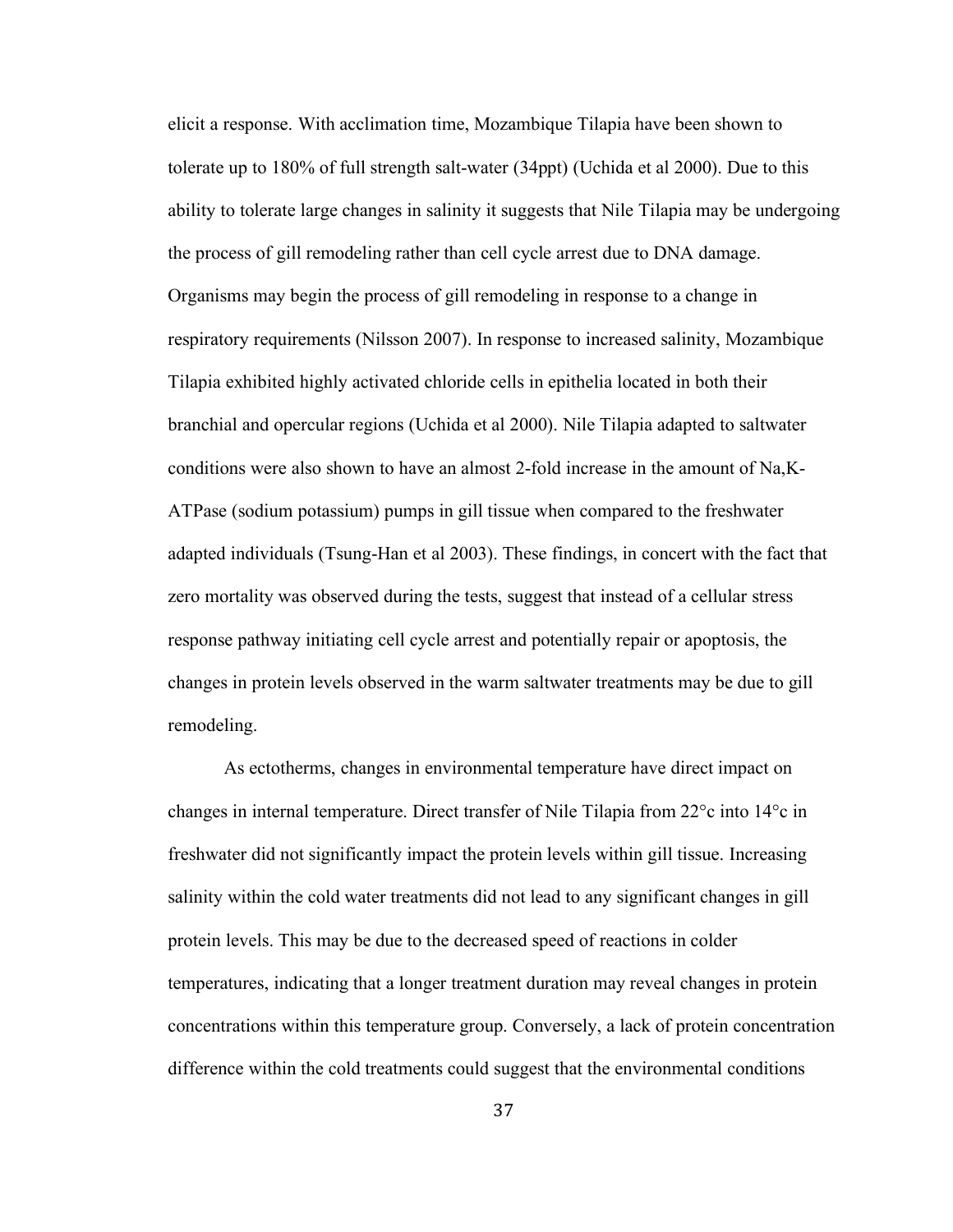elicit a response. With acclimation time, Mozambique Tilapia have been shown to tolerate up to 180% of full strength salt-water (34ppt) (Uchida et al 2000). Due to this ability to tolerate large changes in salinity it suggests that Nile Tilapia may be undergoing the process of gill remodeling rather than cell cycle arrest due to DNA damage. Organisms may begin the process of gill remodeling in response to a change in respiratory requirements (Nilsson 2007). In response to increased salinity, Mozambique Tilapia exhibited highly activated chloride cells in epithelia located in both their branchial and opercular regions (Uchida et al 2000). Nile Tilapia adapted to saltwater conditions were also shown to have an almost 2-fold increase in the amount of Na,K-ATPase (sodium potassium) pumps in gill tissue when compared to the freshwater adapted individuals (Tsung-Han et al 2003). These findings, in concert with the fact that zero mortality was observed during the tests, suggest that instead of a cellular stress response pathway initiating cell cycle arrest and potentially repair or apoptosis, the changes in protein levels observed in the warm saltwater treatments may be due to gill remodeling.

As ectotherms, changes in environmental temperature have direct impact on changes in internal temperature. Direct transfer of Nile Tilapia from 22°c into 14°c in freshwater did not significantly impact the protein levels within gill tissue. Increasing salinity within the cold water treatments did not lead to any significant changes in gill protein levels. This may be due to the decreased speed of reactions in colder temperatures, indicating that a longer treatment duration may reveal changes in protein concentrations within this temperature group. Conversely, a lack of protein concentration difference within the cold treatments could suggest that the environmental conditions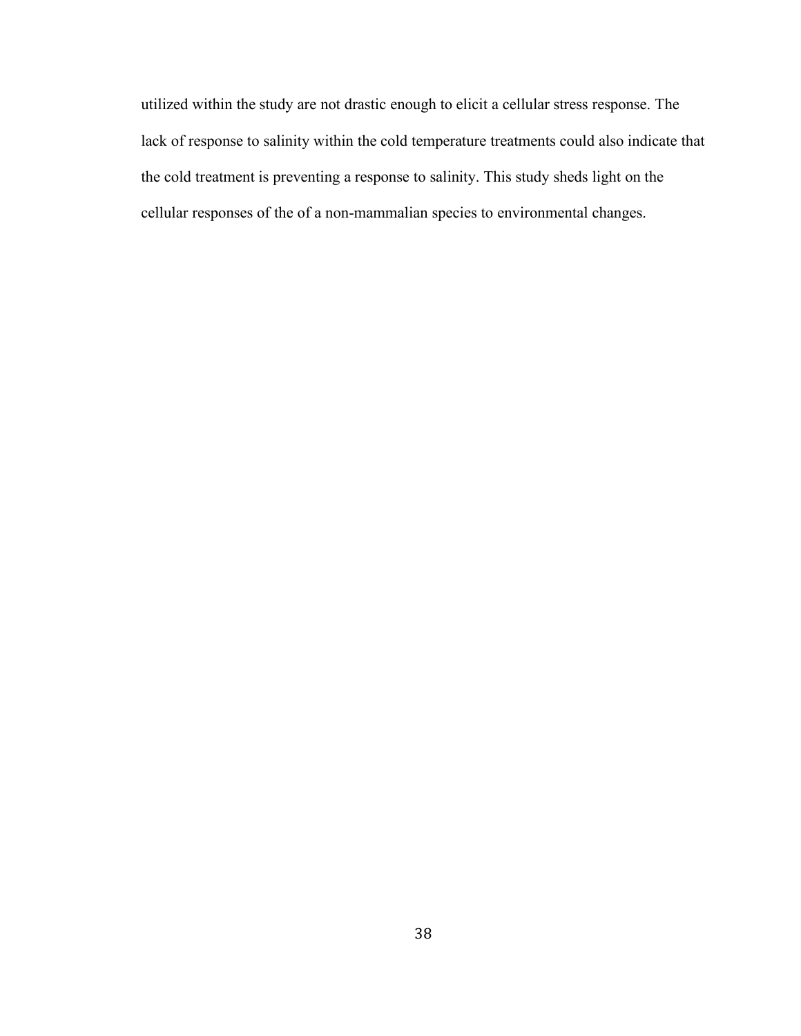utilized within the study are not drastic enough to elicit a cellular stress response. The lack of response to salinity within the cold temperature treatments could also indicate that the cold treatment is preventing a response to salinity. This study sheds light on the cellular responses of the of a non-mammalian species to environmental changes.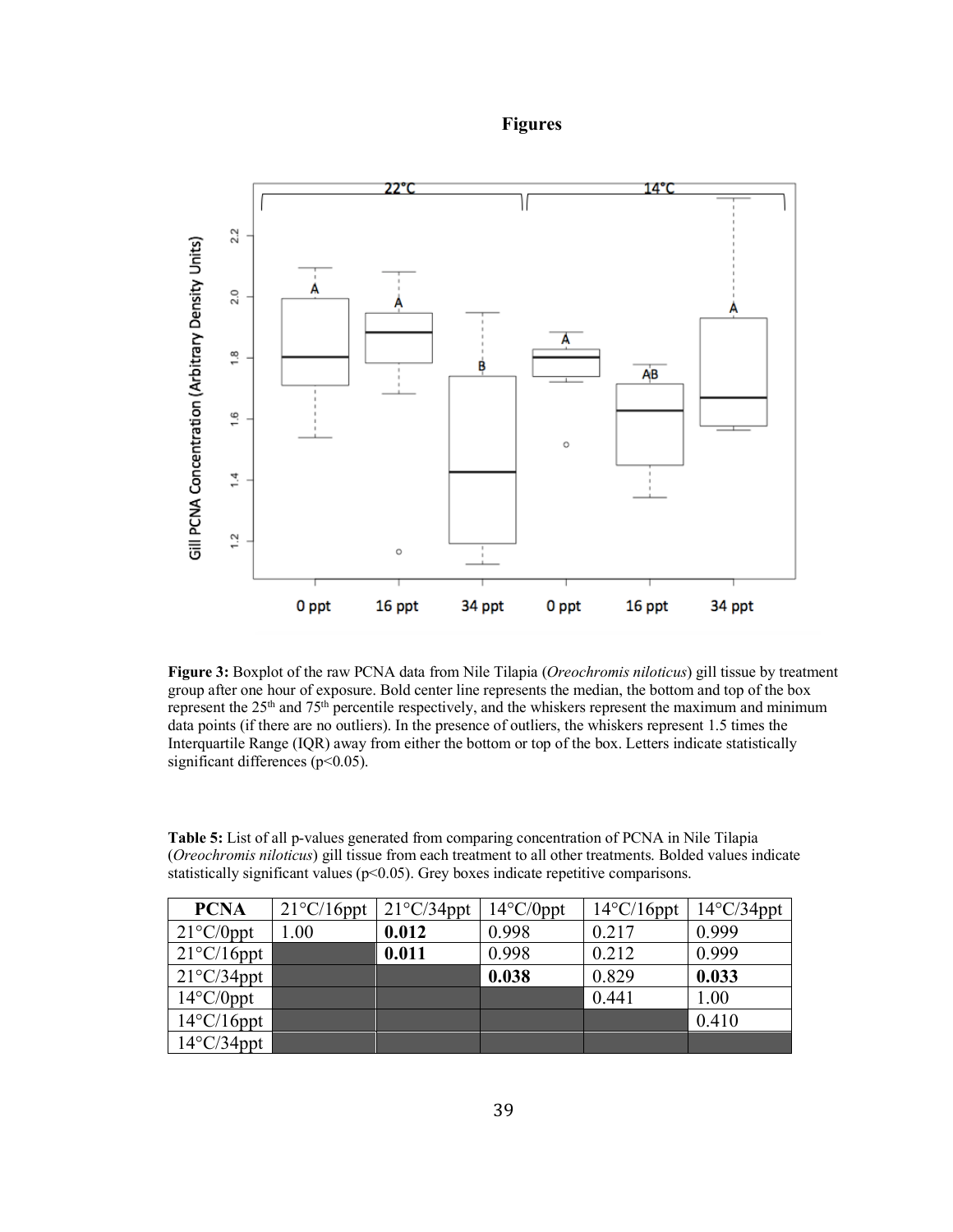# Figures

**Figure 3:** Boxplot of the raw PCNA data from Nile Tilapia (*Oreochromis niloticus*) gill tissue by treatment group after one hour of exposure. Bold center line represents the median, the bottom and top of the box represent the 25[th] and 75[th] percentile respectively, and the whiskers represent the maximum and minimum data points (if there are no outliers). In the presence of outliers, the whiskers represent 1.5 times the Interquartile Range (IQR) away from either the bottom or top of the box. Letters indicate statistically significant differences ($p<0.05$).

**Table 5:** List of all p-values generated from comparing concentration of PCNA in Nile Tilapia (*Oreochromis niloticus*) gill tissue from each treatment to all other treatments. Bolded values indicate statistically significant values ($p<0.05$). Grey boxes indicate repetitive comparisons.

| PCNA | 21°C/16ppt | 21°C/34ppt | 14°C/0ppt | 14°C/16ppt | 14°C/34ppt |
|---|---|---|---|---|---|
| 21°C/0ppt | 1.00 | **0.012** | 0.998 | 0.217 | 0.999 |
| 21°C/16ppt | | **0.011** | 0.998 | 0.212 | 0.999 |
| 21°C/34ppt | | | **0.038** | 0.829 | **0.033** |
| 14°C/0ppt | | | | 0.441 | 1.00 |
| 14°C/16ppt | | | | | 0.410 |
| 14°C/34ppt | | | | | |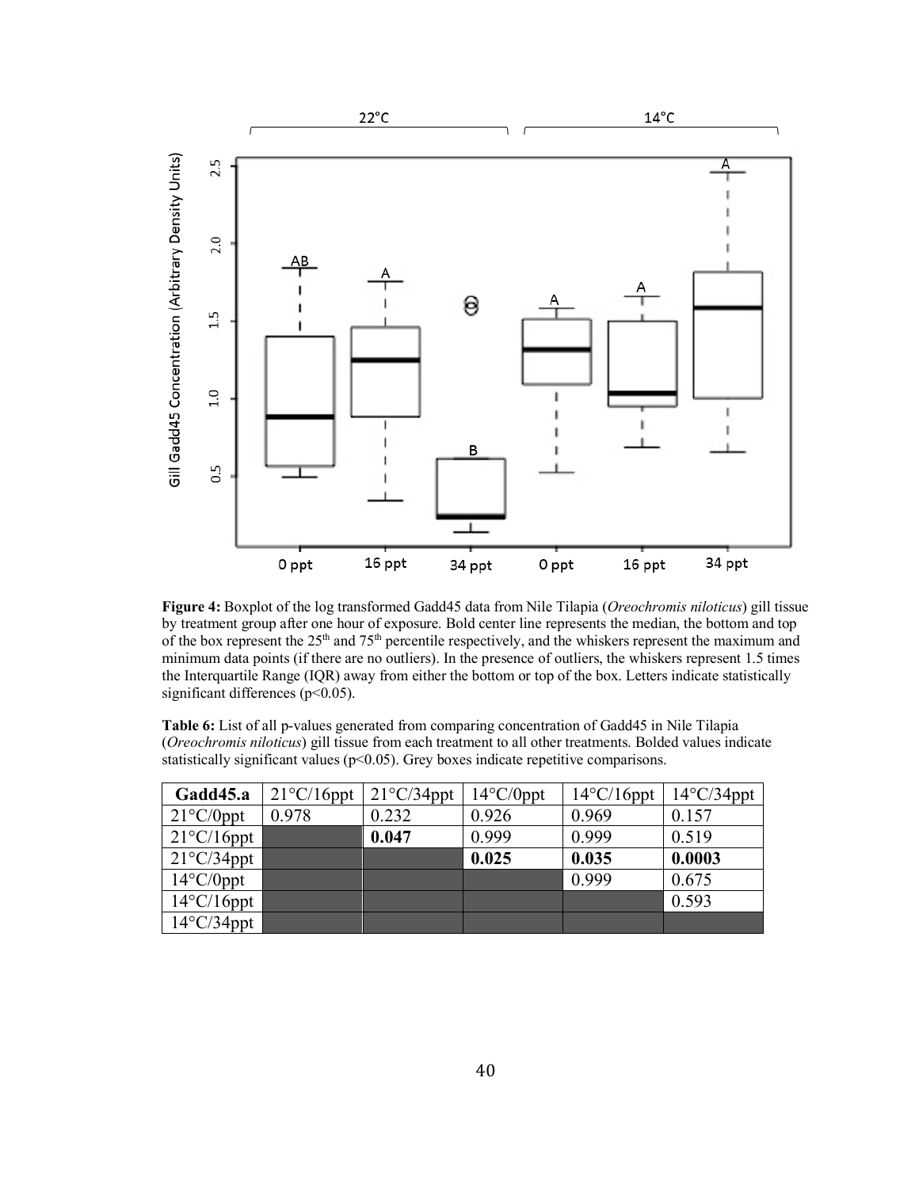**Figure 4:** Boxplot of the log transformed Gadd45 data from Nile Tilapia (*Oreochromis niloticus*) gill tissue by treatment group after one hour of exposure. Bold center line represents the median, the bottom and top of the box represent the 25th and 75th percentile respectively, and the whiskers represent the maximum and minimum data points (if there are no outliers). In the presence of outliers, the whiskers represent 1.5 times the Interquartile Range (IQR) away from either the bottom or top of the box. Letters indicate statistically significant differences ($p<0.05$).

**Table 6:** List of all p-values generated from comparing concentration of Gadd45 in Nile Tilapia (*Oreochromis niloticus*) gill tissue from each treatment to all other treatments. Bolded values indicate statistically significant values ($p<0.05$). Grey boxes indicate repetitive comparisons.

| Gadd45.a | 21°C/16ppt | 21°C/34ppt | 14°C/0ppt | 14°C/16ppt | 14°C/34ppt |
|---|---|---|---|---|---|
| 21°C/0ppt | 0.978 | 0.232 | 0.926 | 0.969 | 0.157 |
| 21°C/16ppt | | **0.047** | 0.999 | 0.999 | 0.519 |
| 21°C/34ppt | | | **0.025** | **0.035** | **0.0003** |
| 14°C/0ppt | | | | 0.999 | 0.675 |
| 14°C/16ppt | | | | | 0.593 |
| 14°C/34ppt | | | | | |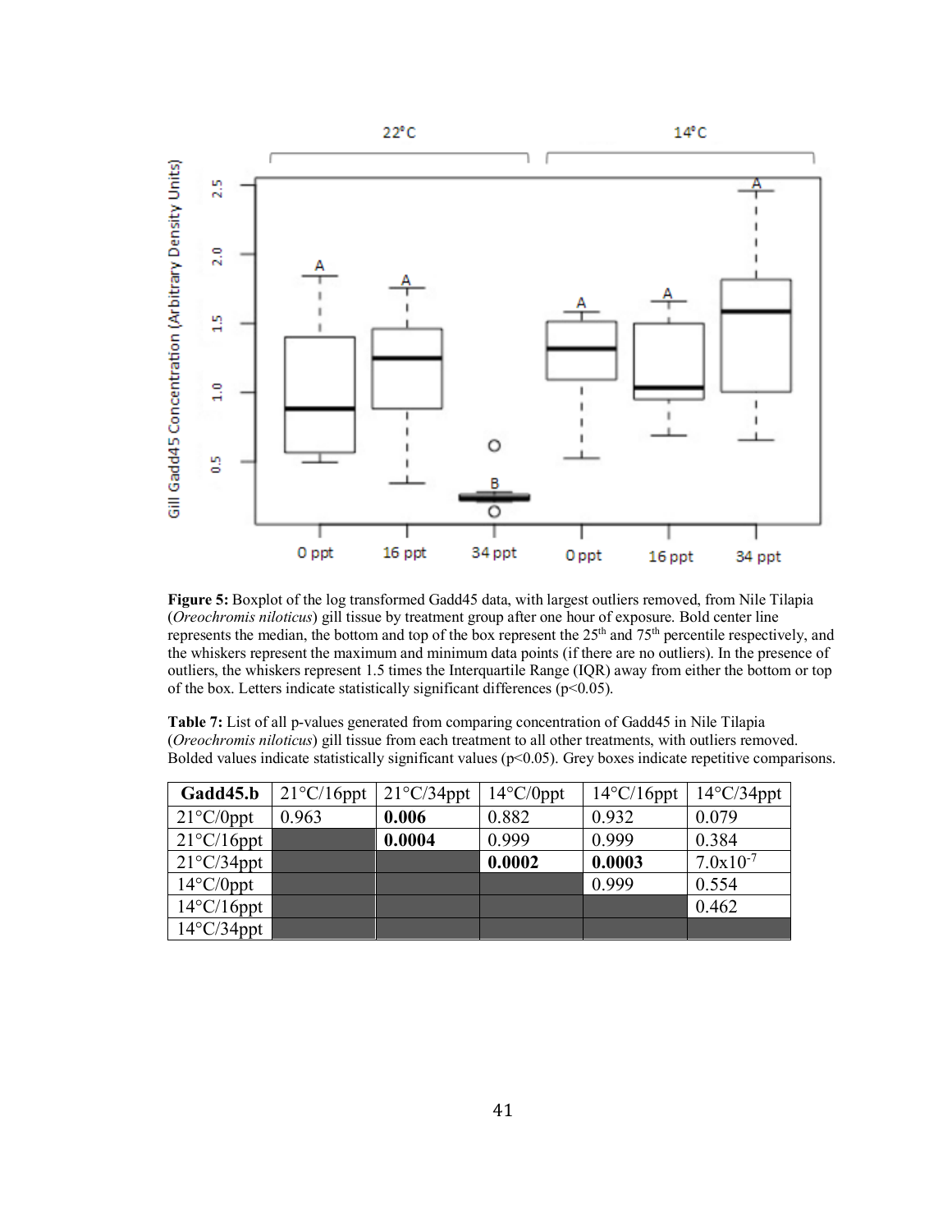**Figure 5:** Boxplot of the log transformed Gadd45 data, with largest outliers removed, from Nile Tilapia (*Oreochromis niloticus*) gill tissue by treatment group after one hour of exposure. Bold center line represents the median, the bottom and top of the box represent the 25th and 75th percentile respectively, and the whiskers represent the maximum and minimum data points (if there are no outliers). In the presence of outliers, the whiskers represent 1.5 times the Interquartile Range (IQR) away from either the bottom or top of the box. Letters indicate statistically significant differences ($p<0.05$).

**Table 7:** List of all p-values generated from comparing concentration of Gadd45 in Nile Tilapia (*Oreochromis niloticus*) gill tissue from each treatment to all other treatments, with outliers removed. Bolded values indicate statistically significant values ($p<0.05$). Grey boxes indicate repetitive comparisons.

| **Gadd45.b** | 21°C/16ppt | 21°C/34ppt | 14°C/0ppt | 14°C/16ppt | 14°C/34ppt |
|---|---|---|---|---|---|
| 21°C/0ppt | 0.963 | **0.006** | 0.882 | 0.932 | 0.079 |
| 21°C/16ppt | | **0.0004** | 0.999 | 0.999 | 0.384 |
| 21°C/34ppt | | | **0.0002** | **0.0003** | $7.0\text{x}10^{-7}$ |
| 14°C/0ppt | | | | 0.999 | 0.554 |
| 14°C/16ppt | | | | | 0.462 |
| 14°C/34ppt | | | | | |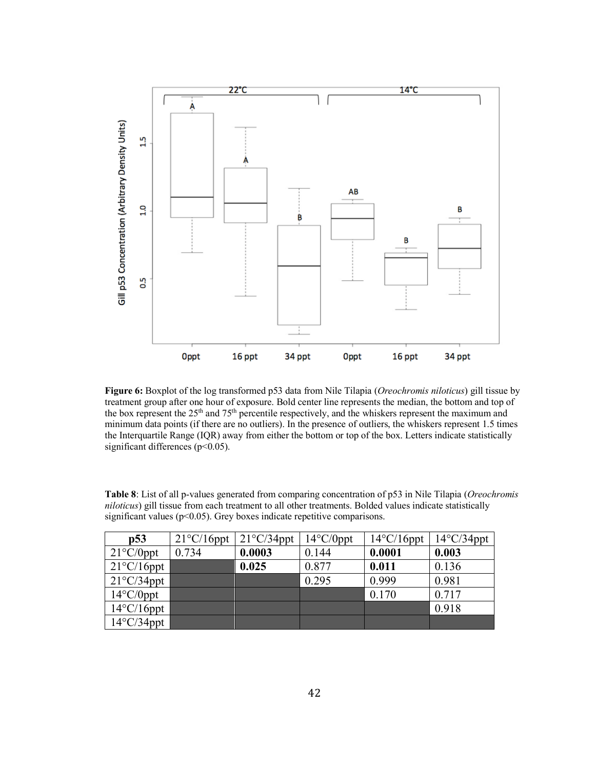**Figure 6:** Boxplot of the log transformed p53 data from Nile Tilapia (*Oreochromis niloticus*) gill tissue by treatment group after one hour of exposure. Bold center line represents the median, the bottom and top of the box represent the 25th and 75th percentile respectively, and the whiskers represent the maximum and minimum data points (if there are no outliers). In the presence of outliers, the whiskers represent 1.5 times the Interquartile Range (IQR) away from either the bottom or top of the box. Letters indicate statistically significant differences ($p<0.05$).

**Table 8**: List of all p-values generated from comparing concentration of p53 in Nile Tilapia (*Oreochromis niloticus*) gill tissue from each treatment to all other treatments. Bolded values indicate statistically significant values ($p<0.05$). Grey boxes indicate repetitive comparisons.

| p53 | 21°C/16ppt | 21°C/34ppt | 14°C/0ppt | 14°C/16ppt | 14°C/34ppt |
|---|---|---|---|---|---|
| 21°C/0ppt | 0.734 | **0.0003** | 0.144 | **0.0001** | **0.003** |
| 21°C/16ppt | | **0.025** | 0.877 | **0.011** | 0.136 |
| 21°C/34ppt | | | 0.295 | 0.999 | 0.981 |
| 14°C/0ppt | | | | 0.170 | 0.717 |
| 14°C/16ppt | | | | | 0.918 |
| 14°C/34ppt | | | | | |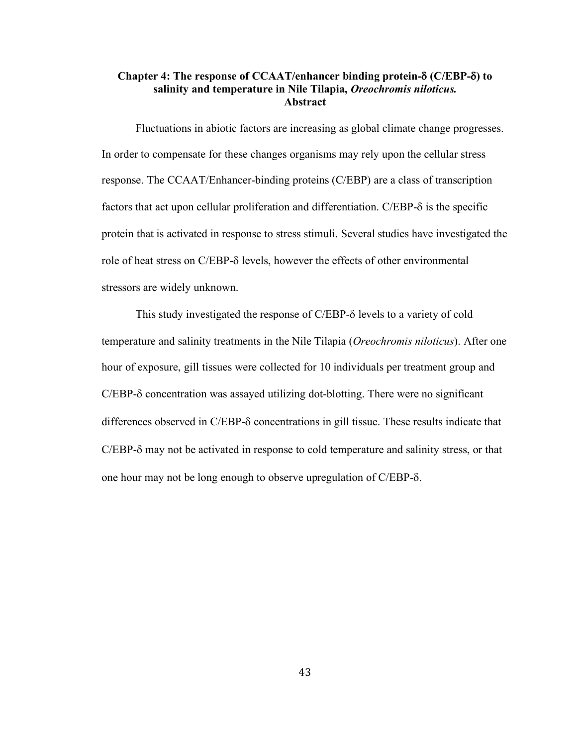## Chapter 4: The response of CCAAT/enhancer binding protein-δ (C/EBP-δ) to salinity and temperature in Nile Tilapia, *Oreochromis niloticus.*

### Abstract

Fluctuations in abiotic factors are increasing as global climate change progresses. In order to compensate for these changes organisms may rely upon the cellular stress response. The CCAAT/Enhancer-binding proteins (C/EBP) are a class of transcription factors that act upon cellular proliferation and differentiation. C/EBP-δ is the specific protein that is activated in response to stress stimuli. Several studies have investigated the role of heat stress on C/EBP-δ levels, however the effects of other environmental stressors are widely unknown.

This study investigated the response of C/EBP-δ levels to a variety of cold temperature and salinity treatments in the Nile Tilapia (*Oreochromis niloticus*). After one hour of exposure, gill tissues were collected for 10 individuals per treatment group and C/EBP-δ concentration was assayed utilizing dot-blotting. There were no significant differences observed in C/EBP-δ concentrations in gill tissue. These results indicate that C/EBP-δ may not be activated in response to cold temperature and salinity stress, or that one hour may not be long enough to observe upregulation of C/EBP-δ.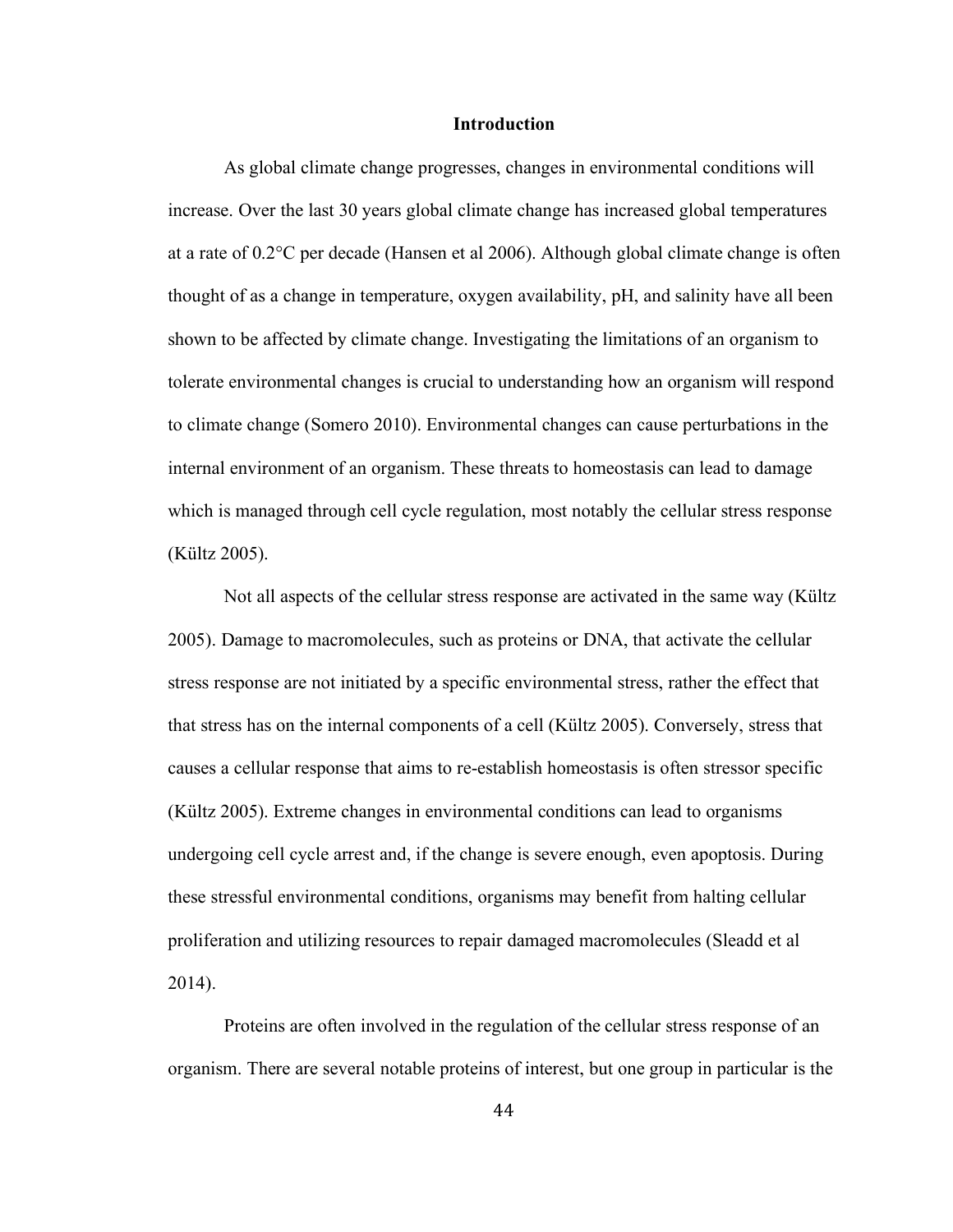# Introduction

As global climate change progresses, changes in environmental conditions will increase. Over the last 30 years global climate change has increased global temperatures at a rate of 0.2°C per decade (Hansen et al 2006). Although global climate change is often thought of as a change in temperature, oxygen availability, pH, and salinity have all been shown to be affected by climate change. Investigating the limitations of an organism to tolerate environmental changes is crucial to understanding how an organism will respond to climate change (Somero 2010). Environmental changes can cause perturbations in the internal environment of an organism. These threats to homeostasis can lead to damage which is managed through cell cycle regulation, most notably the cellular stress response (Kültz 2005).

Not all aspects of the cellular stress response are activated in the same way (Kültz 2005). Damage to macromolecules, such as proteins or DNA, that activate the cellular stress response are not initiated by a specific environmental stress, rather the effect that that stress has on the internal components of a cell (Kültz 2005). Conversely, stress that causes a cellular response that aims to re-establish homeostasis is often stressor specific (Kültz 2005). Extreme changes in environmental conditions can lead to organisms undergoing cell cycle arrest and, if the change is severe enough, even apoptosis. During these stressful environmental conditions, organisms may benefit from halting cellular proliferation and utilizing resources to repair damaged macromolecules (Sleadd et al 2014).

Proteins are often involved in the regulation of the cellular stress response of an organism. There are several notable proteins of interest, but one group in particular is the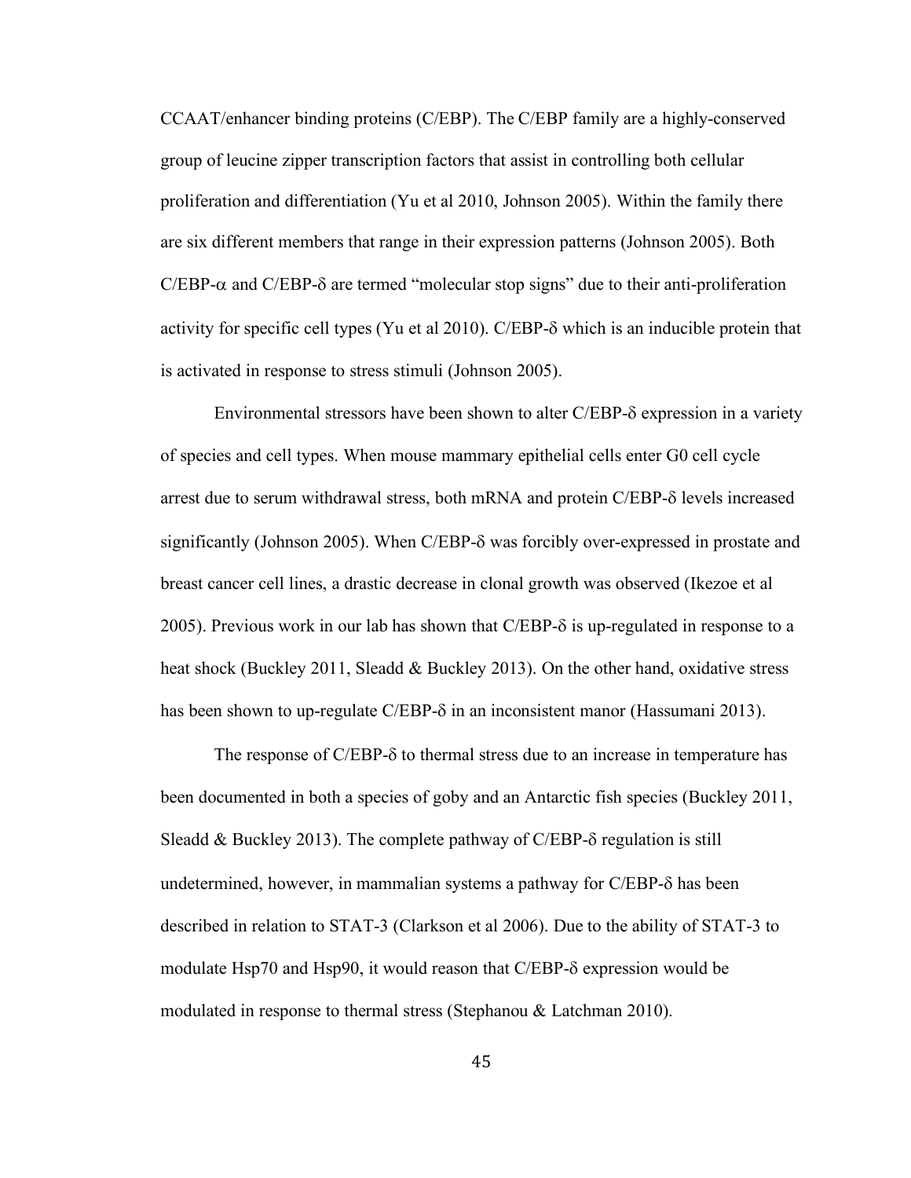CCAAT/enhancer binding proteins (C/EBP). The C/EBP family are a highly-conserved group of leucine zipper transcription factors that assist in controlling both cellular proliferation and differentiation (Yu et al 2010, Johnson 2005). Within the family there are six different members that range in their expression patterns (Johnson 2005). Both C/EBP-$\alpha$ and C/EBP-$\delta$ are termed "molecular stop signs" due to their anti-proliferation activity for specific cell types (Yu et al 2010). C/EBP-$\delta$ which is an inducible protein that is activated in response to stress stimuli (Johnson 2005).

Environmental stressors have been shown to alter C/EBP-$\delta$ expression in a variety of species and cell types. When mouse mammary epithelial cells enter G0 cell cycle arrest due to serum withdrawal stress, both mRNA and protein C/EBP-$\delta$ levels increased significantly (Johnson 2005). When C/EBP-$\delta$ was forcibly over-expressed in prostate and breast cancer cell lines, a drastic decrease in clonal growth was observed (Ikezoe et al 2005). Previous work in our lab has shown that C/EBP-$\delta$ is up-regulated in response to a heat shock (Buckley 2011, Sleadd & Buckley 2013). On the other hand, oxidative stress has been shown to up-regulate C/EBP-$\delta$ in an inconsistent manor (Hassumani 2013).

The response of C/EBP-$\delta$ to thermal stress due to an increase in temperature has been documented in both a species of goby and an Antarctic fish species (Buckley 2011, Sleadd & Buckley 2013). The complete pathway of C/EBP-$\delta$ regulation is still undetermined, however, in mammalian systems a pathway for C/EBP-$\delta$ has been described in relation to STAT-3 (Clarkson et al 2006). Due to the ability of STAT-3 to modulate Hsp70 and Hsp90, it would reason that C/EBP-$\delta$ expression would be modulated in response to thermal stress (Stephanou & Latchman 2010).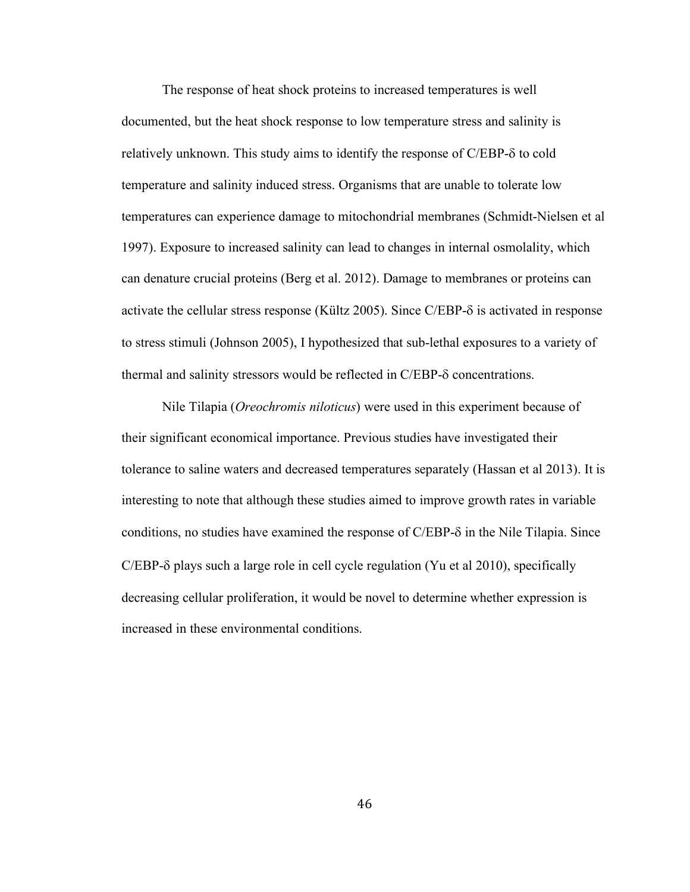The response of heat shock proteins to increased temperatures is well documented, but the heat shock response to low temperature stress and salinity is relatively unknown. This study aims to identify the response of C/EBP-δ to cold temperature and salinity induced stress. Organisms that are unable to tolerate low temperatures can experience damage to mitochondrial membranes (Schmidt-Nielsen et al 1997). Exposure to increased salinity can lead to changes in internal osmolality, which can denature crucial proteins (Berg et al. 2012). Damage to membranes or proteins can activate the cellular stress response (Kültz 2005). Since C/EBP-δ is activated in response to stress stimuli (Johnson 2005), I hypothesized that sub-lethal exposures to a variety of thermal and salinity stressors would be reflected in C/EBP-δ concentrations.

Nile Tilapia (*Oreochromis niloticus*) were used in this experiment because of their significant economical importance. Previous studies have investigated their tolerance to saline waters and decreased temperatures separately (Hassan et al 2013). It is interesting to note that although these studies aimed to improve growth rates in variable conditions, no studies have examined the response of C/EBP-δ in the Nile Tilapia. Since C/EBP-δ plays such a large role in cell cycle regulation (Yu et al 2010), specifically decreasing cellular proliferation, it would be novel to determine whether expression is increased in these environmental conditions.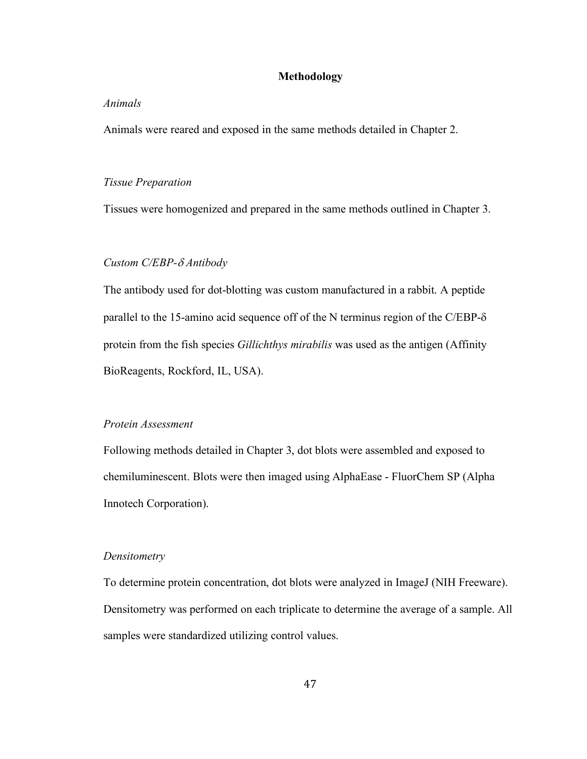## Methodology

*Animals*

Animals were reared and exposed in the same methods detailed in Chapter 2.

*Tissue Preparation*

Tissues were homogenized and prepared in the same methods outlined in Chapter 3.

*Custom C/EBP-δ Antibody*

The antibody used for dot-blotting was custom manufactured in a rabbit. A peptide parallel to the 15-amino acid sequence off of the N terminus region of the C/EBP-δ protein from the fish species *Gillichthys mirabilis* was used as the antigen (Affinity BioReagents, Rockford, IL, USA).

*Protein Assessment*

Following methods detailed in Chapter 3, dot blots were assembled and exposed to chemiluminescent. Blots were then imaged using AlphaEase - FluorChem SP (Alpha Innotech Corporation).

*Densitometry*

To determine protein concentration, dot blots were analyzed in ImageJ (NIH Freeware). Densitometry was performed on each triplicate to determine the average of a sample. All samples were standardized utilizing control values.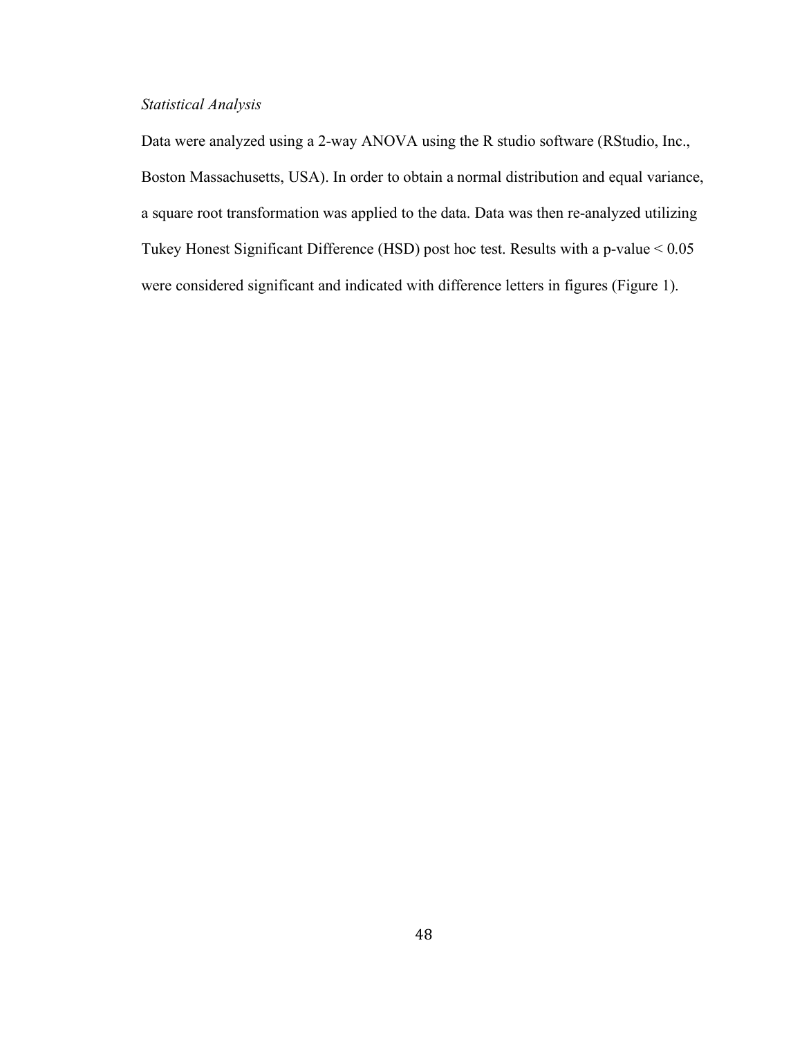*Statistical Analysis*

Data were analyzed using a 2-way ANOVA using the R studio software (RStudio, Inc., Boston Massachusetts, USA). In order to obtain a normal distribution and equal variance, a square root transformation was applied to the data. Data was then re-analyzed utilizing Tukey Honest Significant Difference (HSD) post hoc test. Results with a p-value $< 0.05$ were considered significant and indicated with difference letters in figures (Figure 1).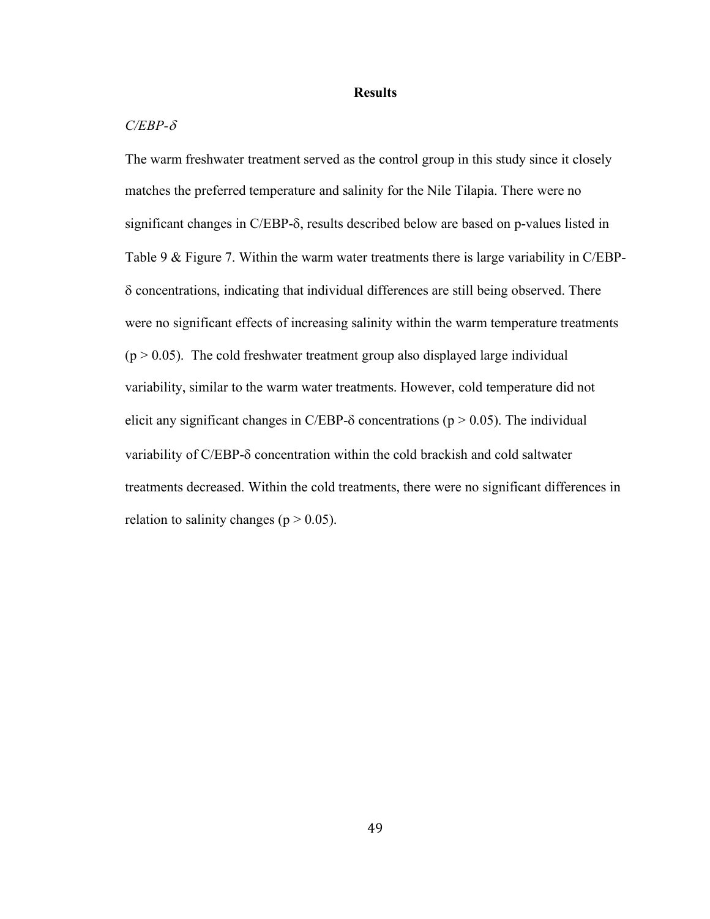# Results

*C/EBP-δ*

The warm freshwater treatment served as the control group in this study since it closely matches the preferred temperature and salinity for the Nile Tilapia. There were no significant changes in C/EBP-δ, results described below are based on p-values listed in Table 9 & Figure 7. Within the warm water treatments there is large variability in C/EBP-δ concentrations, indicating that individual differences are still being observed. There were no significant effects of increasing salinity within the warm temperature treatments ($p > 0.05$). The cold freshwater treatment group also displayed large individual variability, similar to the warm water treatments. However, cold temperature did not elicit any significant changes in C/EBP-δ concentrations ($p > 0.05$). The individual variability of C/EBP-δ concentration within the cold brackish and cold saltwater treatments decreased. Within the cold treatments, there were no significant differences in relation to salinity changes ($p > 0.05$).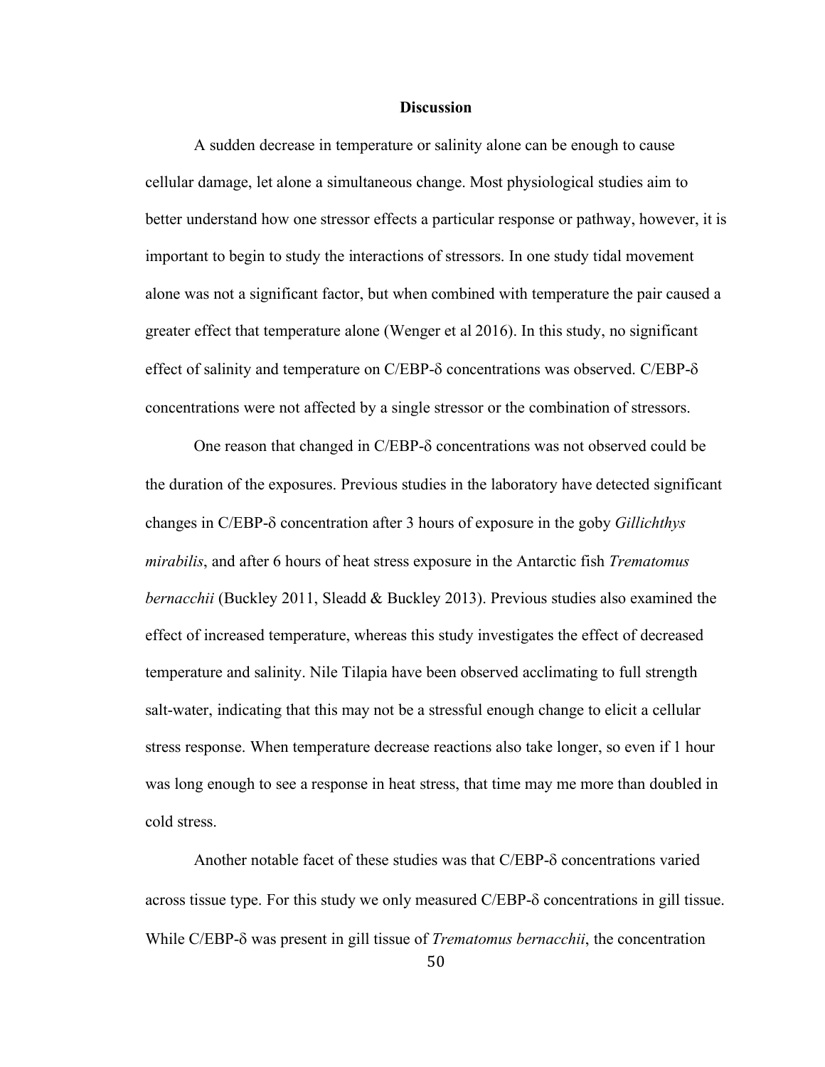# Discussion

A sudden decrease in temperature or salinity alone can be enough to cause cellular damage, let alone a simultaneous change. Most physiological studies aim to better understand how one stressor effects a particular response or pathway, however, it is important to begin to study the interactions of stressors. In one study tidal movement alone was not a significant factor, but when combined with temperature the pair caused a greater effect that temperature alone (Wenger et al 2016). In this study, no significant effect of salinity and temperature on C/EBP-δ concentrations was observed. C/EBP-δ concentrations were not affected by a single stressor or the combination of stressors.

One reason that changed in C/EBP-δ concentrations was not observed could be the duration of the exposures. Previous studies in the laboratory have detected significant changes in C/EBP-δ concentration after 3 hours of exposure in the goby *Gillichthys mirabilis*, and after 6 hours of heat stress exposure in the Antarctic fish *Trematomus bernacchii* (Buckley 2011, Sleadd & Buckley 2013). Previous studies also examined the effect of increased temperature, whereas this study investigates the effect of decreased temperature and salinity. Nile Tilapia have been observed acclimating to full strength salt-water, indicating that this may not be a stressful enough change to elicit a cellular stress response. When temperature decrease reactions also take longer, so even if 1 hour was long enough to see a response in heat stress, that time may me more than doubled in cold stress.

Another notable facet of these studies was that C/EBP-δ concentrations varied across tissue type. For this study we only measured C/EBP-δ concentrations in gill tissue. While C/EBP-δ was present in gill tissue of *Trematomus bernacchii*, the concentration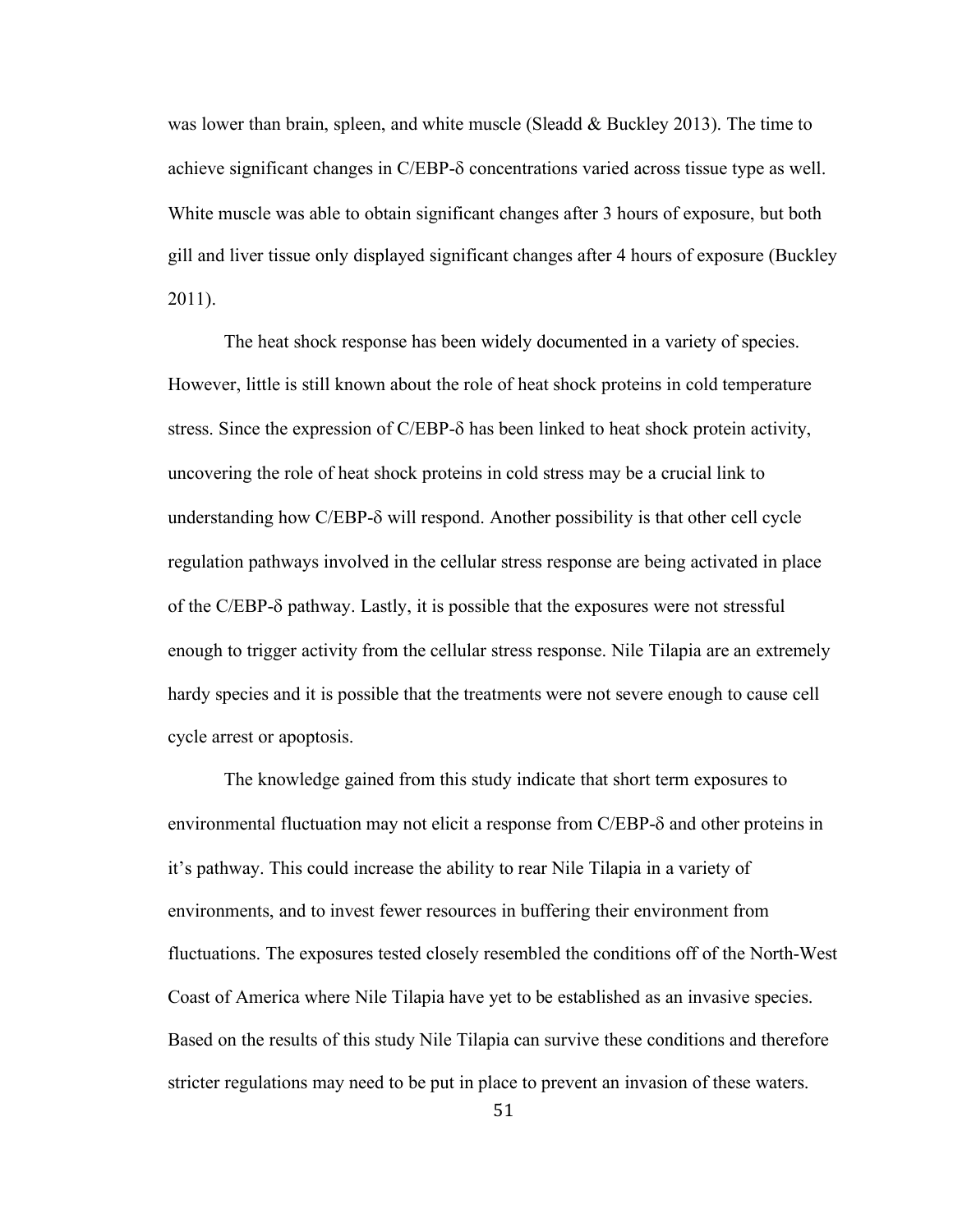was lower than brain, spleen, and white muscle (Sleadd & Buckley 2013). The time to achieve significant changes in C/EBP-δ concentrations varied across tissue type as well. White muscle was able to obtain significant changes after 3 hours of exposure, but both gill and liver tissue only displayed significant changes after 4 hours of exposure (Buckley 2011).

The heat shock response has been widely documented in a variety of species. However, little is still known about the role of heat shock proteins in cold temperature stress. Since the expression of C/EBP-δ has been linked to heat shock protein activity, uncovering the role of heat shock proteins in cold stress may be a crucial link to understanding how C/EBP-δ will respond. Another possibility is that other cell cycle regulation pathways involved in the cellular stress response are being activated in place of the C/EBP-δ pathway. Lastly, it is possible that the exposures were not stressful enough to trigger activity from the cellular stress response. Nile Tilapia are an extremely hardy species and it is possible that the treatments were not severe enough to cause cell cycle arrest or apoptosis.

The knowledge gained from this study indicate that short term exposures to environmental fluctuation may not elicit a response from C/EBP-δ and other proteins in it's pathway. This could increase the ability to rear Nile Tilapia in a variety of environments, and to invest fewer resources in buffering their environment from fluctuations. The exposures tested closely resembled the conditions off of the North-West Coast of America where Nile Tilapia have yet to be established as an invasive species. Based on the results of this study Nile Tilapia can survive these conditions and therefore stricter regulations may need to be put in place to prevent an invasion of these waters.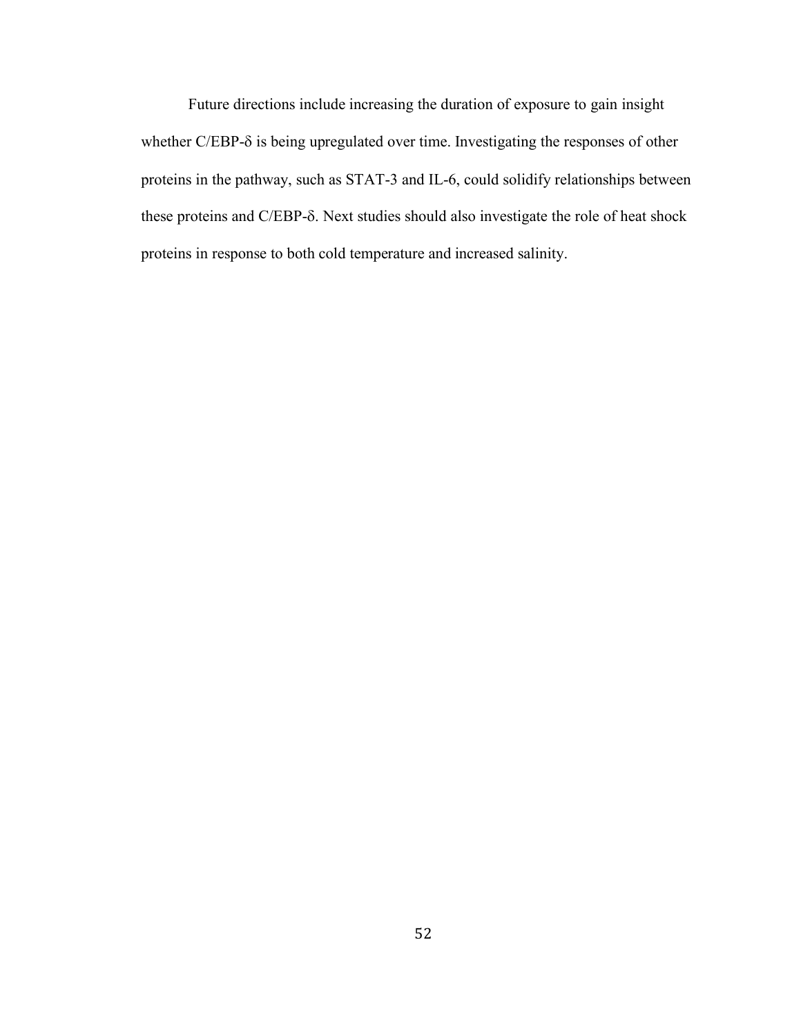Future directions include increasing the duration of exposure to gain insight whether C/EBP-δ is being upregulated over time. Investigating the responses of other proteins in the pathway, such as STAT-3 and IL-6, could solidify relationships between these proteins and C/EBP-δ. Next studies should also investigate the role of heat shock proteins in response to both cold temperature and increased salinity.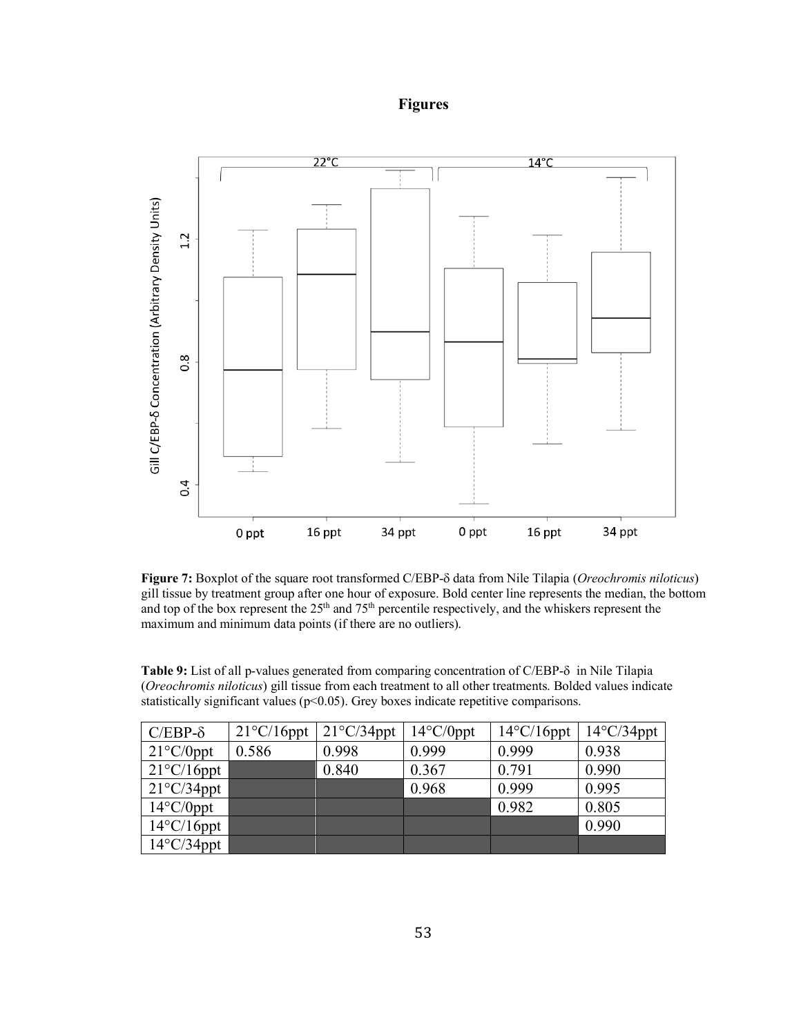# Figures

**Figure 7:** Boxplot of the square root transformed C/EBP-δ data from Nile Tilapia (*Oreochromis niloticus*) gill tissue by treatment group after one hour of exposure. Bold center line represents the median, the bottom and top of the box represent the 25th and 75th percentile respectively, and the whiskers represent the maximum and minimum data points (if there are no outliers).

**Table 9:** List of all p-values generated from comparing concentration of C/EBP-δ in Nile Tilapia (*Oreochromis niloticus*) gill tissue from each treatment to all other treatments. Bolded values indicate statistically significant values ($p<0.05$). Grey boxes indicate repetitive comparisons.

| C/EBP-δ | 21°C/16ppt | 21°C/34ppt | 14°C/0ppt | 14°C/16ppt | 14°C/34ppt |
|---|---|---|---|---|---|
| 21°C/0ppt | 0.586 | 0.998 | 0.999 | 0.999 | 0.938 |
| 21°C/16ppt | | 0.840 | 0.367 | 0.791 | 0.990 |
| 21°C/34ppt | | | 0.968 | 0.999 | 0.995 |
| 14°C/0ppt | | | | 0.982 | 0.805 |
| 14°C/16ppt | | | | | 0.990 |
| 14°C/34ppt | | | | | |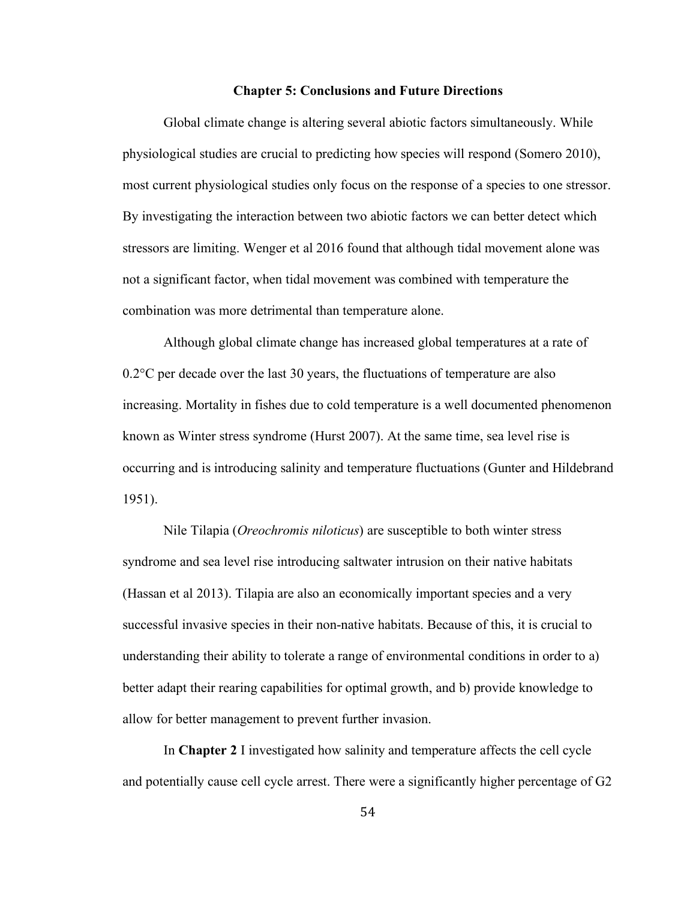## Chapter 5: Conclusions and Future Directions

Global climate change is altering several abiotic factors simultaneously. While physiological studies are crucial to predicting how species will respond (Somero 2010), most current physiological studies only focus on the response of a species to one stressor. By investigating the interaction between two abiotic factors we can better detect which stressors are limiting. Wenger et al 2016 found that although tidal movement alone was not a significant factor, when tidal movement was combined with temperature the combination was more detrimental than temperature alone.

Although global climate change has increased global temperatures at a rate of 0.2°C per decade over the last 30 years, the fluctuations of temperature are also increasing. Mortality in fishes due to cold temperature is a well documented phenomenon known as Winter stress syndrome (Hurst 2007). At the same time, sea level rise is occurring and is introducing salinity and temperature fluctuations (Gunter and Hildebrand 1951).

Nile Tilapia (*Oreochromis niloticus*) are susceptible to both winter stress syndrome and sea level rise introducing saltwater intrusion on their native habitats (Hassan et al 2013). Tilapia are also an economically important species and a very successful invasive species in their non-native habitats. Because of this, it is crucial to understanding their ability to tolerate a range of environmental conditions in order to a) better adapt their rearing capabilities for optimal growth, and b) provide knowledge to allow for better management to prevent further invasion.

In **Chapter 2** I investigated how salinity and temperature affects the cell cycle and potentially cause cell cycle arrest. There were a significantly higher percentage of G2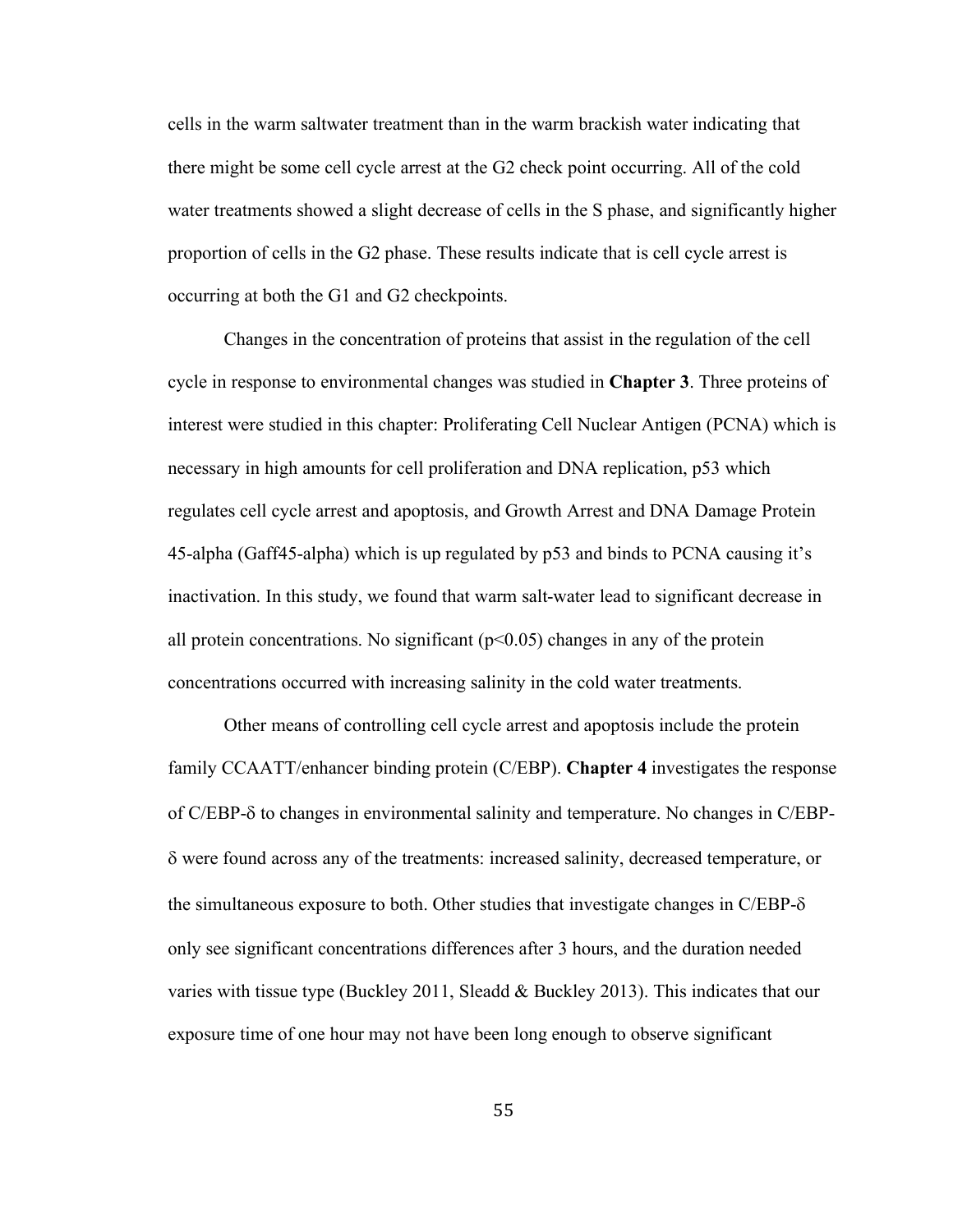cells in the warm saltwater treatment than in the warm brackish water indicating that there might be some cell cycle arrest at the G2 check point occurring. All of the cold water treatments showed a slight decrease of cells in the S phase, and significantly higher proportion of cells in the G2 phase. These results indicate that is cell cycle arrest is occurring at both the G1 and G2 checkpoints.

Changes in the concentration of proteins that assist in the regulation of the cell cycle in response to environmental changes was studied in **Chapter 3**. Three proteins of interest were studied in this chapter: Proliferating Cell Nuclear Antigen (PCNA) which is necessary in high amounts for cell proliferation and DNA replication, p53 which regulates cell cycle arrest and apoptosis, and Growth Arrest and DNA Damage Protein 45-alpha (Gaff45-alpha) which is up regulated by p53 and binds to PCNA causing it's inactivation. In this study, we found that warm salt-water lead to significant decrease in all protein concentrations. No significant ($p<0.05$) changes in any of the protein concentrations occurred with increasing salinity in the cold water treatments.

Other means of controlling cell cycle arrest and apoptosis include the protein family CCAATT/enhancer binding protein (C/EBP). **Chapter 4** investigates the response of C/EBP-δ to changes in environmental salinity and temperature. No changes in C/EBP-δ were found across any of the treatments: increased salinity, decreased temperature, or the simultaneous exposure to both. Other studies that investigate changes in C/EBP-δ only see significant concentrations differences after 3 hours, and the duration needed varies with tissue type (Buckley 2011, Sleadd & Buckley 2013). This indicates that our exposure time of one hour may not have been long enough to observe significant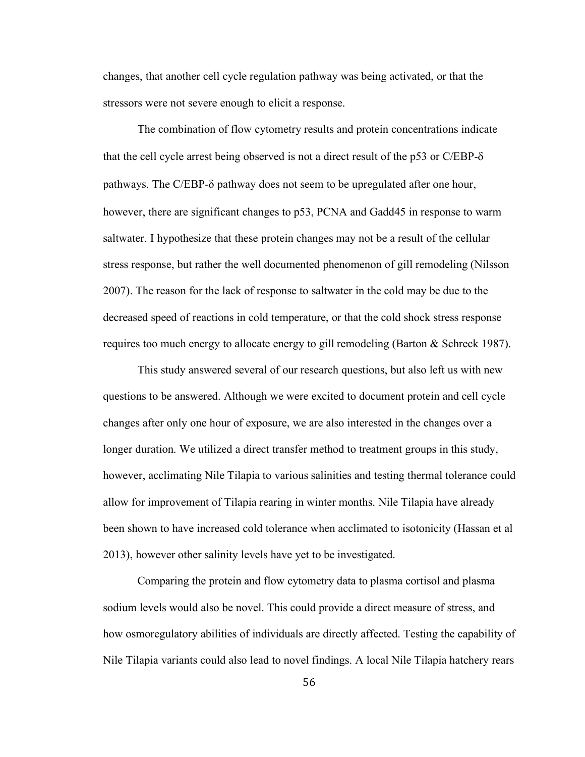changes, that another cell cycle regulation pathway was being activated, or that the stressors were not severe enough to elicit a response.

The combination of flow cytometry results and protein concentrations indicate that the cell cycle arrest being observed is not a direct result of the p53 or C/EBP-δ pathways. The C/EBP-δ pathway does not seem to be upregulated after one hour, however, there are significant changes to p53, PCNA and Gadd45 in response to warm saltwater. I hypothesize that these protein changes may not be a result of the cellular stress response, but rather the well documented phenomenon of gill remodeling (Nilsson 2007). The reason for the lack of response to saltwater in the cold may be due to the decreased speed of reactions in cold temperature, or that the cold shock stress response requires too much energy to allocate energy to gill remodeling (Barton & Schreck 1987).

This study answered several of our research questions, but also left us with new questions to be answered. Although we were excited to document protein and cell cycle changes after only one hour of exposure, we are also interested in the changes over a longer duration. We utilized a direct transfer method to treatment groups in this study, however, acclimating Nile Tilapia to various salinities and testing thermal tolerance could allow for improvement of Tilapia rearing in winter months. Nile Tilapia have already been shown to have increased cold tolerance when acclimated to isotonicity (Hassan et al 2013), however other salinity levels have yet to be investigated.

Comparing the protein and flow cytometry data to plasma cortisol and plasma sodium levels would also be novel. This could provide a direct measure of stress, and how osmoregulatory abilities of individuals are directly affected. Testing the capability of Nile Tilapia variants could also lead to novel findings. A local Nile Tilapia hatchery rears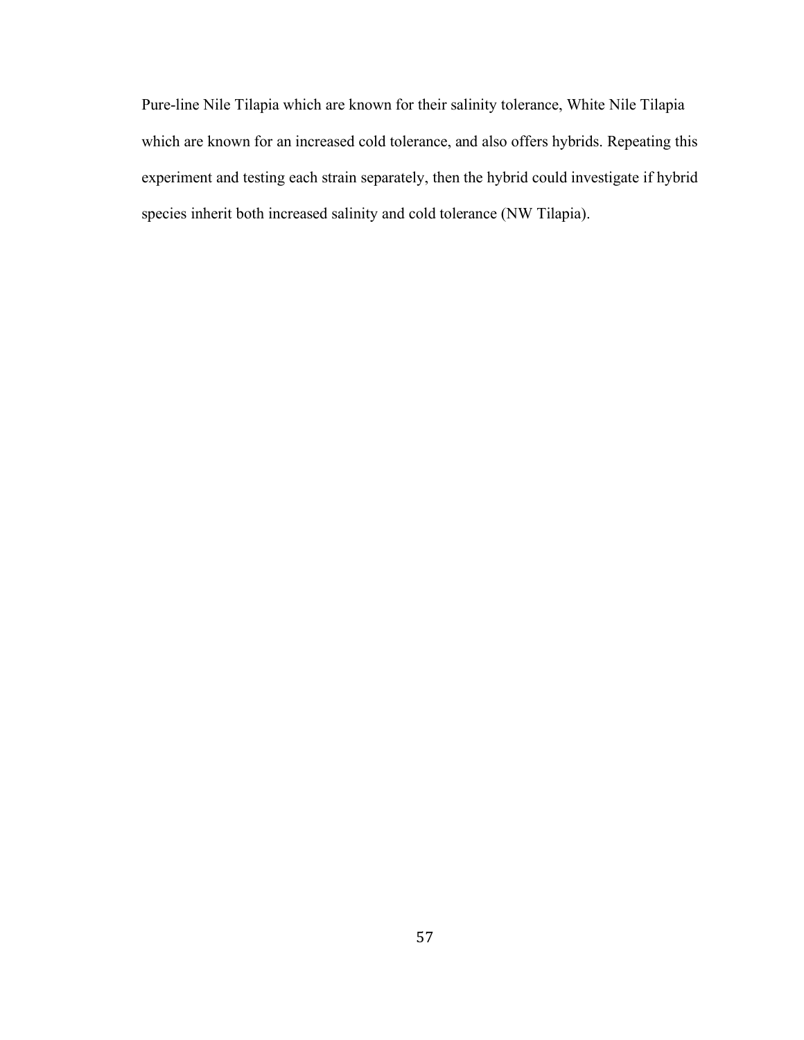Pure-line Nile Tilapia which are known for their salinity tolerance, White Nile Tilapia which are known for an increased cold tolerance, and also offers hybrids. Repeating this experiment and testing each strain separately, then the hybrid could investigate if hybrid species inherit both increased salinity and cold tolerance (NW Tilapia).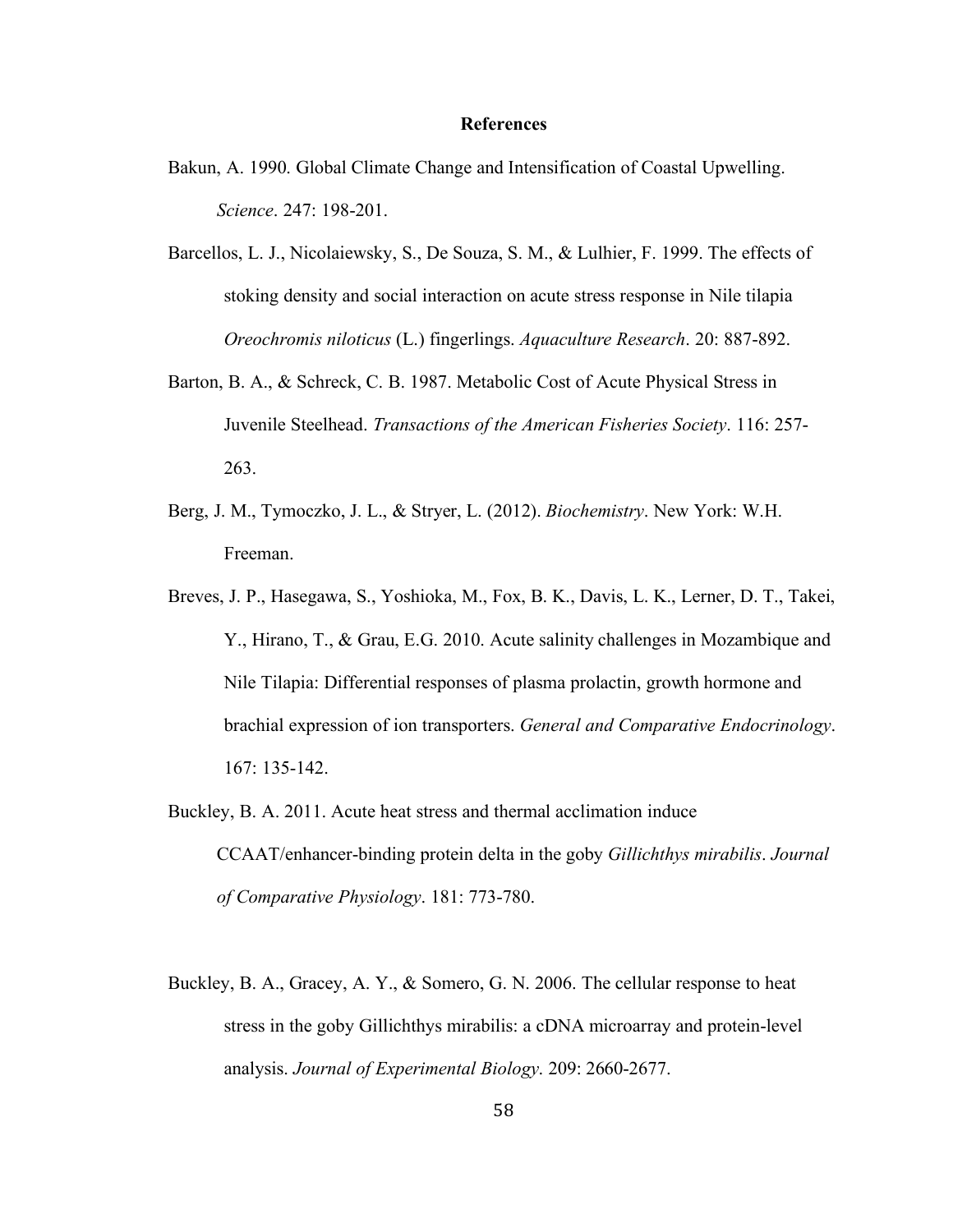# References

Bakun, A. 1990. Global Climate Change and Intensification of Coastal Upwelling. *Science*. 247: 198-201.

Barcellos, L. J., Nicolaiewsky, S., De Souza, S. M., & Lulhier, F. 1999. The effects of stoking density and social interaction on acute stress response in Nile tilapia *Oreochromis niloticus* (L.) fingerlings. *Aquaculture Research*. 20: 887-892.

Barton, B. A., & Schreck, C. B. 1987. Metabolic Cost of Acute Physical Stress in Juvenile Steelhead. *Transactions of the American Fisheries Society*. 116: 257-263.

Berg, J. M., Tymoczko, J. L., & Stryer, L. (2012). *Biochemistry*. New York: W.H. Freeman.

Breves, J. P., Hasegawa, S., Yoshioka, M., Fox, B. K., Davis, L. K., Lerner, D. T., Takei, Y., Hirano, T., & Grau, E.G. 2010. Acute salinity challenges in Mozambique and Nile Tilapia: Differential responses of plasma prolactin, growth hormone and brachial expression of ion transporters. *General and Comparative Endocrinology*. 167: 135-142.

Buckley, B. A. 2011. Acute heat stress and thermal acclimation induce CCAAT/enhancer-binding protein delta in the goby *Gillichthys mirabilis*. *Journal of Comparative Physiology*. 181: 773-780.

Buckley, B. A., Gracey, A. Y., & Somero, G. N. 2006. The cellular response to heat stress in the goby Gillichthys mirabilis: a cDNA microarray and protein-level analysis. *Journal of Experimental Biology*. 209: 2660-2677.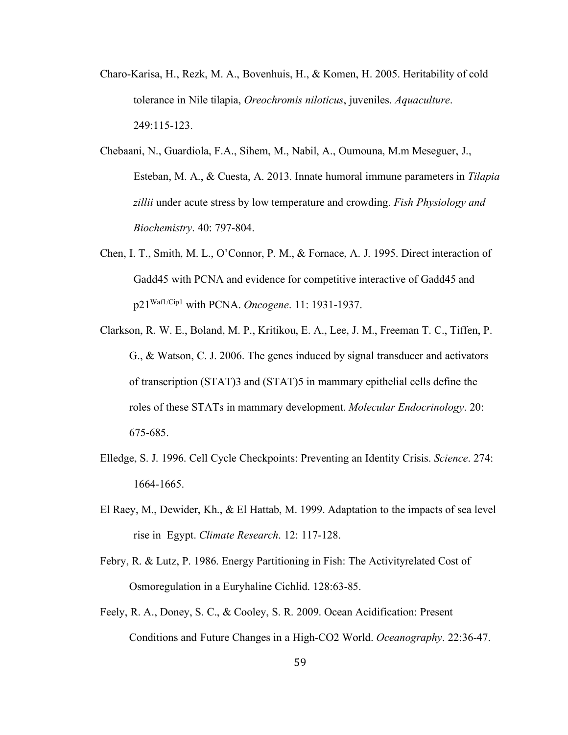Charo-Karisa, H., Rezk, M. A., Bovenhuis, H., & Komen, H. 2005. Heritability of cold tolerance in Nile tilapia, *Oreochromis niloticus*, juveniles. *Aquaculture*. 249:115-123.

Chebaani, N., Guardiola, F.A., Sihem, M., Nabil, A., Oumouna, M.m Meseguer, J., Esteban, M. A., & Cuesta, A. 2013. Innate humoral immune parameters in *Tilapia zillii* under acute stress by low temperature and crowding. *Fish Physiology and Biochemistry*. 40: 797-804.

Chen, I. T., Smith, M. L., O'Connor, P. M., & Fornace, A. J. 1995. Direct interaction of Gadd45 with PCNA and evidence for competitive interactive of Gadd45 and $p21^{Waf1/Cip1}$ with PCNA. *Oncogene*. 11: 1931-1937.

Clarkson, R. W. E., Boland, M. P., Kritikou, E. A., Lee, J. M., Freeman T. C., Tiffen, P. G., & Watson, C. J. 2006. The genes induced by signal transducer and activators of transcription (STAT)3 and (STAT)5 in mammary epithelial cells define the roles of these STATs in mammary development. *Molecular Endocrinology*. 20: 675-685.

Elledge, S. J. 1996. Cell Cycle Checkpoints: Preventing an Identity Crisis. *Science*. 274: 1664-1665.

El Raey, M., Dewider, Kh., & El Hattab, M. 1999. Adaptation to the impacts of sea level rise in Egypt. *Climate Research*. 12: 117-128.

Febry, R. & Lutz, P. 1986. Energy Partitioning in Fish: The Activityrelated Cost of Osmoregulation in a Euryhaline Cichlid. 128:63-85.

Feely, R. A., Doney, S. C., & Cooley, S. R. 2009. Ocean Acidification: Present Conditions and Future Changes in a High-CO2 World. *Oceanography*. 22:36-47.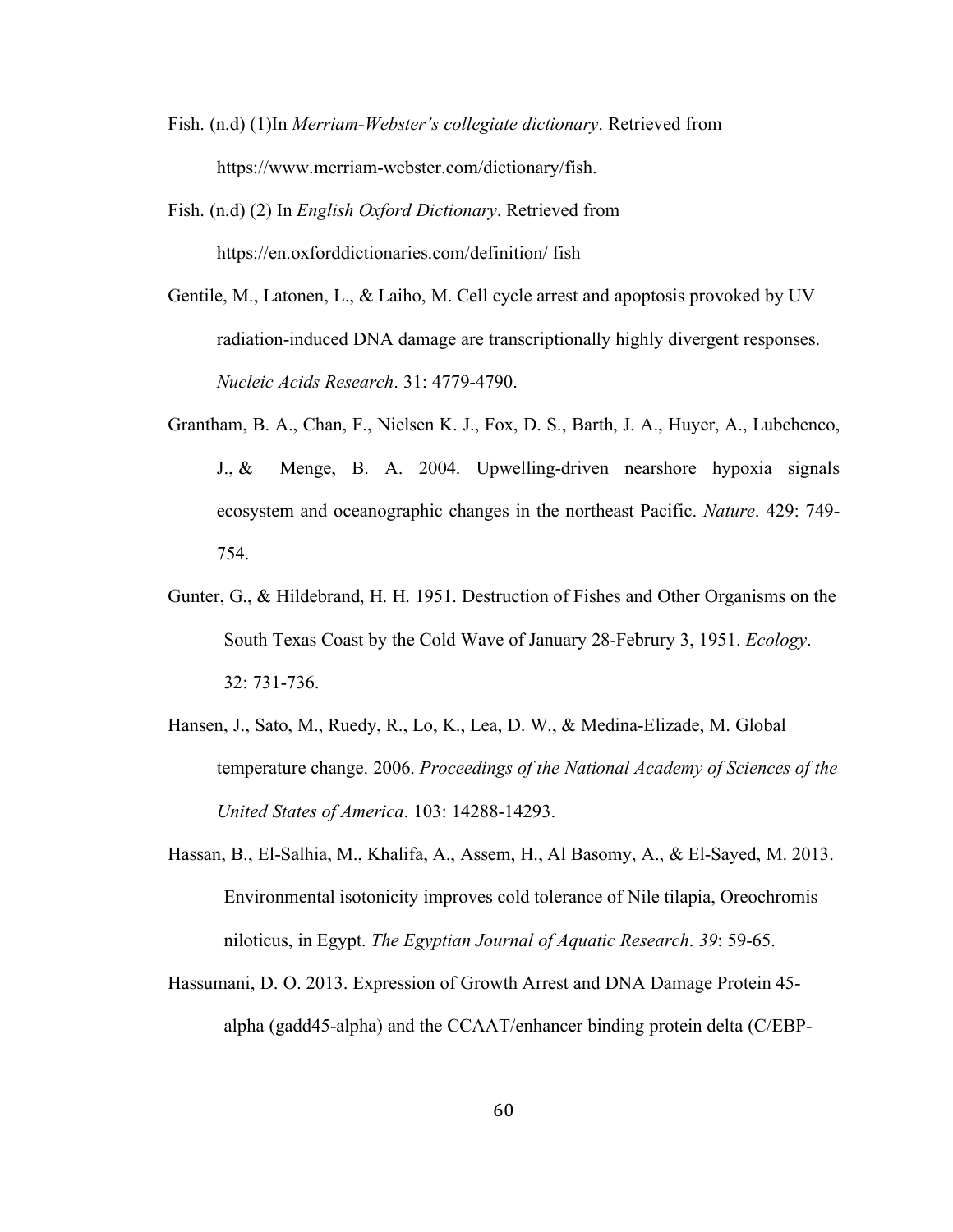Fish. (n.d) (1)In *Merriam-Webster's collegiate dictionary*. Retrieved from https://www.merriam-webster.com/dictionary/fish.

Fish. (n.d) (2) In *English Oxford Dictionary*. Retrieved from https://en.oxforddictionaries.com/definition/ fish

Gentile, M., Latonen, L., & Laiho, M. Cell cycle arrest and apoptosis provoked by UV radiation-induced DNA damage are transcriptionally highly divergent responses. *Nucleic Acids Research*. 31: 4779-4790.

Grantham, B. A., Chan, F., Nielsen K. J., Fox, D. S., Barth, J. A., Huyer, A., Lubchenco, J., & Menge, B. A. 2004. Upwelling-driven nearshore hypoxia signals ecosystem and oceanographic changes in the northeast Pacific. *Nature*. 429: 749-754.

Gunter, G., & Hildebrand, H. H. 1951. Destruction of Fishes and Other Organisms on the South Texas Coast by the Cold Wave of January 28-Februry 3, 1951. *Ecology*. 32: 731-736.

Hansen, J., Sato, M., Ruedy, R., Lo, K., Lea, D. W., & Medina-Elizade, M. Global temperature change. 2006. *Proceedings of the National Academy of Sciences of the United States of America*. 103: 14288-14293.

Hassan, B., El-Salhia, M., Khalifa, A., Assem, H., Al Basomy, A., & El-Sayed, M. 2013. Environmental isotonicity improves cold tolerance of Nile tilapia, Oreochromis niloticus, in Egypt. *The Egyptian Journal of Aquatic Research*. *39*: 59-65.

Hassumani, D. O. 2013. Expression of Growth Arrest and DNA Damage Protein 45-alpha (gadd45-alpha) and the CCAAT/enhancer binding protein delta (C/EBP-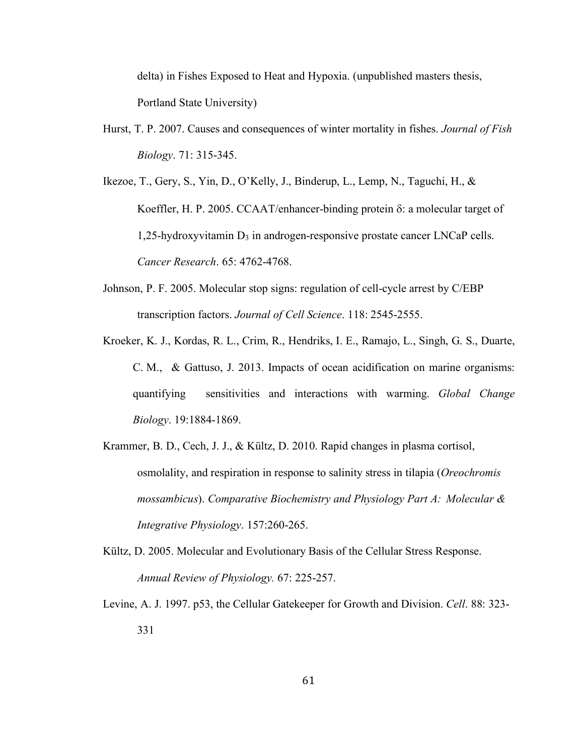delta) in Fishes Exposed to Heat and Hypoxia. (unpublished masters thesis, Portland State University)

Hurst, T. P. 2007. Causes and consequences of winter mortality in fishes. *Journal of Fish Biology*. 71: 315-345.

Ikezoe, T., Gery, S., Yin, D., O'Kelly, J., Binderup, L., Lemp, N., Taguchi, H., & Koeffler, H. P. 2005. CCAAT/enhancer-binding protein δ: a molecular target of 1,25-hydroxyvitamin $D_3$ in androgen-responsive prostate cancer LNCaP cells. *Cancer Research*. 65: 4762-4768.

Johnson, P. F. 2005. Molecular stop signs: regulation of cell-cycle arrest by C/EBP transcription factors. *Journal of Cell Science*. 118: 2545-2555.

Kroeker, K. J., Kordas, R. L., Crim, R., Hendriks, I. E., Ramajo, L., Singh, G. S., Duarte, C. M., & Gattuso, J. 2013. Impacts of ocean acidification on marine organisms: quantifying sensitivities and interactions with warming. *Global Change Biology*. 19:1884-1869.

Krammer, B. D., Cech, J. J., & Kültz, D. 2010. Rapid changes in plasma cortisol, osmolality, and respiration in response to salinity stress in tilapia (*Oreochromis mossambicus*). *Comparative Biochemistry and Physiology Part A: Molecular & Integrative Physiology*. 157:260-265.

Kültz, D. 2005. Molecular and Evolutionary Basis of the Cellular Stress Response. *Annual Review of Physiology.* 67: 225-257.

Levine, A. J. 1997. p53, the Cellular Gatekeeper for Growth and Division. *Cell*. 88: 323-331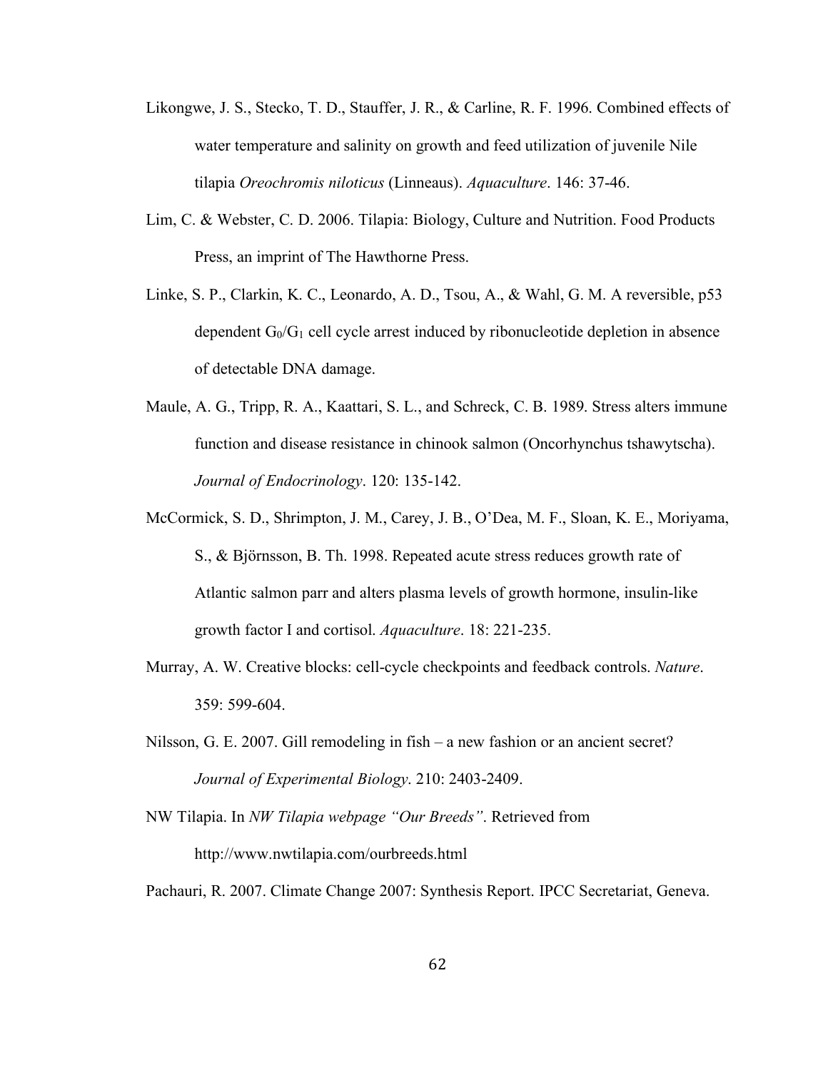Likongwe, J. S., Stecko, T. D., Stauffer, J. R., & Carline, R. F. 1996. Combined effects of water temperature and salinity on growth and feed utilization of juvenile Nile tilapia *Oreochromis niloticus* (Linneaus). *Aquaculture*. 146: 37-46.

Lim, C. & Webster, C. D. 2006. Tilapia: Biology, Culture and Nutrition. Food Products Press, an imprint of The Hawthorne Press.

Linke, S. P., Clarkin, K. C., Leonardo, A. D., Tsou, A., & Wahl, G. M. A reversible, p53 dependent $G_0/G_1$ cell cycle arrest induced by ribonucleotide depletion in absence of detectable DNA damage.

Maule, A. G., Tripp, R. A., Kaattari, S. L., and Schreck, C. B. 1989. Stress alters immune function and disease resistance in chinook salmon (Oncorhynchus tshawytscha). *Journal of Endocrinology*. 120: 135-142.

McCormick, S. D., Shrimpton, J. M., Carey, J. B., O'Dea, M. F., Sloan, K. E., Moriyama, S., & Björnsson, B. Th. 1998. Repeated acute stress reduces growth rate of Atlantic salmon parr and alters plasma levels of growth hormone, insulin-like growth factor I and cortisol. *Aquaculture*. 18: 221-235.

Murray, A. W. Creative blocks: cell-cycle checkpoints and feedback controls. *Nature*. 359: 599-604.

Nilsson, G. E. 2007. Gill remodeling in fish – a new fashion or an ancient secret? *Journal of Experimental Biology*. 210: 2403-2409.

NW Tilapia. In *NW Tilapia webpage "Our Breeds"*. Retrieved from http://www.nwtilapia.com/ourbreeds.html

Pachauri, R. 2007. Climate Change 2007: Synthesis Report. IPCC Secretariat, Geneva.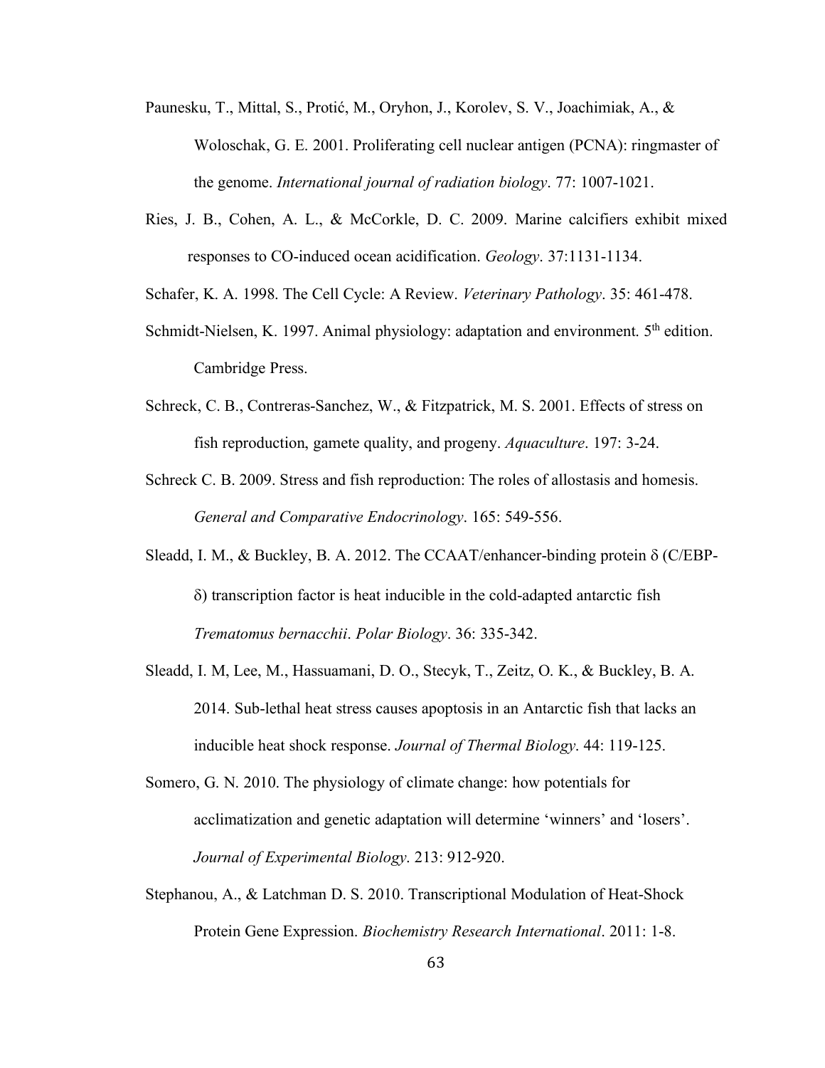Paunesku, T., Mittal, S., Protić, M., Oryhon, J., Korolev, S. V., Joachimiak, A., & Woloschak, G. E. 2001. Proliferating cell nuclear antigen (PCNA): ringmaster of the genome. *International journal of radiation biology*. 77: 1007-1021.

Ries, J. B., Cohen, A. L., & McCorkle, D. C. 2009. Marine calcifiers exhibit mixed responses to CO-induced ocean acidification. *Geology*. 37:1131-1134.

Schafer, K. A. 1998. The Cell Cycle: A Review. *Veterinary Pathology*. 35: 461-478.

Schmidt-Nielsen, K. 1997. Animal physiology: adaptation and environment. 5th edition. Cambridge Press.

Schreck, C. B., Contreras-Sanchez, W., & Fitzpatrick, M. S. 2001. Effects of stress on fish reproduction, gamete quality, and progeny. *Aquaculture*. 197: 3-24.

Schreck C. B. 2009. Stress and fish reproduction: The roles of allostasis and homesis. *General and Comparative Endocrinology*. 165: 549-556.

Sleadd, I. M., & Buckley, B. A. 2012. The CCAAT/enhancer-binding protein δ (C/EBP-δ) transcription factor is heat inducible in the cold-adapted antarctic fish *Trematomus bernacchii*. *Polar Biology*. 36: 335-342.

Sleadd, I. M, Lee, M., Hassuamani, D. O., Stecyk, T., Zeitz, O. K., & Buckley, B. A. 2014. Sub-lethal heat stress causes apoptosis in an Antarctic fish that lacks an inducible heat shock response. *Journal of Thermal Biology*. 44: 119-125.

Somero, G. N. 2010. The physiology of climate change: how potentials for acclimatization and genetic adaptation will determine 'winners' and 'losers'. *Journal of Experimental Biology*. 213: 912-920.

Stephanou, A., & Latchman D. S. 2010. Transcriptional Modulation of Heat-Shock Protein Gene Expression. *Biochemistry Research International*. 2011: 1-8.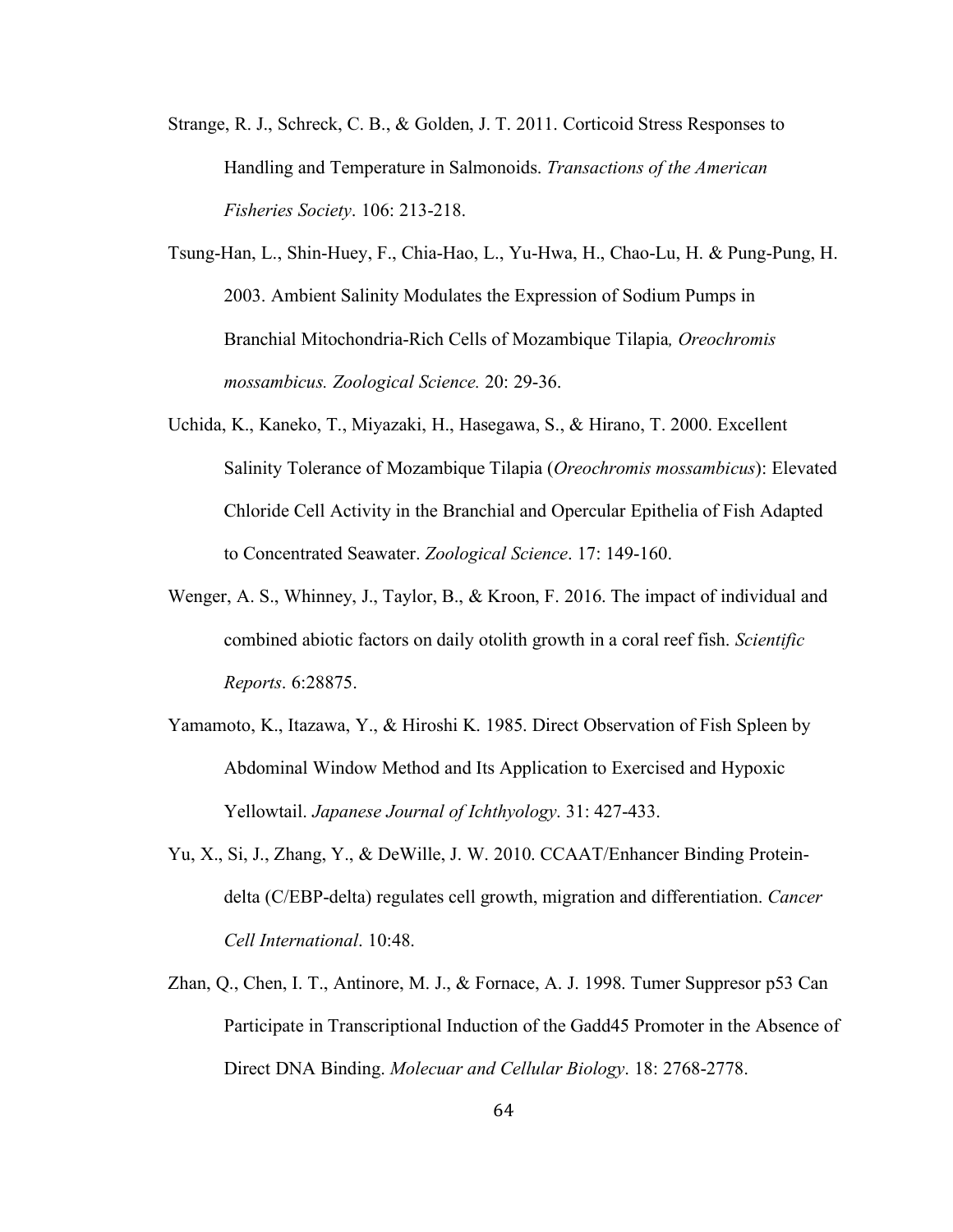Strange, R. J., Schreck, C. B., & Golden, J. T. 2011. Corticoid Stress Responses to Handling and Temperature in Salmonoids. *Transactions of the American Fisheries Society*. 106: 213-218.

Tsung-Han, L., Shin-Huey, F., Chia-Hao, L., Yu-Hwa, H., Chao-Lu, H. & Pung-Pung, H. 2003. Ambient Salinity Modulates the Expression of Sodium Pumps in Branchial Mitochondria-Rich Cells of Mozambique Tilapia*, Oreochromis mossambicus. Zoological Science.* 20: 29-36.

Uchida, K., Kaneko, T., Miyazaki, H., Hasegawa, S., & Hirano, T. 2000. Excellent Salinity Tolerance of Mozambique Tilapia (*Oreochromis mossambicus*): Elevated Chloride Cell Activity in the Branchial and Opercular Epithelia of Fish Adapted to Concentrated Seawater. *Zoological Science*. 17: 149-160.

Wenger, A. S., Whinney, J., Taylor, B., & Kroon, F. 2016. The impact of individual and combined abiotic factors on daily otolith growth in a coral reef fish. *Scientific Reports*. 6:28875.

Yamamoto, K., Itazawa, Y., & Hiroshi K. 1985. Direct Observation of Fish Spleen by Abdominal Window Method and Its Application to Exercised and Hypoxic Yellowtail. *Japanese Journal of Ichthyology*. 31: 427-433.

Yu, X., Si, J., Zhang, Y., & DeWille, J. W. 2010. CCAAT/Enhancer Binding Protein-delta (C/EBP-delta) regulates cell growth, migration and differentiation. *Cancer Cell International*. 10:48.

Zhan, Q., Chen, I. T., Antinore, M. J., & Fornace, A. J. 1998. Tumer Suppresor p53 Can Participate in Transcriptional Induction of the Gadd45 Promoter in the Absence of Direct DNA Binding. *Molecuar and Cellular Biology*. 18: 2768-2778.